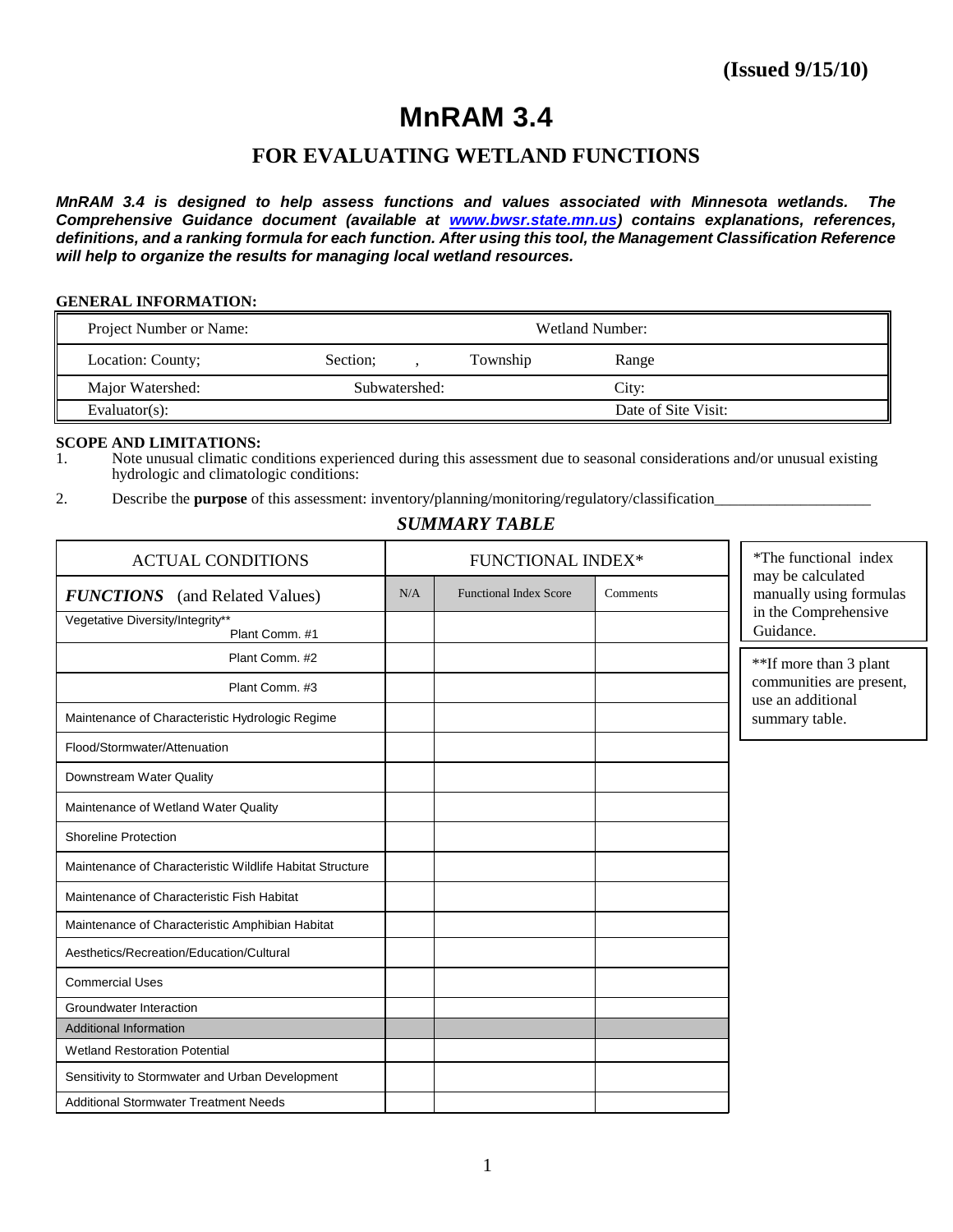**(Issued 9/15/10)**

# MnRAM 3.4

## FOR EVALUATING WETLAND FUNCTIONS

***MnRAM 3.4 is designed to help assess functions and values associated with Minnesota wetlands. The Comprehensive Guidance document (available at [www.bwsr.state.mn.us](http://www.bwsr.state.mn.us)) contains explanations, references, definitions, and a ranking formula for each function. After using this tool, the Management Classification Reference will help to organize the results for managing local wetland resources.***

**GENERAL INFORMATION:**

| Project Number or Name: | | Wetland Number: | |
|---|---|---|---|
| Location: County; | Section; , | Township | Range |
| Major Watershed: | Subwatershed: | City: | |
| Evaluator(s): | | Date of Site Visit: | |

**SCOPE AND LIMITATIONS:**

1. Note unusual climatic conditions experienced during this assessment due to seasonal considerations and/or unusual existing hydrologic and climatologic conditions:
2. Describe the **purpose** of this assessment: inventory/planning/monitoring/regulatory/classification____________________

### *SUMMARY TABLE*

| ACTUAL CONDITIONS | FUNCTIONAL INDEX* | | |
|---|---|---|---|
| ***FUNCTIONS*** (and Related Values) | N/A | Functional Index Score | Comments |
| Vegetative Diversity/Integrity** Plant Comm. #1 | | | |
| Plant Comm. #2 | | | |
| Plant Comm. #3 | | | |
| Maintenance of Characteristic Hydrologic Regime | | | |
| Flood/Stormwater/Attenuation | | | |
| Downstream Water Quality | | | |
| Maintenance of Wetland Water Quality | | | |
| Shoreline Protection | | | |
| Maintenance of Characteristic Wildlife Habitat Structure | | | |
| Maintenance of Characteristic Fish Habitat | | | |
| Maintenance of Characteristic Amphibian Habitat | | | |
| Aesthetics/Recreation/Education/Cultural | | | |
| Commercial Uses | | | |
| Groundwater Interaction | | | |
| Additional Information | | | |
| Wetland Restoration Potential | | | |
| Sensitivity to Stormwater and Urban Development | | | |
| Additional Stormwater Treatment Needs | | | |

*The functional index may be calculated manually using formulas in the Comprehensive Guidance.

**If more than 3 plant communities are present, use an additional summary table.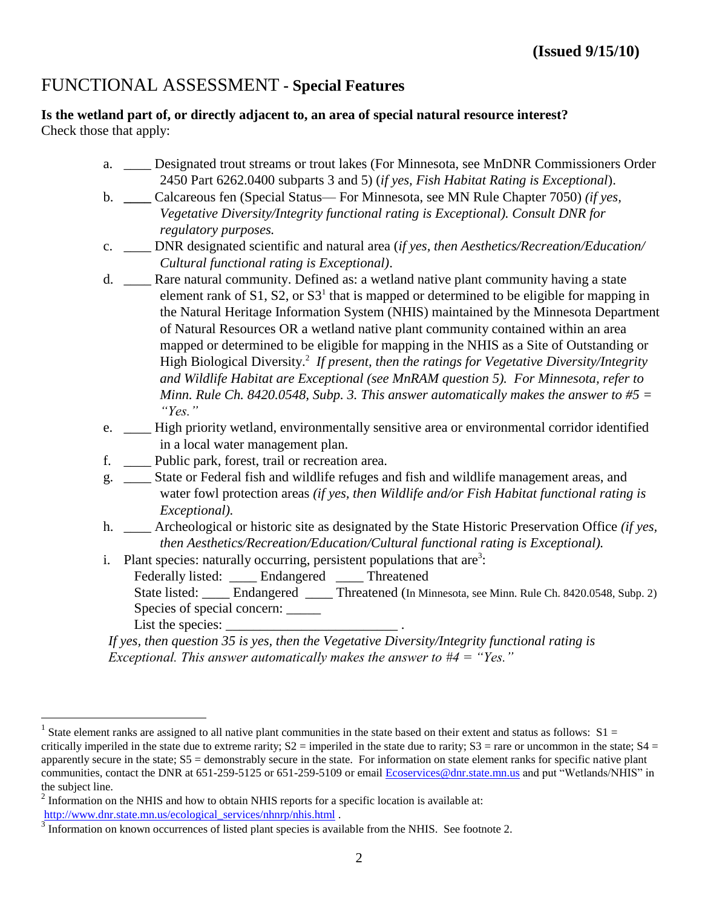**(Issued 9/15/10)**

# FUNCTIONAL ASSESSMENT - **Special Features**

**Is the wetland part of, or directly adjacent to, an area of special natural resource interest?**
Check those that apply:

a. ____ Designated trout streams or trout lakes (For Minnesota, see MnDNR Commissioners Order 2450 Part 6262.0400 subparts 3 and 5) (*if yes, Fish Habitat Rating is Exceptional*).

b. ____ Calcareous fen (Special Status— For Minnesota, see MN Rule Chapter 7050) *(if yes, Vegetative Diversity/Integrity functional rating is Exceptional). Consult DNR for regulatory purposes.*

c. ____ DNR designated scientific and natural area (*if yes, then Aesthetics/Recreation/Education/ Cultural functional rating is Exceptional)*.

d. ____ Rare natural community. Defined as: a wetland native plant community having a state element rank of S1, S2, or S3[1] that is mapped or determined to be eligible for mapping in the Natural Heritage Information System (NHIS) maintained by the Minnesota Department of Natural Resources OR a wetland native plant community contained within an area mapped or determined to be eligible for mapping in the NHIS as a Site of Outstanding or High Biological Diversity.[2] *If present, then the ratings for Vegetative Diversity/Integrity and Wildlife Habitat are Exceptional (see MnRAM question 5). For Minnesota, refer to Minn. Rule Ch. 8420.0548, Subp. 3. This answer automatically makes the answer to #5 = "Yes."*

e. ____ High priority wetland, environmentally sensitive area or environmental corridor identified in a local water management plan.

f. ____ Public park, forest, trail or recreation area.

g. ____ State or Federal fish and wildlife refuges and fish and wildlife management areas, and water fowl protection areas *(if yes, then Wildlife and/or Fish Habitat functional rating is Exceptional).*

h. ____ Archeological or historic site as designated by the State Historic Preservation Office *(if yes, then Aesthetics/Recreation/Education/Cultural functional rating is Exceptional).*

i. Plant species: naturally occurring, persistent populations that are[3]:
Federally listed: ____ Endangered ____ Threatened
State listed: ____ Endangered ____ Threatened (In Minnesota, see Minn. Rule Ch. 8420.0548, Subp. 2)
Species of special concern: _____
List the species: _________________________ .

*If yes, then question 35 is yes, then the Vegetative Diversity/Integrity functional rating is Exceptional. This answer automatically makes the answer to #4 = "Yes."*

---

[1] State element ranks are assigned to all native plant communities in the state based on their extent and status as follows: S1 = critically imperiled in the state due to extreme rarity; S2 = imperiled in the state due to rarity; S3 = rare or uncommon in the state; S4 = apparently secure in the state; S5 = demonstrably secure in the state. For information on state element ranks for specific native plant communities, contact the DNR at 651-259-5125 or 651-259-5109 or email Ecoservices@dnr.state.mn.us and put "Wetlands/NHIS" in the subject line.

[2] Information on the NHIS and how to obtain NHIS reports for a specific location is available at: http://www.dnr.state.mn.us/ecological_services/nhnrp/nhis.html .

[3] Information on known occurrences of listed plant species is available from the NHIS. See footnote 2.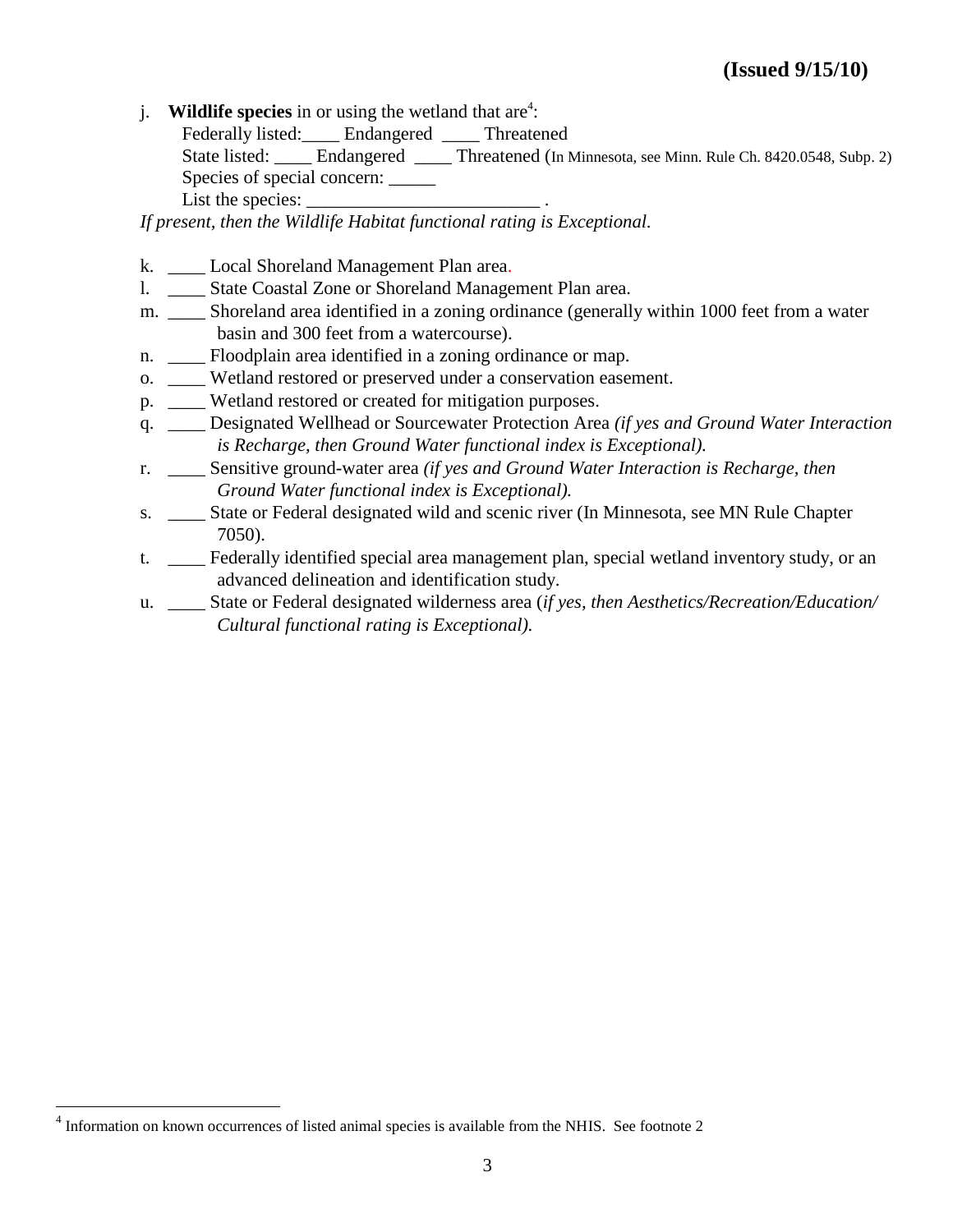(Issued 9/15/10)

j. **Wildlife species** in or using the wetland that are[4]:
Federally listed:____ Endangered ____ Threatened
State listed: ____ Endangered ____ Threatened (In Minnesota, see Minn. Rule Ch. 8420.0548, Subp. 2)
Species of special concern: _____
List the species: _________________________ .

*If present, then the Wildlife Habitat functional rating is Exceptional.*

k. ____ Local Shoreland Management Plan area.
l. ____ State Coastal Zone or Shoreland Management Plan area.
m. ____ Shoreland area identified in a zoning ordinance (generally within 1000 feet from a water basin and 300 feet from a watercourse).
n. ____ Floodplain area identified in a zoning ordinance or map.
o. ____ Wetland restored or preserved under a conservation easement.
p. ____ Wetland restored or created for mitigation purposes.
q. ____ Designated Wellhead or Sourcewater Protection Area *(if yes and Ground Water Interaction is Recharge, then Ground Water functional index is Exceptional).*
r. ____ Sensitive ground-water area *(if yes and Ground Water Interaction is Recharge, then Ground Water functional index is Exceptional).*
s. ____ State or Federal designated wild and scenic river (In Minnesota, see MN Rule Chapter 7050).
t. ____ Federally identified special area management plan, special wetland inventory study, or an advanced delineation and identification study.
u. ____ State or Federal designated wilderness area (*if yes, then Aesthetics/Recreation/Education/ Cultural functional rating is Exceptional).*

[4] Information on known occurrences of listed animal species is available from the NHIS. See footnote 2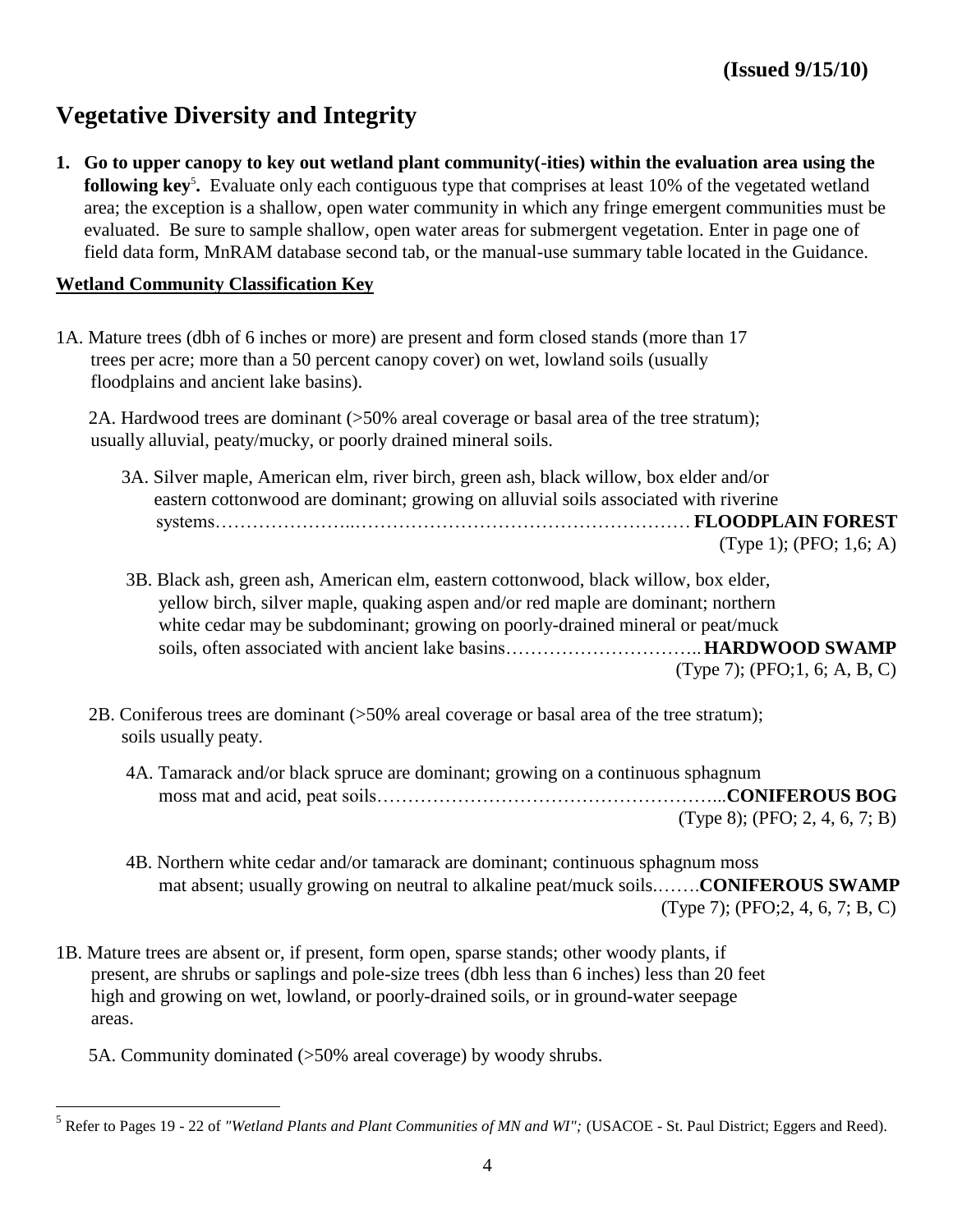**(Issued 9/15/10)**

# Vegetative Diversity and Integrity

1. **Go to upper canopy to key out wetland plant community(-ities) within the evaluation area using the following key**[5]**.** Evaluate only each contiguous type that comprises at least 10% of the vegetated wetland area; the exception is a shallow, open water community in which any fringe emergent communities must be evaluated. Be sure to sample shallow, open water areas for submergent vegetation. Enter in page one of field data form, MnRAM database second tab, or the manual-use summary table located in the Guidance.

**Wetland Community Classification Key**

1A. Mature trees (dbh of 6 inches or more) are present and form closed stands (more than 17 trees per acre; more than a 50 percent canopy cover) on wet, lowland soils (usually floodplains and ancient lake basins).

2A. Hardwood trees are dominant (>50% areal coverage or basal area of the tree stratum); usually alluvial, peaty/mucky, or poorly drained mineral soils.

3A. Silver maple, American elm, river birch, green ash, black willow, box elder and/or eastern cottonwood are dominant; growing on alluvial soils associated with riverine systems………………..……………………………………………… **FLOODPLAIN FOREST** (Type 1); (PFO; 1,6; A)

3B. Black ash, green ash, American elm, eastern cottonwood, black willow, box elder, yellow birch, silver maple, quaking aspen and/or red maple are dominant; northern white cedar may be subdominant; growing on poorly-drained mineral or peat/muck soils, often associated with ancient lake basins………………………….. **HARDWOOD SWAMP** (Type 7); (PFO;1, 6; A, B, C)

2B. Coniferous trees are dominant (>50% areal coverage or basal area of the tree stratum); soils usually peaty.

4A. Tamarack and/or black spruce are dominant; growing on a continuous sphagnum moss mat and acid, peat soils………………………………………………...**CONIFEROUS BOG** (Type 8); (PFO; 2, 4, 6, 7; B)

4B. Northern white cedar and/or tamarack are dominant; continuous sphagnum moss mat absent; usually growing on neutral to alkaline peat/muck soils.…….**CONIFEROUS SWAMP** (Type 7); (PFO;2, 4, 6, 7; B, C)

1B. Mature trees are absent or, if present, form open, sparse stands; other woody plants, if present, are shrubs or saplings and pole-size trees (dbh less than 6 inches) less than 20 feet high and growing on wet, lowland, or poorly-drained soils, or in ground-water seepage areas.

5A. Community dominated (>50% areal coverage) by woody shrubs.

---

[5] Refer to Pages 19 - 22 of *"Wetland Plants and Plant Communities of MN and WI";* (USACOE - St. Paul District; Eggers and Reed).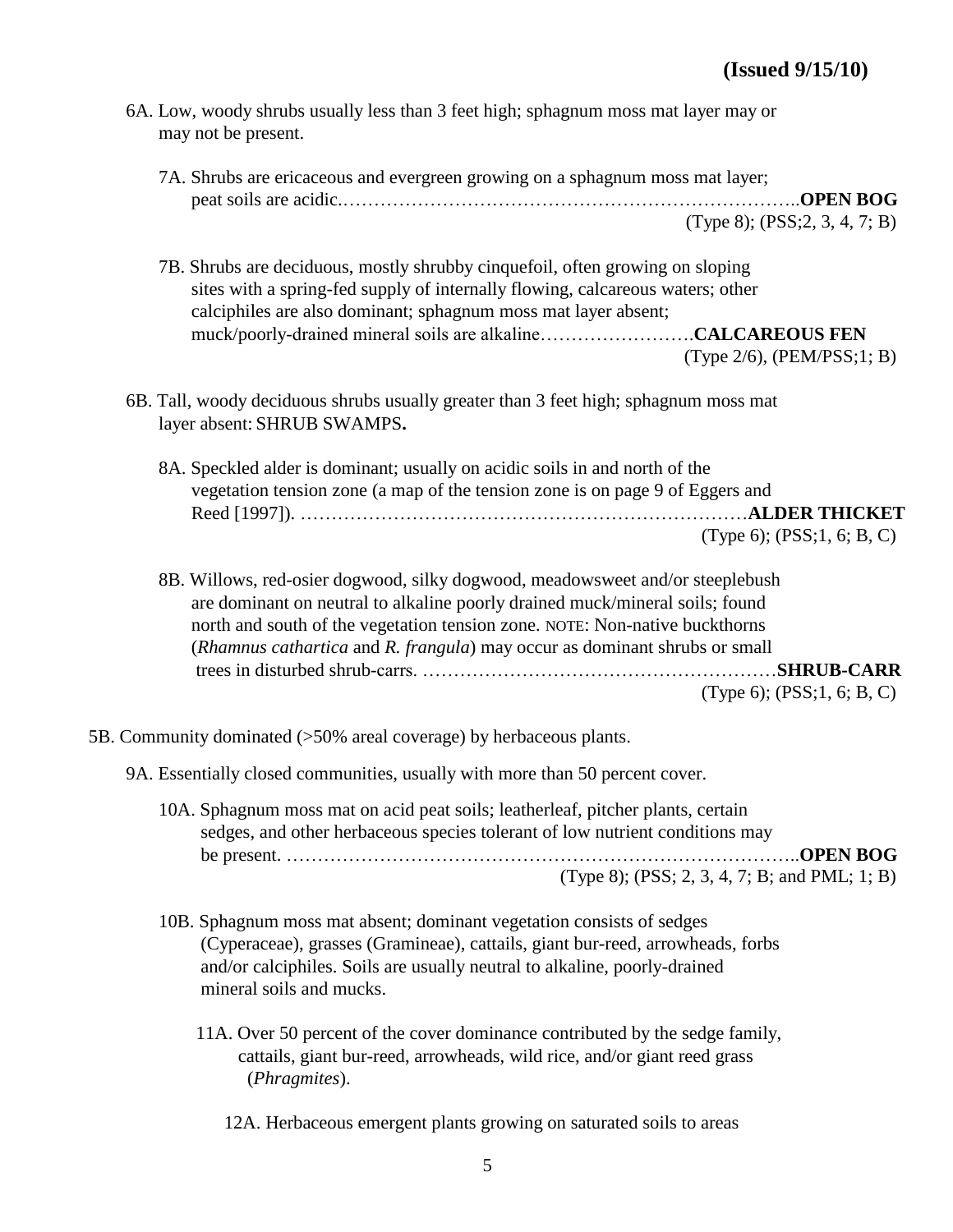**(Issued 9/15/10)**

6A. Low, woody shrubs usually less than 3 feet high; sphagnum moss mat layer may or may not be present.

7A. Shrubs are ericaceous and evergreen growing on a sphagnum moss mat layer; peat soils are acidic.…………………………………………………………………..**OPEN BOG**
(Type 8); (PSS;2, 3, 4, 7; B)

7B. Shrubs are deciduous, mostly shrubby cinquefoil, often growing on sloping sites with a spring-fed supply of internally flowing, calcareous waters; other calciphiles are also dominant; sphagnum moss mat layer absent; muck/poorly-drained mineral soils are alkaline…………………….**CALCAREOUS FEN**
(Type 2/6), (PEM/PSS;1; B)

6B. Tall, woody deciduous shrubs usually greater than 3 feet high; sphagnum moss mat layer absent: SHRUB SWAMPS**.**

8A. Speckled alder is dominant; usually on acidic soils in and north of the vegetation tension zone (a map of the tension zone is on page 9 of Eggers and Reed [1997]). ………………………………………………………………**ALDER THICKET**
(Type 6); (PSS;1, 6; B, C)

8B. Willows, red-osier dogwood, silky dogwood, meadowsweet and/or steeplebush are dominant on neutral to alkaline poorly drained muck/mineral soils; found north and south of the vegetation tension zone. NOTE: Non-native buckthorns (*Rhamnus cathartica* and *R. frangula*) may occur as dominant shrubs or small trees in disturbed shrub-carrs. …………………………………………………**SHRUB-CARR**
(Type 6); (PSS;1, 6; B, C)

5B. Community dominated (>50% areal coverage) by herbaceous plants.

9A. Essentially closed communities, usually with more than 50 percent cover.

10A. Sphagnum moss mat on acid peat soils; leatherleaf, pitcher plants, certain sedges, and other herbaceous species tolerant of low nutrient conditions may be present. ………………………………………………………………………..**OPEN BOG**
(Type 8); (PSS; 2, 3, 4, 7; B; and PML; 1; B)

10B. Sphagnum moss mat absent; dominant vegetation consists of sedges (Cyperaceae), grasses (Gramineae), cattails, giant bur-reed, arrowheads, forbs and/or calciphiles. Soils are usually neutral to alkaline, poorly-drained mineral soils and mucks.

11A. Over 50 percent of the cover dominance contributed by the sedge family, cattails, giant bur-reed, arrowheads, wild rice, and/or giant reed grass (*Phragmites*).

12A. Herbaceous emergent plants growing on saturated soils to areas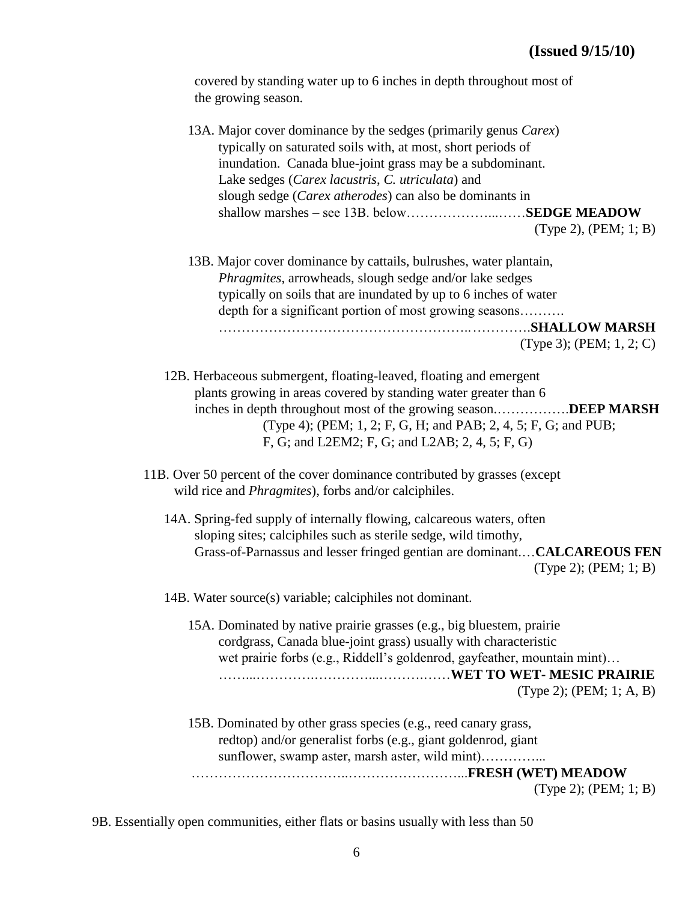covered by standing water up to 6 inches in depth throughout most of the growing season.

13A. Major cover dominance by the sedges (primarily genus *Carex*) typically on saturated soils with, at most, short periods of inundation. Canada blue-joint grass may be a subdominant. Lake sedges (*Carex lacustris, C. utriculata*) and slough sedge (*Carex atherodes*) can also be dominants in shallow marshes – see 13B. below………………...……**SEDGE MEADOW**
(Type 2), (PEM; 1; B)

13B. Major cover dominance by cattails, bulrushes, water plantain, *Phragmites*, arrowheads, slough sedge and/or lake sedges typically on soils that are inundated by up to 6 inches of water depth for a significant portion of most growing seasons……….
……………………………………………….………….**SHALLOW MARSH**
(Type 3); (PEM; 1, 2; C)

12B. Herbaceous submergent, floating-leaved, floating and emergent plants growing in areas covered by standing water greater than 6 inches in depth throughout most of the growing season.…………….**DEEP MARSH**
(Type 4); (PEM; 1, 2; F, G, H; and PAB; 2, 4, 5; F, G; and PUB; F, G; and L2EM2; F, G; and L2AB; 2, 4, 5; F, G)

11B. Over 50 percent of the cover dominance contributed by grasses (except wild rice and *Phragmites*), forbs and/or calciphiles.

14A. Spring-fed supply of internally flowing, calcareous waters, often sloping sites; calciphiles such as sterile sedge, wild timothy, Grass-of-Parnassus and lesser fringed gentian are dominant.…**CALCAREOUS FEN**
(Type 2); (PEM; 1; B)

14B. Water source(s) variable; calciphiles not dominant.

15A. Dominated by native prairie grasses (e.g., big bluestem, prairie cordgrass, Canada blue-joint grass) usually with characteristic wet prairie forbs (e.g., Riddell's goldenrod, gayfeather, mountain mint)…
……...………….…………...……….……**WET TO WET- MESIC PRAIRIE**
(Type 2); (PEM; 1; A, B)

15B. Dominated by other grass species (e.g., reed canary grass, redtop) and/or generalist forbs (e.g., giant goldenrod, giant sunflower, swamp aster, marsh aster, wild mint)…………...
…………………………...……………………...**FRESH (WET) MEADOW**
(Type 2); (PEM; 1; B)

9B. Essentially open communities, either flats or basins usually with less than 50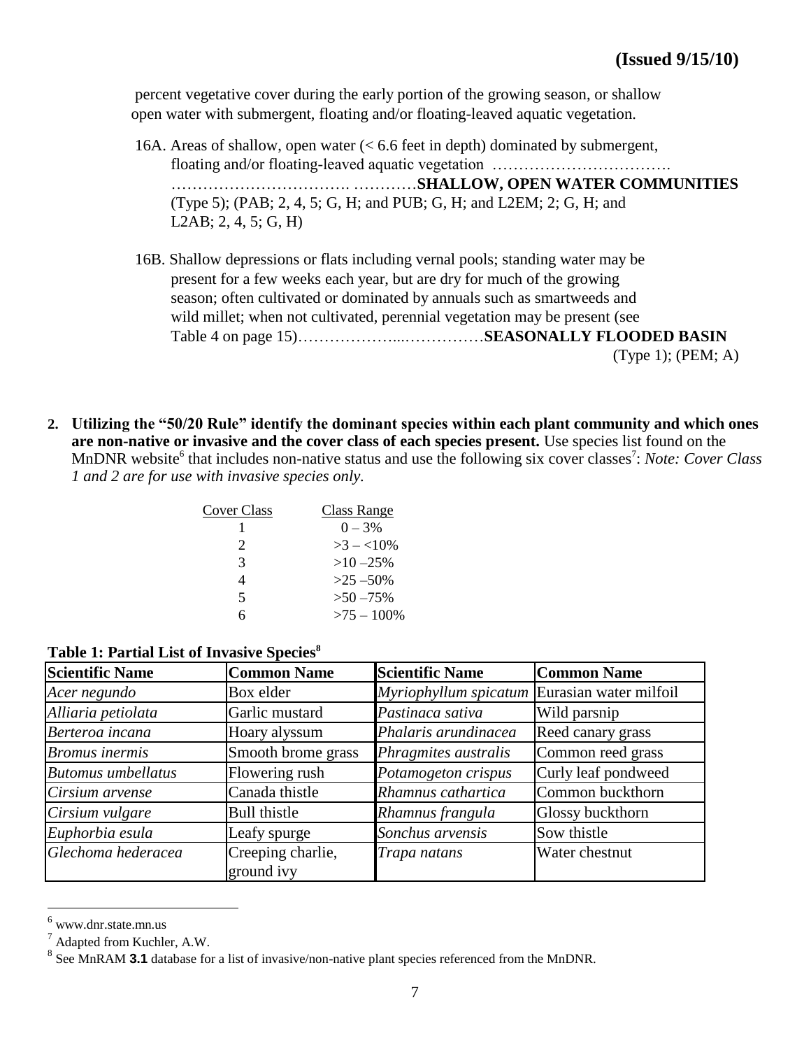percent vegetative cover during the early portion of the growing season, or shallow open water with submergent, floating and/or floating-leaved aquatic vegetation.

16A. Areas of shallow, open water (< 6.6 feet in depth) dominated by submergent, floating and/or floating-leaved aquatic vegetation ……………………………. ……………………………. …………**SHALLOW, OPEN WATER COMMUNITIES** (Type 5); (PAB; 2, 4, 5; G, H; and PUB; G, H; and L2EM; 2; G, H; and L2AB; 2, 4, 5; G, H)

16B. Shallow depressions or flats including vernal pools; standing water may be present for a few weeks each year, but are dry for much of the growing season; often cultivated or dominated by annuals such as smartweeds and wild millet; when not cultivated, perennial vegetation may be present (see Table 4 on page 15)………………...……………**SEASONALLY FLOODED BASIN** (Type 1); (PEM; A)

2. **Utilizing the "50/20 Rule" identify the dominant species within each plant community and which ones are non-native or invasive and the cover class of each species present.** Use species list found on the MnDNR website[6] that includes non-native status and use the following six cover classes[7]: *Note: Cover Class 1 and 2 are for use with invasive species only.*

| Cover Class | Class Range |
|---|---|
| 1 | 0 – 3% |
| 2 | >3 – <10% |
| 3 | >10 –25% |
| 4 | >25 –50% |
| 5 | >50 –75% |
| 6 | >75 – 100% |

**Table 1: Partial List of Invasive Species[8]**

| Scientific Name | Common Name | Scientific Name | Common Name |
|---|---|---|---|
| *Acer negundo* | Box elder | *Myriophyllum spicatum* | Eurasian water milfoil |
| *Alliaria petiolata* | Garlic mustard | *Pastinaca sativa* | Wild parsnip |
| *Berteroa incana* | Hoary alyssum | *Phalaris arundinacea* | Reed canary grass |
| *Bromus inermis* | Smooth brome grass | *Phragmites australis* | Common reed grass |
| *Butomus umbellatus* | Flowering rush | *Potamogeton crispus* | Curly leaf pondweed |
| *Cirsium arvense* | Canada thistle | *Rhamnus cathartica* | Common buckthorn |
| *Cirsium vulgare* | Bull thistle | *Rhamnus frangula* | Glossy buckthorn |
| *Euphorbia esula* | Leafy spurge | *Sonchus arvensis* | Sow thistle |
| *Glechoma hederacea* | Creeping charlie, ground ivy | *Trapa natans* | Water chestnut |

[6] www.dnr.state.mn.us

[7] Adapted from Kuchler, A.W.

[8] See MnRAM **3.1** database for a list of invasive/non-native plant species referenced from the MnDNR.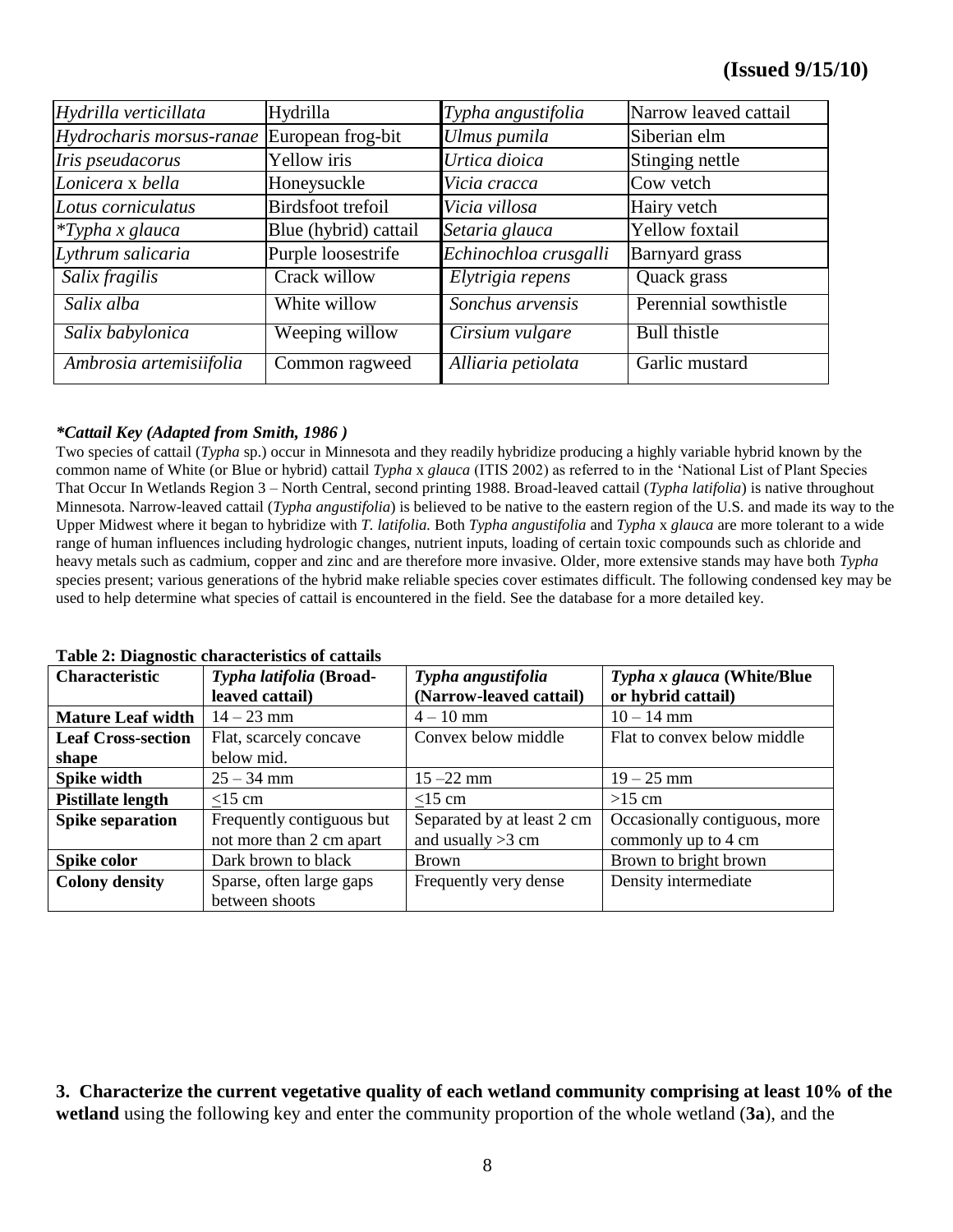**(Issued 9/15/10)**

| | | | |
|---|---|---|---|
| *Hydrilla verticillata* | Hydrilla | *Typha angustifolia* | Narrow leaved cattail |
| *Hydrocharis morsus-ranae* | European frog-bit | *Ulmus pumila* | Siberian elm |
| *Iris pseudacorus* | Yellow iris | *Urtica dioica* | Stinging nettle |
| *Lonicera* x *bella* | Honeysuckle | *Vicia cracca* | Cow vetch |
| *Lotus corniculatus* | Birdsfoot trefoil | *Vicia villosa* | Hairy vetch |
| **Typha x glauca* | Blue (hybrid) cattail | *Setaria glauca* | Yellow foxtail |
| *Lythrum salicaria* | Purple loosestrife | *Echinochloa crusgalli* | Barnyard grass |
| *Salix fragilis* | Crack willow | *Elytrigia repens* | Quack grass |
| *Salix alba* | White willow | *Sonchus arvensis* | Perennial sowthistle |
| *Salix babylonica* | Weeping willow | *Cirsium vulgare* | Bull thistle |
| *Ambrosia artemisiifolia* | Common ragweed | *Alliaria petiolata* | Garlic mustard |

***Cattail Key (Adapted from Smith, 1986 )***

Two species of cattail (*Typha* sp.) occur in Minnesota and they readily hybridize producing a highly variable hybrid known by the common name of White (or Blue or hybrid) cattail *Typha* x *glauca* (ITIS 2002) as referred to in the 'National List of Plant Species That Occur In Wetlands Region 3 – North Central, second printing 1988. Broad-leaved cattail (*Typha latifolia*) is native throughout Minnesota. Narrow-leaved cattail (*Typha angustifolia*) is believed to be native to the eastern region of the U.S. and made its way to the Upper Midwest where it began to hybridize with *T. latifolia.* Both *Typha angustifolia* and *Typha* x *glauca* are more tolerant to a wide range of human influences including hydrologic changes, nutrient inputs, loading of certain toxic compounds such as chloride and heavy metals such as cadmium, copper and zinc and are therefore more invasive. Older, more extensive stands may have both *Typha* species present; various generations of the hybrid make reliable species cover estimates difficult. The following condensed key may be used to help determine what species of cattail is encountered in the field. See the database for a more detailed key.

**Table 2: Diagnostic characteristics of cattails**

| Characteristic | *Typha latifolia* (Broad-leaved cattail) | *Typha angustifolia* (Narrow-leaved cattail) | *Typha x glauca* (White/Blue or hybrid cattail) |
|---|---|---|---|
| **Mature Leaf width** | 14 – 23 mm | 4 – 10 mm | 10 – 14 mm |
| **Leaf Cross-section shape** | Flat, scarcely concave below mid. | Convex below middle | Flat to convex below middle |
| **Spike width** | 25 – 34 mm | 15 –22 mm | 19 – 25 mm |
| **Pistillate length** | ≤15 cm | ≤15 cm | >15 cm |
| **Spike separation** | Frequently contiguous but not more than 2 cm apart | Separated by at least 2 cm and usually >3 cm | Occasionally contiguous, more commonly up to 4 cm |
| **Spike color** | Dark brown to black | Brown | Brown to bright brown |
| **Colony density** | Sparse, often large gaps between shoots | Frequently very dense | Density intermediate |

**3. Characterize the current vegetative quality of each wetland community comprising at least 10% of the wetland** using the following key and enter the community proportion of the whole wetland (**3a**), and the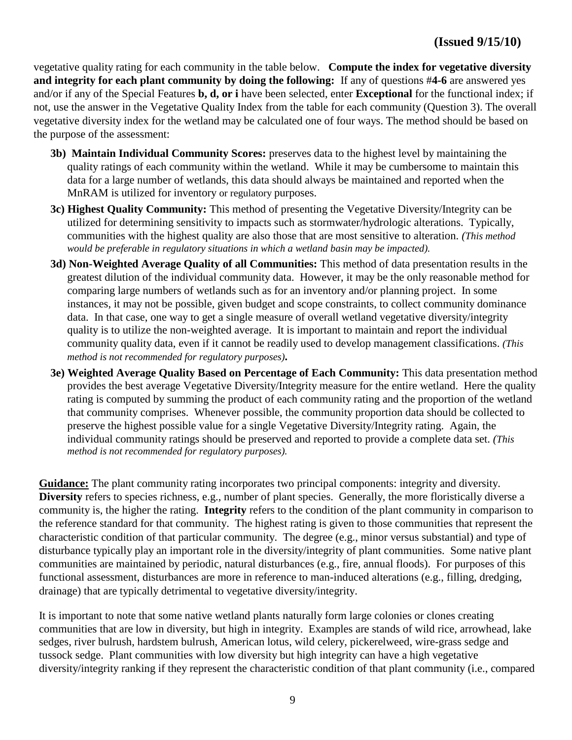vegetative quality rating for each community in the table below. **Compute the index for vegetative diversity and integrity for each plant community by doing the following:** If any of questions #**4-6** are answered yes and/or if any of the Special Features **b, d, or i** have been selected, enter **Exceptional** for the functional index; if not, use the answer in the Vegetative Quality Index from the table for each community (Question 3). The overall vegetative diversity index for the wetland may be calculated one of four ways. The method should be based on the purpose of the assessment:

- **3b) Maintain Individual Community Scores:** preserves data to the highest level by maintaining the quality ratings of each community within the wetland. While it may be cumbersome to maintain this data for a large number of wetlands, this data should always be maintained and reported when the MnRAM is utilized for inventory or regulatory purposes.
- **3c) Highest Quality Community:** This method of presenting the Vegetative Diversity/Integrity can be utilized for determining sensitivity to impacts such as stormwater/hydrologic alterations. Typically, communities with the highest quality are also those that are most sensitive to alteration. *(This method would be preferable in regulatory situations in which a wetland basin may be impacted).*
- **3d) Non-Weighted Average Quality of all Communities:** This method of data presentation results in the greatest dilution of the individual community data. However, it may be the only reasonable method for comparing large numbers of wetlands such as for an inventory and/or planning project. In some instances, it may not be possible, given budget and scope constraints, to collect community dominance data. In that case, one way to get a single measure of overall wetland vegetative diversity/integrity quality is to utilize the non-weighted average. It is important to maintain and report the individual community quality data, even if it cannot be readily used to develop management classifications. *(This method is not recommended for regulatory purposes)***.**
- **3e) Weighted Average Quality Based on Percentage of Each Community:** This data presentation method provides the best average Vegetative Diversity/Integrity measure for the entire wetland. Here the quality rating is computed by summing the product of each community rating and the proportion of the wetland that community comprises. Whenever possible, the community proportion data should be collected to preserve the highest possible value for a single Vegetative Diversity/Integrity rating. Again, the individual community ratings should be preserved and reported to provide a complete data set. *(This method is not recommended for regulatory purposes).*

**Guidance:** The plant community rating incorporates two principal components: integrity and diversity. **Diversity** refers to species richness, e.g., number of plant species. Generally, the more floristically diverse a community is, the higher the rating. **Integrity** refers to the condition of the plant community in comparison to the reference standard for that community. The highest rating is given to those communities that represent the characteristic condition of that particular community. The degree (e.g., minor versus substantial) and type of disturbance typically play an important role in the diversity/integrity of plant communities. Some native plant communities are maintained by periodic, natural disturbances (e.g., fire, annual floods). For purposes of this functional assessment, disturbances are more in reference to man-induced alterations (e.g., filling, dredging, drainage) that are typically detrimental to vegetative diversity/integrity.

It is important to note that some native wetland plants naturally form large colonies or clones creating communities that are low in diversity, but high in integrity. Examples are stands of wild rice, arrowhead, lake sedges, river bulrush, hardstem bulrush, American lotus, wild celery, pickerelweed, wire-grass sedge and tussock sedge. Plant communities with low diversity but high integrity can have a high vegetative diversity/integrity ranking if they represent the characteristic condition of that plant community (i.e., compared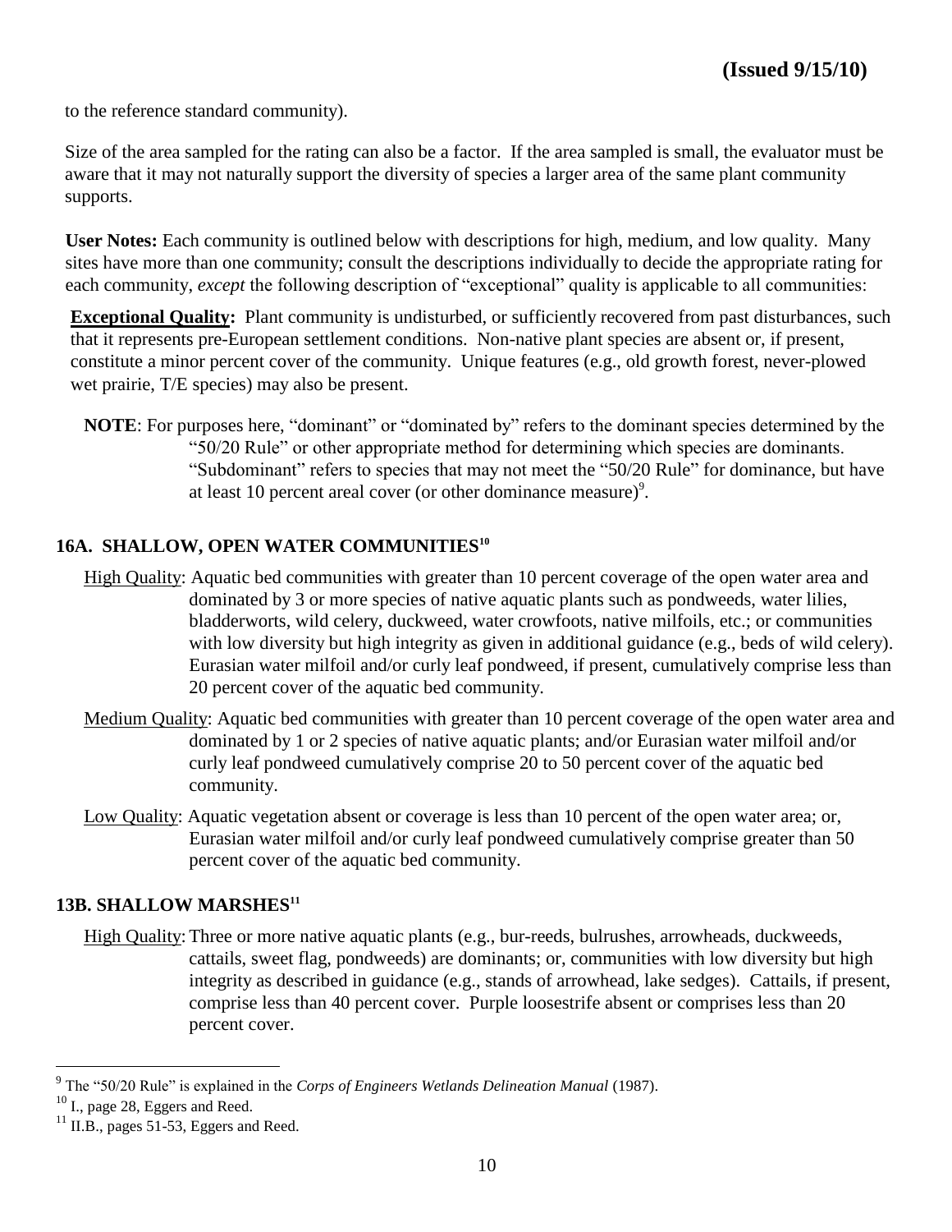to the reference standard community).

Size of the area sampled for the rating can also be a factor. If the area sampled is small, the evaluator must be aware that it may not naturally support the diversity of species a larger area of the same plant community supports.

**User Notes:** Each community is outlined below with descriptions for high, medium, and low quality. Many sites have more than one community; consult the descriptions individually to decide the appropriate rating for each community, *except* the following description of "exceptional" quality is applicable to all communities:

**Exceptional Quality:** Plant community is undisturbed, or sufficiently recovered from past disturbances, such that it represents pre-European settlement conditions. Non-native plant species are absent or, if present, constitute a minor percent cover of the community. Unique features (e.g., old growth forest, never-plowed wet prairie, T/E species) may also be present.

**NOTE**: For purposes here, "dominant" or "dominated by" refers to the dominant species determined by the "50/20 Rule" or other appropriate method for determining which species are dominants. "Subdominant" refers to species that may not meet the "50/20 Rule" for dominance, but have at least 10 percent areal cover (or other dominance measure)[9].

### 16A. SHALLOW, OPEN WATER COMMUNITIES[10]

High Quality: Aquatic bed communities with greater than 10 percent coverage of the open water area and dominated by 3 or more species of native aquatic plants such as pondweeds, water lilies, bladderworts, wild celery, duckweed, water crowfoots, native milfoils, etc.; or communities with low diversity but high integrity as given in additional guidance (e.g., beds of wild celery). Eurasian water milfoil and/or curly leaf pondweed, if present, cumulatively comprise less than 20 percent cover of the aquatic bed community.

Medium Quality: Aquatic bed communities with greater than 10 percent coverage of the open water area and dominated by 1 or 2 species of native aquatic plants; and/or Eurasian water milfoil and/or curly leaf pondweed cumulatively comprise 20 to 50 percent cover of the aquatic bed community.

Low Quality: Aquatic vegetation absent or coverage is less than 10 percent of the open water area; or, Eurasian water milfoil and/or curly leaf pondweed cumulatively comprise greater than 50 percent cover of the aquatic bed community.

### 13B. SHALLOW MARSHES[11]

High Quality: Three or more native aquatic plants (e.g., bur-reeds, bulrushes, arrowheads, duckweeds, cattails, sweet flag, pondweeds) are dominants; or, communities with low diversity but high integrity as described in guidance (e.g., stands of arrowhead, lake sedges). Cattails, if present, comprise less than 40 percent cover. Purple loosestrife absent or comprises less than 20 percent cover.

---

[9] The "50/20 Rule" is explained in the *Corps of Engineers Wetlands Delineation Manual* (1987).

[10] I., page 28, Eggers and Reed.

[11] II.B., pages 51-53, Eggers and Reed.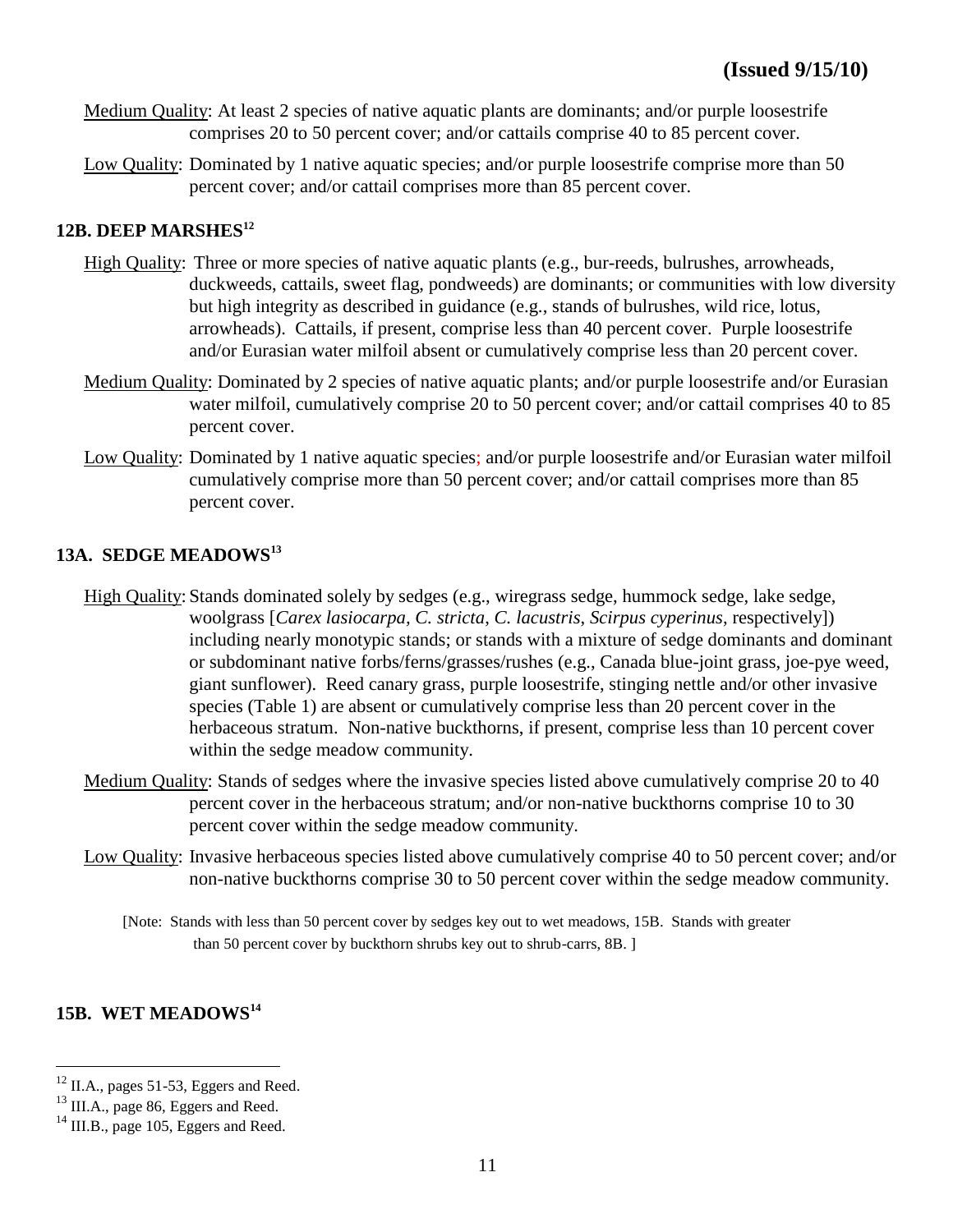Medium Quality: At least 2 species of native aquatic plants are dominants; and/or purple loosestrife comprises 20 to 50 percent cover; and/or cattails comprise 40 to 85 percent cover.

Low Quality: Dominated by 1 native aquatic species; and/or purple loosestrife comprise more than 50 percent cover; and/or cattail comprises more than 85 percent cover.

## 12B. DEEP MARSHES[12]

High Quality: Three or more species of native aquatic plants (e.g., bur-reeds, bulrushes, arrowheads, duckweeds, cattails, sweet flag, pondweeds) are dominants; or communities with low diversity but high integrity as described in guidance (e.g., stands of bulrushes, wild rice, lotus, arrowheads). Cattails, if present, comprise less than 40 percent cover. Purple loosestrife and/or Eurasian water milfoil absent or cumulatively comprise less than 20 percent cover.

Medium Quality: Dominated by 2 species of native aquatic plants; and/or purple loosestrife and/or Eurasian water milfoil, cumulatively comprise 20 to 50 percent cover; and/or cattail comprises 40 to 85 percent cover.

Low Quality: Dominated by 1 native aquatic species; and/or purple loosestrife and/or Eurasian water milfoil cumulatively comprise more than 50 percent cover; and/or cattail comprises more than 85 percent cover.

## 13A. SEDGE MEADOWS[13]

High Quality: Stands dominated solely by sedges (e.g., wiregrass sedge, hummock sedge, lake sedge, woolgrass [*Carex lasiocarpa*, *C. stricta*, *C. lacustris*, *Scirpus cyperinus*, respectively]) including nearly monotypic stands; or stands with a mixture of sedge dominants and dominant or subdominant native forbs/ferns/grasses/rushes (e.g., Canada blue-joint grass, joe-pye weed, giant sunflower). Reed canary grass, purple loosestrife, stinging nettle and/or other invasive species (Table 1) are absent or cumulatively comprise less than 20 percent cover in the herbaceous stratum. Non-native buckthorns, if present, comprise less than 10 percent cover within the sedge meadow community.

Medium Quality: Stands of sedges where the invasive species listed above cumulatively comprise 20 to 40 percent cover in the herbaceous stratum; and/or non-native buckthorns comprise 10 to 30 percent cover within the sedge meadow community.

Low Quality: Invasive herbaceous species listed above cumulatively comprise 40 to 50 percent cover; and/or non-native buckthorns comprise 30 to 50 percent cover within the sedge meadow community.

[Note: Stands with less than 50 percent cover by sedges key out to wet meadows, 15B. Stands with greater than 50 percent cover by buckthorn shrubs key out to shrub-carrs, 8B. ]

## 15B. WET MEADOWS[14]

---

[12] II.A., pages 51-53, Eggers and Reed.

[13] III.A., page 86, Eggers and Reed.

[14] III.B., page 105, Eggers and Reed.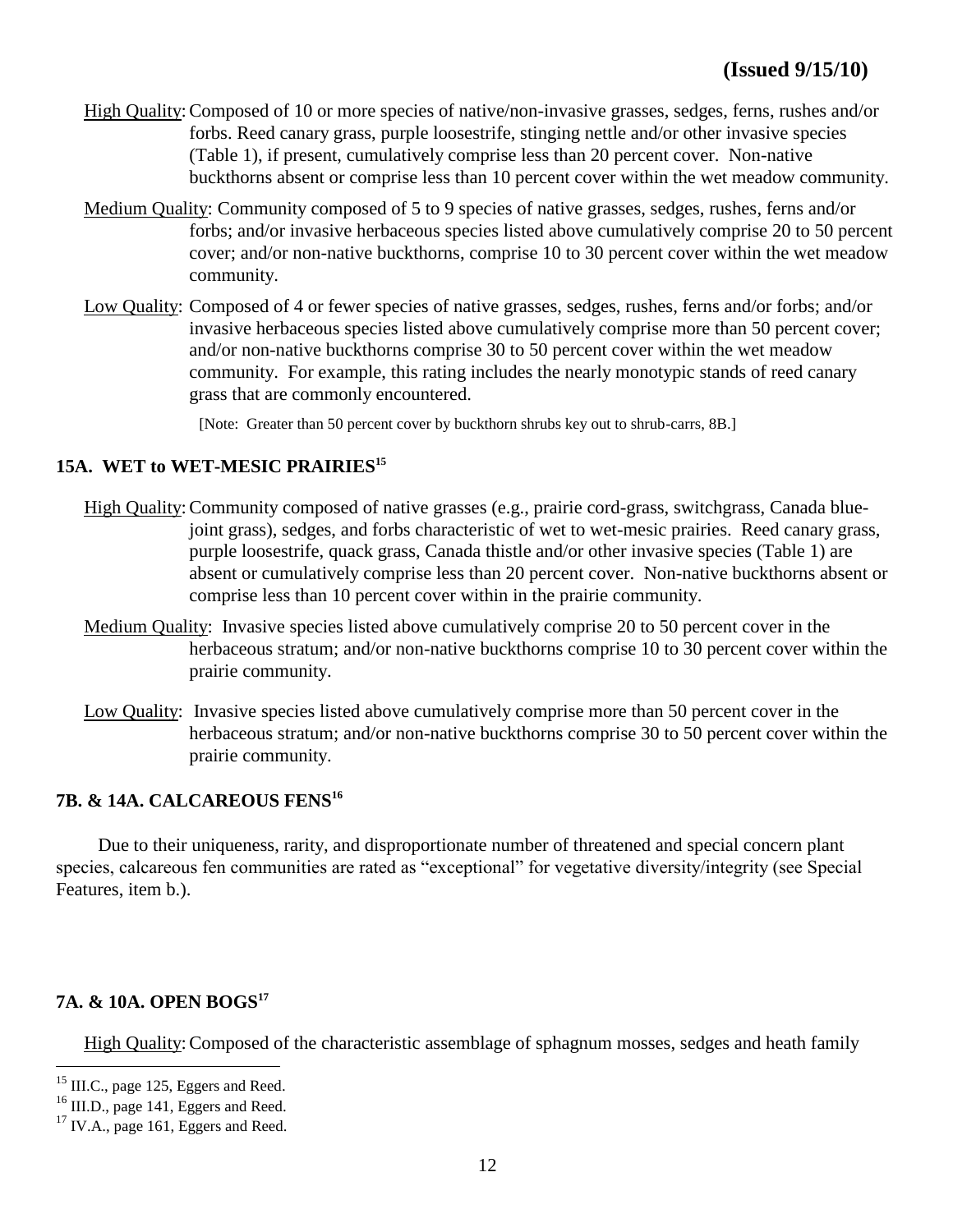**(Issued 9/15/10)**

High Quality: Composed of 10 or more species of native/non-invasive grasses, sedges, ferns, rushes and/or forbs. Reed canary grass, purple loosestrife, stinging nettle and/or other invasive species (Table 1), if present, cumulatively comprise less than 20 percent cover. Non-native buckthorns absent or comprise less than 10 percent cover within the wet meadow community.

Medium Quality: Community composed of 5 to 9 species of native grasses, sedges, rushes, ferns and/or forbs; and/or invasive herbaceous species listed above cumulatively comprise 20 to 50 percent cover; and/or non-native buckthorns, comprise 10 to 30 percent cover within the wet meadow community.

Low Quality: Composed of 4 or fewer species of native grasses, sedges, rushes, ferns and/or forbs; and/or invasive herbaceous species listed above cumulatively comprise more than 50 percent cover; and/or non-native buckthorns comprise 30 to 50 percent cover within the wet meadow community. For example, this rating includes the nearly monotypic stands of reed canary grass that are commonly encountered.

[Note: Greater than 50 percent cover by buckthorn shrubs key out to shrub-carrs, 8B.]

### 15A. WET to WET-MESIC PRAIRIES[15]

High Quality: Community composed of native grasses (e.g., prairie cord-grass, switchgrass, Canada blue-joint grass), sedges, and forbs characteristic of wet to wet-mesic prairies. Reed canary grass, purple loosestrife, quack grass, Canada thistle and/or other invasive species (Table 1) are absent or cumulatively comprise less than 20 percent cover. Non-native buckthorns absent or comprise less than 10 percent cover within in the prairie community.

Medium Quality: Invasive species listed above cumulatively comprise 20 to 50 percent cover in the herbaceous stratum; and/or non-native buckthorns comprise 10 to 30 percent cover within the prairie community.

Low Quality: Invasive species listed above cumulatively comprise more than 50 percent cover in the herbaceous stratum; and/or non-native buckthorns comprise 30 to 50 percent cover within the prairie community.

### 7B. & 14A. CALCAREOUS FENS[16]

Due to their uniqueness, rarity, and disproportionate number of threatened and special concern plant species, calcareous fen communities are rated as "exceptional" for vegetative diversity/integrity (see Special Features, item b.).

### 7A. & 10A. OPEN BOGS[17]

High Quality: Composed of the characteristic assemblage of sphagnum mosses, sedges and heath family

---

[15] III.C., page 125, Eggers and Reed.

[16] III.D., page 141, Eggers and Reed.

[17] IV.A., page 161, Eggers and Reed.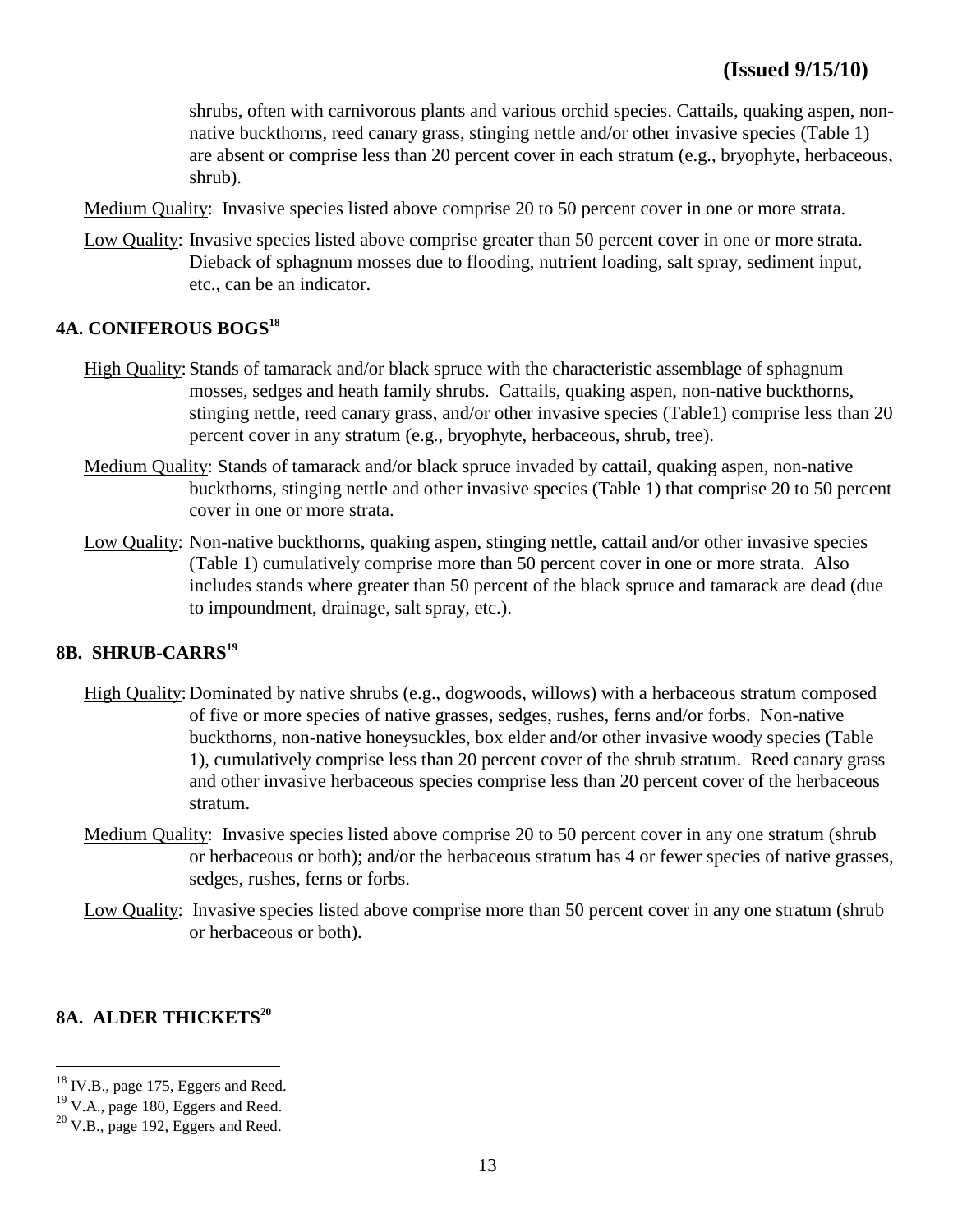shrubs, often with carnivorous plants and various orchid species. Cattails, quaking aspen, non-native buckthorns, reed canary grass, stinging nettle and/or other invasive species (Table 1) are absent or comprise less than 20 percent cover in each stratum (e.g., bryophyte, herbaceous, shrub).

Medium Quality: Invasive species listed above comprise 20 to 50 percent cover in one or more strata.

Low Quality: Invasive species listed above comprise greater than 50 percent cover in one or more strata. Dieback of sphagnum mosses due to flooding, nutrient loading, salt spray, sediment input, etc., can be an indicator.

### 4A. CONIFEROUS BOGS[18]

High Quality: Stands of tamarack and/or black spruce with the characteristic assemblage of sphagnum mosses, sedges and heath family shrubs. Cattails, quaking aspen, non-native buckthorns, stinging nettle, reed canary grass, and/or other invasive species (Table1) comprise less than 20 percent cover in any stratum (e.g., bryophyte, herbaceous, shrub, tree).

Medium Quality: Stands of tamarack and/or black spruce invaded by cattail, quaking aspen, non-native buckthorns, stinging nettle and other invasive species (Table 1) that comprise 20 to 50 percent cover in one or more strata.

Low Quality: Non-native buckthorns, quaking aspen, stinging nettle, cattail and/or other invasive species (Table 1) cumulatively comprise more than 50 percent cover in one or more strata. Also includes stands where greater than 50 percent of the black spruce and tamarack are dead (due to impoundment, drainage, salt spray, etc.).

### 8B. SHRUB-CARRS[19]

High Quality: Dominated by native shrubs (e.g., dogwoods, willows) with a herbaceous stratum composed of five or more species of native grasses, sedges, rushes, ferns and/or forbs. Non-native buckthorns, non-native honeysuckles, box elder and/or other invasive woody species (Table 1), cumulatively comprise less than 20 percent cover of the shrub stratum. Reed canary grass and other invasive herbaceous species comprise less than 20 percent cover of the herbaceous stratum.

Medium Quality: Invasive species listed above comprise 20 to 50 percent cover in any one stratum (shrub or herbaceous or both); and/or the herbaceous stratum has 4 or fewer species of native grasses, sedges, rushes, ferns or forbs.

Low Quality: Invasive species listed above comprise more than 50 percent cover in any one stratum (shrub or herbaceous or both).

### 8A. ALDER THICKETS[20]

---

[18] IV.B., page 175, Eggers and Reed.

[19] V.A., page 180, Eggers and Reed.

[20] V.B., page 192, Eggers and Reed.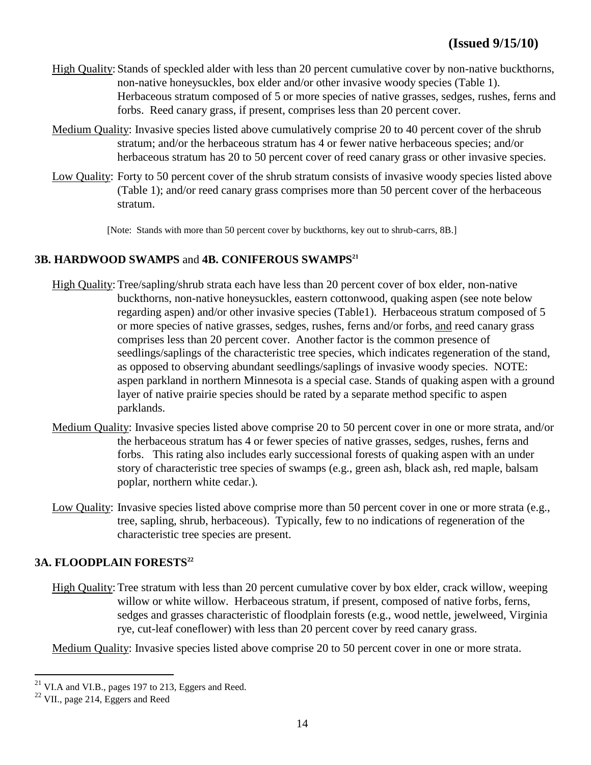(Issued 9/15/10)

<u>High Quality</u>: Stands of speckled alder with less than 20 percent cumulative cover by non-native buckthorns, non-native honeysuckles, box elder and/or other invasive woody species (Table 1). Herbaceous stratum composed of 5 or more species of native grasses, sedges, rushes, ferns and forbs. Reed canary grass, if present, comprises less than 20 percent cover.

<u>Medium Quality</u>: Invasive species listed above cumulatively comprise 20 to 40 percent cover of the shrub stratum; and/or the herbaceous stratum has 4 or fewer native herbaceous species; and/or herbaceous stratum has 20 to 50 percent cover of reed canary grass or other invasive species.

<u>Low Quality</u>: Forty to 50 percent cover of the shrub stratum consists of invasive woody species listed above (Table 1); and/or reed canary grass comprises more than 50 percent cover of the herbaceous stratum.

[Note: Stands with more than 50 percent cover by buckthorns, key out to shrub-carrs, 8B.]

### 3B. HARDWOOD SWAMPS and 4B. CONIFEROUS SWAMPS[21]

<u>High Quality</u>: Tree/sapling/shrub strata each have less than 20 percent cover of box elder, non-native buckthorns, non-native honeysuckles, eastern cottonwood, quaking aspen (see note below regarding aspen) and/or other invasive species (Table1). Herbaceous stratum composed of 5 or more species of native grasses, sedges, rushes, ferns and/or forbs, <u>and</u> reed canary grass comprises less than 20 percent cover. Another factor is the common presence of seedlings/saplings of the characteristic tree species, which indicates regeneration of the stand, as opposed to observing abundant seedlings/saplings of invasive woody species. NOTE: aspen parkland in northern Minnesota is a special case. Stands of quaking aspen with a ground layer of native prairie species should be rated by a separate method specific to aspen parklands.

<u>Medium Quality</u>: Invasive species listed above comprise 20 to 50 percent cover in one or more strata, and/or the herbaceous stratum has 4 or fewer species of native grasses, sedges, rushes, ferns and forbs. This rating also includes early successional forests of quaking aspen with an under story of characteristic tree species of swamps (e.g., green ash, black ash, red maple, balsam poplar, northern white cedar.).

<u>Low Quality</u>: Invasive species listed above comprise more than 50 percent cover in one or more strata (e.g., tree, sapling, shrub, herbaceous). Typically, few to no indications of regeneration of the characteristic tree species are present.

### 3A. FLOODPLAIN FORESTS[22]

<u>High Quality</u>: Tree stratum with less than 20 percent cumulative cover by box elder, crack willow, weeping willow or white willow. Herbaceous stratum, if present, composed of native forbs, ferns, sedges and grasses characteristic of floodplain forests (e.g., wood nettle, jewelweed, Virginia rye, cut-leaf coneflower) with less than 20 percent cover by reed canary grass.

<u>Medium Quality</u>: Invasive species listed above comprise 20 to 50 percent cover in one or more strata.

---

[21] VI.A and VI.B., pages 197 to 213, Eggers and Reed.

[22] VII., page 214, Eggers and Reed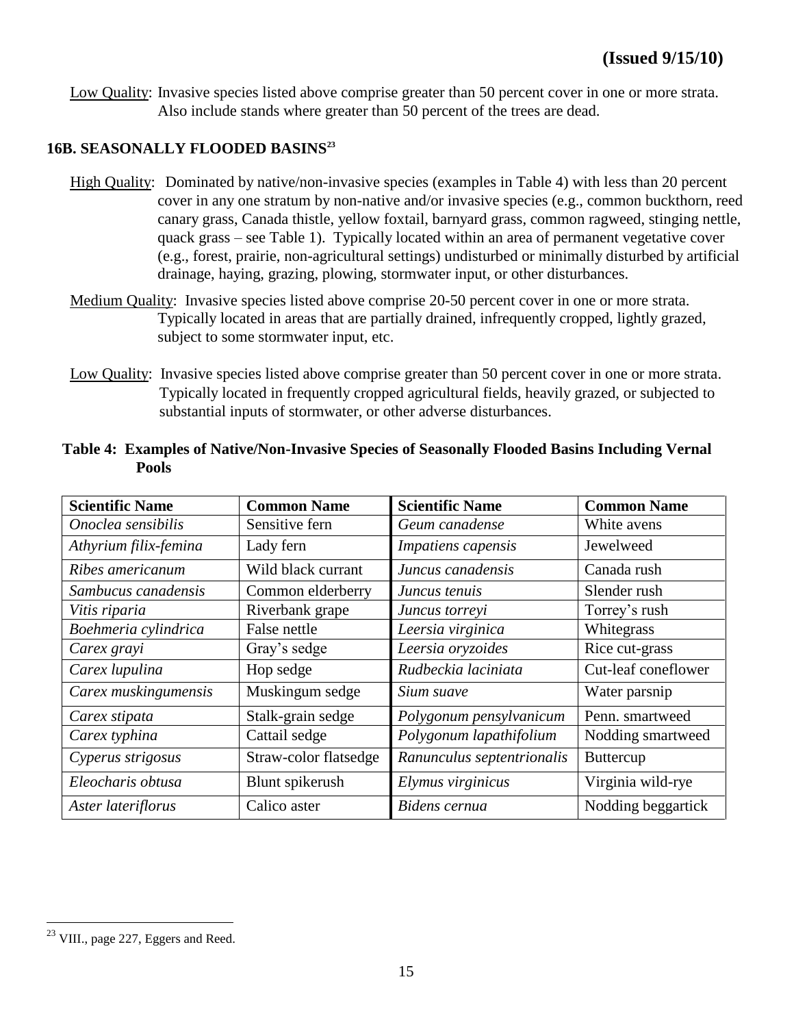**(Issued 9/15/10)**

Low Quality: Invasive species listed above comprise greater than 50 percent cover in one or more strata. Also include stands where greater than 50 percent of the trees are dead.

### 16B. SEASONALLY FLOODED BASINS[23]

High Quality: Dominated by native/non-invasive species (examples in Table 4) with less than 20 percent cover in any one stratum by non-native and/or invasive species (e.g., common buckthorn, reed canary grass, Canada thistle, yellow foxtail, barnyard grass, common ragweed, stinging nettle, quack grass – see Table 1). Typically located within an area of permanent vegetative cover (e.g., forest, prairie, non-agricultural settings) undisturbed or minimally disturbed by artificial drainage, haying, grazing, plowing, stormwater input, or other disturbances.

Medium Quality: Invasive species listed above comprise 20-50 percent cover in one or more strata. Typically located in areas that are partially drained, infrequently cropped, lightly grazed, subject to some stormwater input, etc.

Low Quality: Invasive species listed above comprise greater than 50 percent cover in one or more strata. Typically located in frequently cropped agricultural fields, heavily grazed, or subjected to substantial inputs of stormwater, or other adverse disturbances.

**Table 4: Examples of Native/Non-Invasive Species of Seasonally Flooded Basins Including Vernal Pools**

| Scientific Name | Common Name | Scientific Name | Common Name |
|---|---|---|---|
| *Onoclea sensibilis* | Sensitive fern | *Geum canadense* | White avens |
| *Athyrium filix-femina* | Lady fern | *Impatiens capensis* | Jewelweed |
| *Ribes americanum* | Wild black currant | *Juncus canadensis* | Canada rush |
| *Sambucus canadensis* | Common elderberry | *Juncus tenuis* | Slender rush |
| *Vitis riparia* | Riverbank grape | *Juncus torreyi* | Torrey's rush |
| *Boehmeria cylindrica* | False nettle | *Leersia virginica* | Whitegrass |
| *Carex grayi* | Gray's sedge | *Leersia oryzoides* | Rice cut-grass |
| *Carex lupulina* | Hop sedge | *Rudbeckia laciniata* | Cut-leaf coneflower |
| *Carex muskingumensis* | Muskingum sedge | *Sium suave* | Water parsnip |
| *Carex stipata* | Stalk-grain sedge | *Polygonum pensylvanicum* | Penn. smartweed |
| *Carex typhina* | Cattail sedge | *Polygonum lapathifolium* | Nodding smartweed |
| *Cyperus strigosus* | Straw-color flatsedge | *Ranunculus septentrionalis* | Buttercup |
| *Eleocharis obtusa* | Blunt spikerush | *Elymus virginicus* | Virginia wild-rye |
| *Aster lateriflorus* | Calico aster | *Bidens cernua* | Nodding beggartick |

[23] VIII., page 227, Eggers and Reed.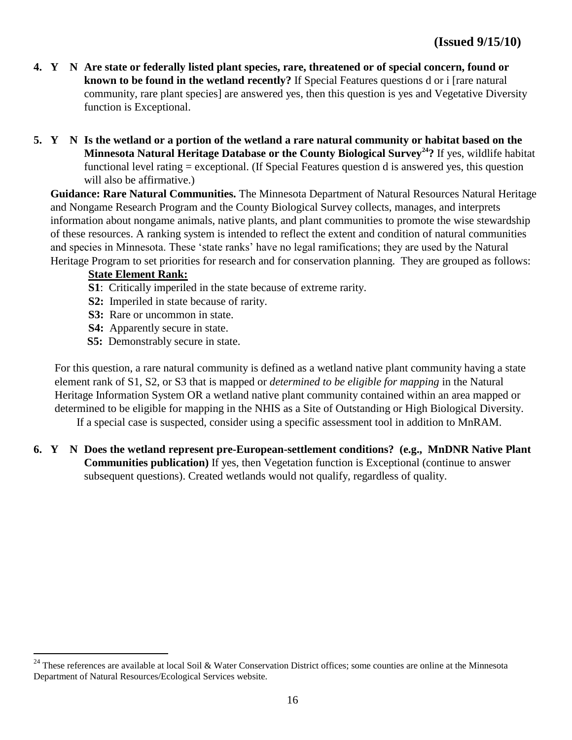**(Issued 9/15/10)**

**4. Y N Are state or federally listed plant species, rare, threatened or of special concern, found or known to be found in the wetland recently?** If Special Features questions d or i [rare natural community, rare plant species] are answered yes, then this question is yes and Vegetative Diversity function is Exceptional.

**5. Y N Is the wetland or a portion of the wetland a rare natural community or habitat based on the Minnesota Natural Heritage Database or the County Biological Survey[24]?** If yes, wildlife habitat functional level rating = exceptional. (If Special Features question d is answered yes, this question will also be affirmative.)

**Guidance: Rare Natural Communities.** The Minnesota Department of Natural Resources Natural Heritage and Nongame Research Program and the County Biological Survey collects, manages, and interprets information about nongame animals, native plants, and plant communities to promote the wise stewardship of these resources. A ranking system is intended to reflect the extent and condition of natural communities and species in Minnesota. These 'state ranks' have no legal ramifications; they are used by the Natural Heritage Program to set priorities for research and for conservation planning. They are grouped as follows:

**State Element Rank:**

**S1**: Critically imperiled in the state because of extreme rarity.
**S2:** Imperiled in state because of rarity.
**S3:** Rare or uncommon in state.
**S4:** Apparently secure in state.
**S5:** Demonstrably secure in state.

For this question, a rare natural community is defined as a wetland native plant community having a state element rank of S1, S2, or S3 that is mapped or *determined to be eligible for mapping* in the Natural Heritage Information System OR a wetland native plant community contained within an area mapped or determined to be eligible for mapping in the NHIS as a Site of Outstanding or High Biological Diversity. If a special case is suspected, consider using a specific assessment tool in addition to MnRAM.

**6. Y N Does the wetland represent pre-European-settlement conditions? (e.g., MnDNR Native Plant Communities publication)** If yes, then Vegetation function is Exceptional (continue to answer subsequent questions). Created wetlands would not qualify, regardless of quality.

---

[24] These references are available at local Soil & Water Conservation District offices; some counties are online at the Minnesota Department of Natural Resources/Ecological Services website.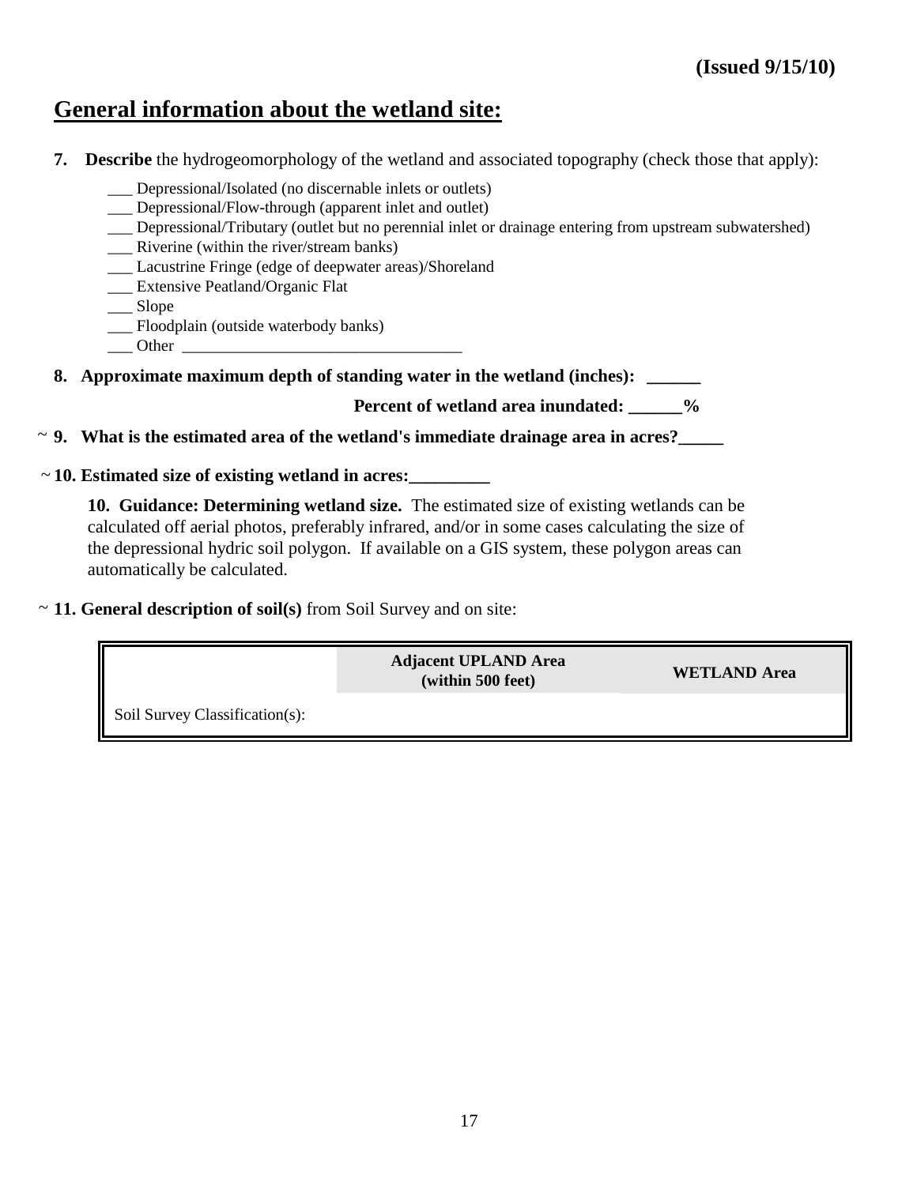(Issued 9/15/10)

## General information about the wetland site:

**7. Describe** the hydrogeomorphology of the wetland and associated topography (check those that apply):

- ___ Depressional/Isolated (no discernable inlets or outlets)
- ___ Depressional/Flow-through (apparent inlet and outlet)
- ___ Depressional/Tributary (outlet but no perennial inlet or drainage entering from upstream subwatershed)
- ___ Riverine (within the river/stream banks)
- ___ Lacustrine Fringe (edge of deepwater areas)/Shoreland
- ___ Extensive Peatland/Organic Flat
- ___ Slope
- ___ Floodplain (outside waterbody banks)
- ___ Other __________________________________

**8. Approximate maximum depth of standing water in the wetland (inches): ______**

**Percent of wetland area inundated: ______%**

~ **9. What is the estimated area of the wetland's immediate drainage area in acres?_____**

~ **10. Estimated size of existing wetland in acres:_________**

**10. Guidance: Determining wetland size.** The estimated size of existing wetlands can be calculated off aerial photos, preferably infrared, and/or in some cases calculating the size of the depressional hydric soil polygon. If available on a GIS system, these polygon areas can automatically be calculated.

~ **11. General description of soil(s)** from Soil Survey and on site:

| | **Adjacent UPLAND Area (within 500 feet)** | **WETLAND Area** |
|---|---|---|
| Soil Survey Classification(s): | | |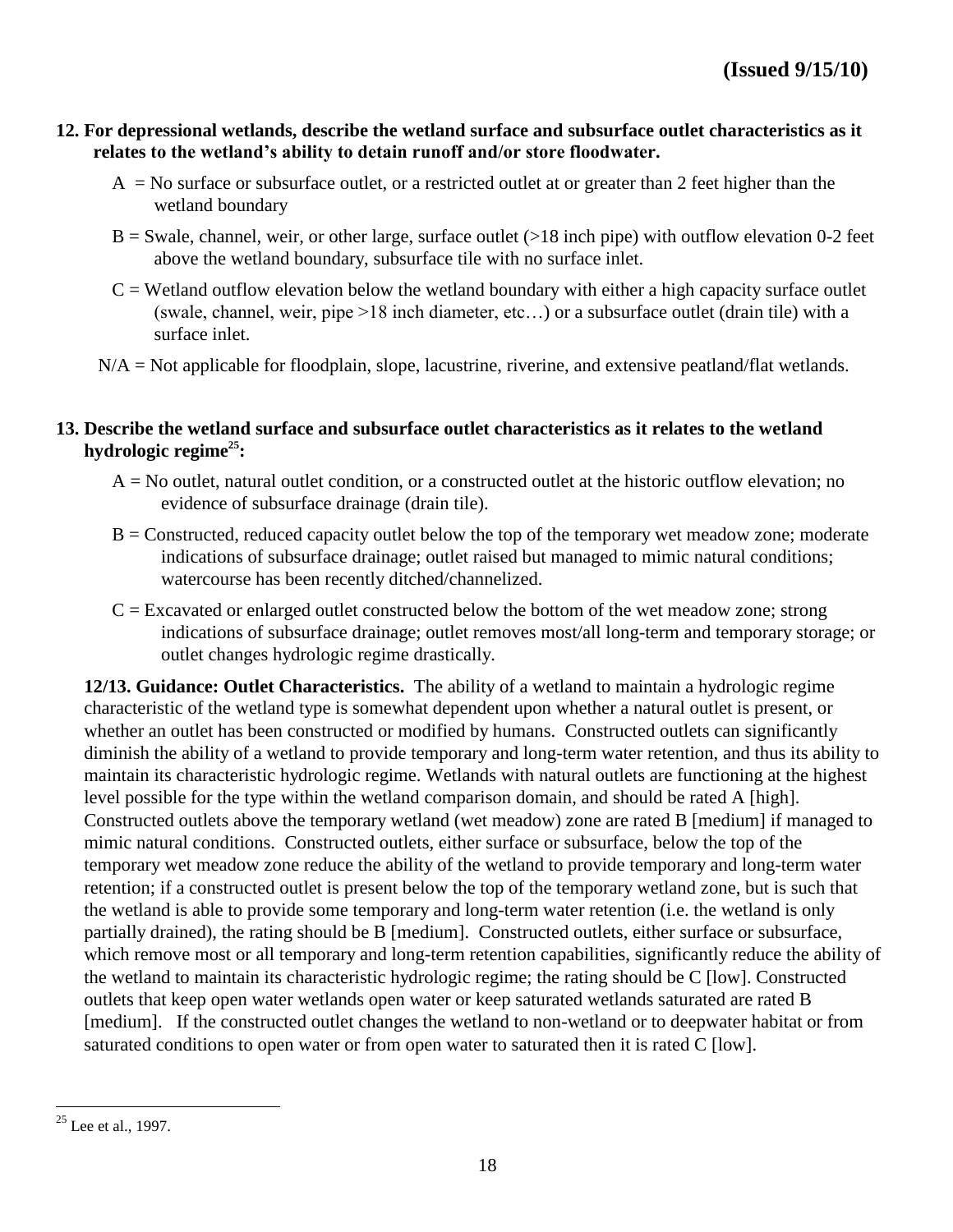**(Issued 9/15/10)**

**12. For depressional wetlands, describe the wetland surface and subsurface outlet characteristics as it relates to the wetland's ability to detain runoff and/or store floodwater.**

A = No surface or subsurface outlet, or a restricted outlet at or greater than 2 feet higher than the wetland boundary

B = Swale, channel, weir, or other large, surface outlet (>18 inch pipe) with outflow elevation 0-2 feet above the wetland boundary, subsurface tile with no surface inlet.

C = Wetland outflow elevation below the wetland boundary with either a high capacity surface outlet (swale, channel, weir, pipe >18 inch diameter, etc…) or a subsurface outlet (drain tile) with a surface inlet.

N/A = Not applicable for floodplain, slope, lacustrine, riverine, and extensive peatland/flat wetlands.

**13. Describe the wetland surface and subsurface outlet characteristics as it relates to the wetland hydrologic regime[25]:**

A = No outlet, natural outlet condition, or a constructed outlet at the historic outflow elevation; no evidence of subsurface drainage (drain tile).

B = Constructed, reduced capacity outlet below the top of the temporary wet meadow zone; moderate indications of subsurface drainage; outlet raised but managed to mimic natural conditions; watercourse has been recently ditched/channelized.

C = Excavated or enlarged outlet constructed below the bottom of the wet meadow zone; strong indications of subsurface drainage; outlet removes most/all long-term and temporary storage; or outlet changes hydrologic regime drastically.

**12/13. Guidance: Outlet Characteristics.** The ability of a wetland to maintain a hydrologic regime characteristic of the wetland type is somewhat dependent upon whether a natural outlet is present, or whether an outlet has been constructed or modified by humans. Constructed outlets can significantly diminish the ability of a wetland to provide temporary and long-term water retention, and thus its ability to maintain its characteristic hydrologic regime. Wetlands with natural outlets are functioning at the highest level possible for the type within the wetland comparison domain, and should be rated A [high]. Constructed outlets above the temporary wetland (wet meadow) zone are rated B [medium] if managed to mimic natural conditions. Constructed outlets, either surface or subsurface, below the top of the temporary wet meadow zone reduce the ability of the wetland to provide temporary and long-term water retention; if a constructed outlet is present below the top of the temporary wetland zone, but is such that the wetland is able to provide some temporary and long-term water retention (i.e. the wetland is only partially drained), the rating should be B [medium]. Constructed outlets, either surface or subsurface, which remove most or all temporary and long-term retention capabilities, significantly reduce the ability of the wetland to maintain its characteristic hydrologic regime; the rating should be C [low]. Constructed outlets that keep open water wetlands open water or keep saturated wetlands saturated are rated B [medium]. If the constructed outlet changes the wetland to non-wetland or to deepwater habitat or from saturated conditions to open water or from open water to saturated then it is rated C [low].

---

[25] Lee et al., 1997.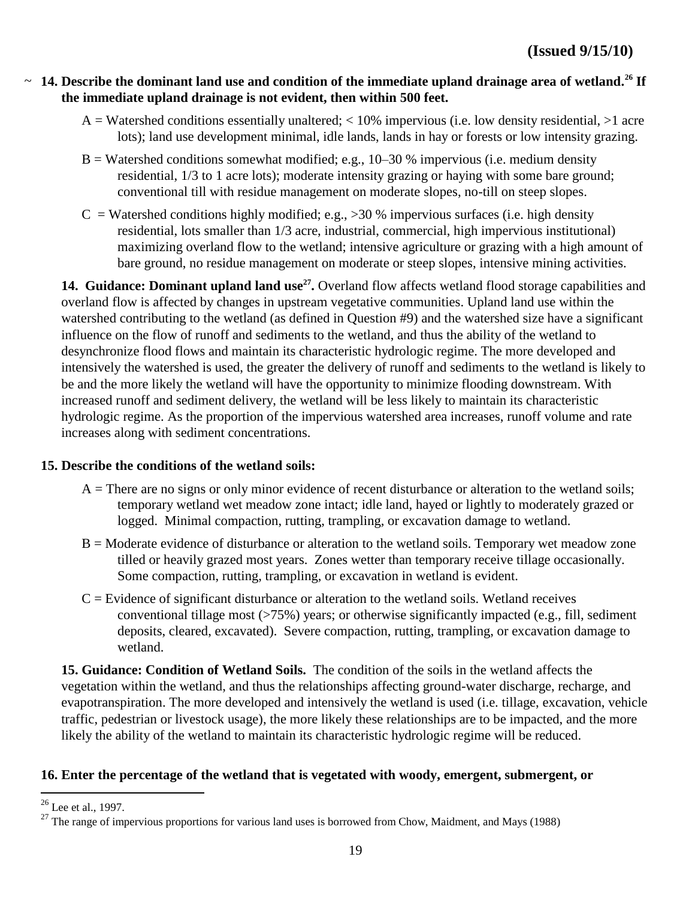~ **14. Describe the dominant land use and condition of the immediate upland drainage area of wetland.[26] If the immediate upland drainage is not evident, then within 500 feet.**

A = Watershed conditions essentially unaltered; < 10% impervious (i.e. low density residential, >1 acre lots); land use development minimal, idle lands, lands in hay or forests or low intensity grazing.

B = Watershed conditions somewhat modified; e.g., 10–30 % impervious (i.e. medium density residential, 1/3 to 1 acre lots); moderate intensity grazing or haying with some bare ground; conventional till with residue management on moderate slopes, no-till on steep slopes.

C = Watershed conditions highly modified; e.g., >30 % impervious surfaces (i.e. high density residential, lots smaller than 1/3 acre, industrial, commercial, high impervious institutional) maximizing overland flow to the wetland; intensive agriculture or grazing with a high amount of bare ground, no residue management on moderate or steep slopes, intensive mining activities.

**14. Guidance: Dominant upland land use[27].** Overland flow affects wetland flood storage capabilities and overland flow is affected by changes in upstream vegetative communities. Upland land use within the watershed contributing to the wetland (as defined in Question #9) and the watershed size have a significant influence on the flow of runoff and sediments to the wetland, and thus the ability of the wetland to desynchronize flood flows and maintain its characteristic hydrologic regime. The more developed and intensively the watershed is used, the greater the delivery of runoff and sediments to the wetland is likely to be and the more likely the wetland will have the opportunity to minimize flooding downstream. With increased runoff and sediment delivery, the wetland will be less likely to maintain its characteristic hydrologic regime. As the proportion of the impervious watershed area increases, runoff volume and rate increases along with sediment concentrations.

**15. Describe the conditions of the wetland soils:**

A = There are no signs or only minor evidence of recent disturbance or alteration to the wetland soils; temporary wetland wet meadow zone intact; idle land, hayed or lightly to moderately grazed or logged. Minimal compaction, rutting, trampling, or excavation damage to wetland.

B = Moderate evidence of disturbance or alteration to the wetland soils. Temporary wet meadow zone tilled or heavily grazed most years. Zones wetter than temporary receive tillage occasionally. Some compaction, rutting, trampling, or excavation in wetland is evident.

C = Evidence of significant disturbance or alteration to the wetland soils. Wetland receives conventional tillage most (>75%) years; or otherwise significantly impacted (e.g., fill, sediment deposits, cleared, excavated). Severe compaction, rutting, trampling, or excavation damage to wetland.

**15. Guidance: Condition of Wetland Soils.** The condition of the soils in the wetland affects the vegetation within the wetland, and thus the relationships affecting ground-water discharge, recharge, and evapotranspiration. The more developed and intensively the wetland is used (i.e. tillage, excavation, vehicle traffic, pedestrian or livestock usage), the more likely these relationships are to be impacted, and the more likely the ability of the wetland to maintain its characteristic hydrologic regime will be reduced.

**16. Enter the percentage of the wetland that is vegetated with woody, emergent, submergent, or**

[26] Lee et al., 1997.

[27] The range of impervious proportions for various land uses is borrowed from Chow, Maidment, and Mays (1988)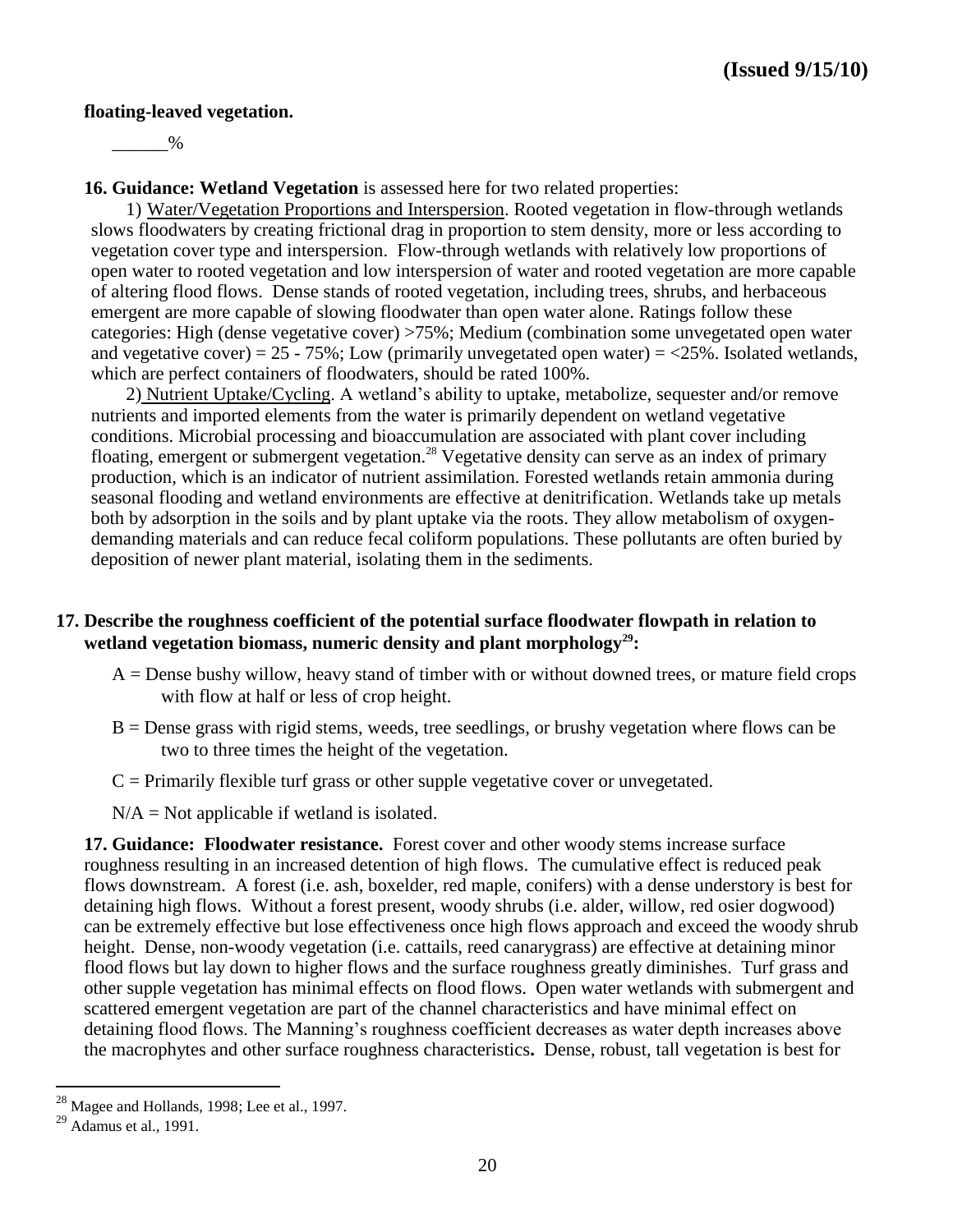**floating-leaved vegetation.**

______%

**16. Guidance: Wetland Vegetation** is assessed here for two related properties:

1) Water/Vegetation Proportions and Interspersion. Rooted vegetation in flow-through wetlands slows floodwaters by creating frictional drag in proportion to stem density, more or less according to vegetation cover type and interspersion. Flow-through wetlands with relatively low proportions of open water to rooted vegetation and low interspersion of water and rooted vegetation are more capable of altering flood flows. Dense stands of rooted vegetation, including trees, shrubs, and herbaceous emergent are more capable of slowing floodwater than open water alone. Ratings follow these categories: High (dense vegetative cover) >75%; Medium (combination some unvegetated open water and vegetative cover) = 25 - 75%; Low (primarily unvegetated open water) = <25%. Isolated wetlands, which are perfect containers of floodwaters, should be rated 100%.

2) Nutrient Uptake/Cycling. A wetland's ability to uptake, metabolize, sequester and/or remove nutrients and imported elements from the water is primarily dependent on wetland vegetative conditions. Microbial processing and bioaccumulation are associated with plant cover including floating, emergent or submergent vegetation.[28] Vegetative density can serve as an index of primary production, which is an indicator of nutrient assimilation. Forested wetlands retain ammonia during seasonal flooding and wetland environments are effective at denitrification. Wetlands take up metals both by adsorption in the soils and by plant uptake via the roots. They allow metabolism of oxygen-demanding materials and can reduce fecal coliform populations. These pollutants are often buried by deposition of newer plant material, isolating them in the sediments.

**17. Describe the roughness coefficient of the potential surface floodwater flowpath in relation to wetland vegetation biomass, numeric density and plant morphology[29]:**

A = Dense bushy willow, heavy stand of timber with or without downed trees, or mature field crops with flow at half or less of crop height.

B = Dense grass with rigid stems, weeds, tree seedlings, or brushy vegetation where flows can be two to three times the height of the vegetation.

C = Primarily flexible turf grass or other supple vegetative cover or unvegetated.

N/A = Not applicable if wetland is isolated.

**17. Guidance: Floodwater resistance.** Forest cover and other woody stems increase surface roughness resulting in an increased detention of high flows. The cumulative effect is reduced peak flows downstream. A forest (i.e. ash, boxelder, red maple, conifers) with a dense understory is best for detaining high flows. Without a forest present, woody shrubs (i.e. alder, willow, red osier dogwood) can be extremely effective but lose effectiveness once high flows approach and exceed the woody shrub height. Dense, non-woody vegetation (i.e. cattails, reed canarygrass) are effective at detaining minor flood flows but lay down to higher flows and the surface roughness greatly diminishes. Turf grass and other supple vegetation has minimal effects on flood flows. Open water wetlands with submergent and scattered emergent vegetation are part of the channel characteristics and have minimal effect on detaining flood flows. The Manning's roughness coefficient decreases as water depth increases above the macrophytes and other surface roughness characteristics**.** Dense, robust, tall vegetation is best for

---

[28] Magee and Hollands, 1998; Lee et al., 1997.

[29] Adamus et al., 1991.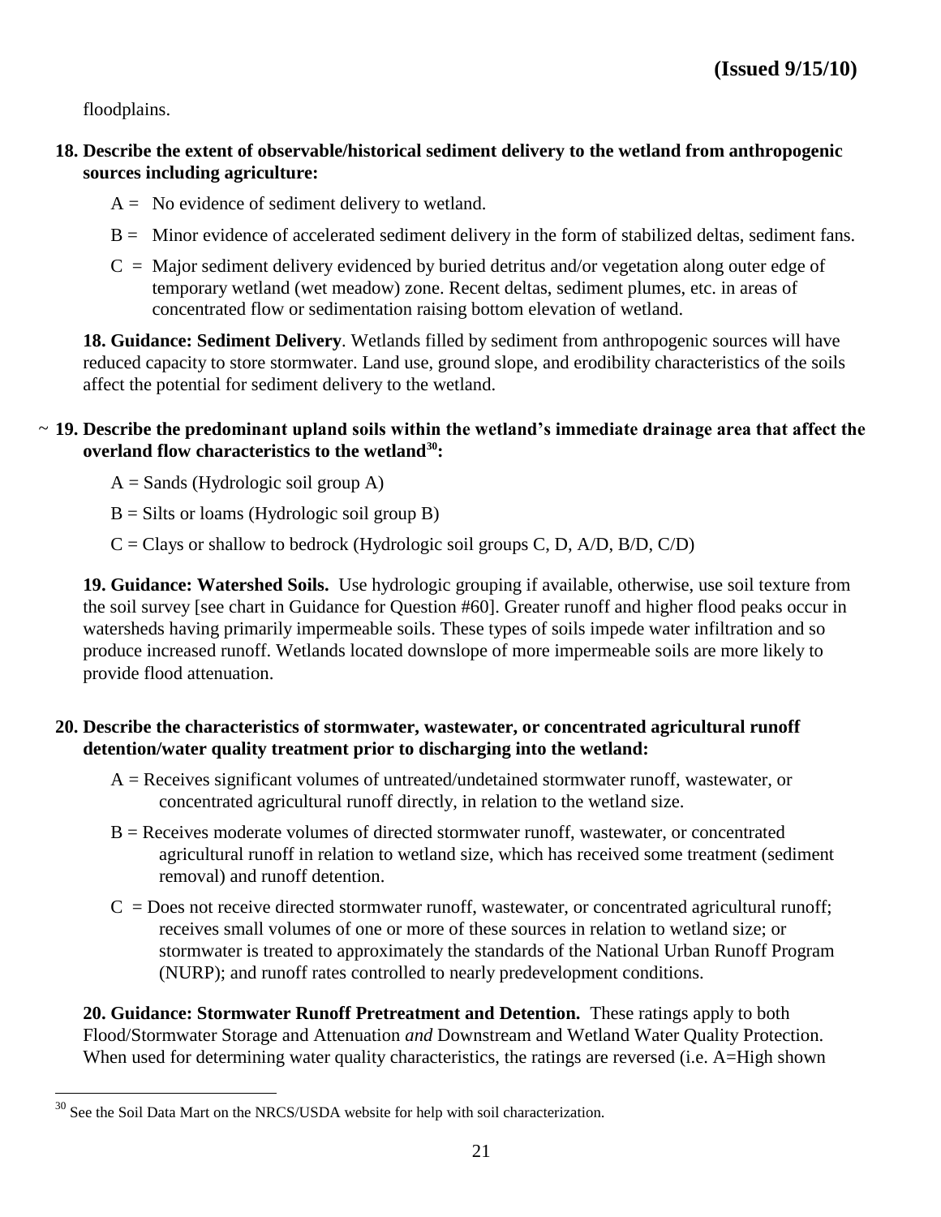floodplains.

**18. Describe the extent of observable/historical sediment delivery to the wetland from anthropogenic sources including agriculture:**

A = No evidence of sediment delivery to wetland.

B = Minor evidence of accelerated sediment delivery in the form of stabilized deltas, sediment fans.

C = Major sediment delivery evidenced by buried detritus and/or vegetation along outer edge of temporary wetland (wet meadow) zone. Recent deltas, sediment plumes, etc. in areas of concentrated flow or sedimentation raising bottom elevation of wetland.

**18. Guidance: Sediment Delivery**. Wetlands filled by sediment from anthropogenic sources will have reduced capacity to store stormwater. Land use, ground slope, and erodibility characteristics of the soils affect the potential for sediment delivery to the wetland.

~ **19. Describe the predominant upland soils within the wetland's immediate drainage area that affect the overland flow characteristics to the wetland[30]:**

A = Sands (Hydrologic soil group A)

B = Silts or loams (Hydrologic soil group B)

C = Clays or shallow to bedrock (Hydrologic soil groups C, D, A/D, B/D, C/D)

**19. Guidance: Watershed Soils.** Use hydrologic grouping if available, otherwise, use soil texture from the soil survey [see chart in Guidance for Question #60]. Greater runoff and higher flood peaks occur in watersheds having primarily impermeable soils. These types of soils impede water infiltration and so produce increased runoff. Wetlands located downslope of more impermeable soils are more likely to provide flood attenuation.

**20. Describe the characteristics of stormwater, wastewater, or concentrated agricultural runoff detention/water quality treatment prior to discharging into the wetland:**

A = Receives significant volumes of untreated/undetained stormwater runoff, wastewater, or concentrated agricultural runoff directly, in relation to the wetland size.

B = Receives moderate volumes of directed stormwater runoff, wastewater, or concentrated agricultural runoff in relation to wetland size, which has received some treatment (sediment removal) and runoff detention.

C = Does not receive directed stormwater runoff, wastewater, or concentrated agricultural runoff; receives small volumes of one or more of these sources in relation to wetland size; or stormwater is treated to approximately the standards of the National Urban Runoff Program (NURP); and runoff rates controlled to nearly predevelopment conditions.

**20. Guidance: Stormwater Runoff Pretreatment and Detention.** These ratings apply to both Flood/Stormwater Storage and Attenuation *and* Downstream and Wetland Water Quality Protection. When used for determining water quality characteristics, the ratings are reversed (i.e. A=High shown

[30] See the Soil Data Mart on the NRCS/USDA website for help with soil characterization.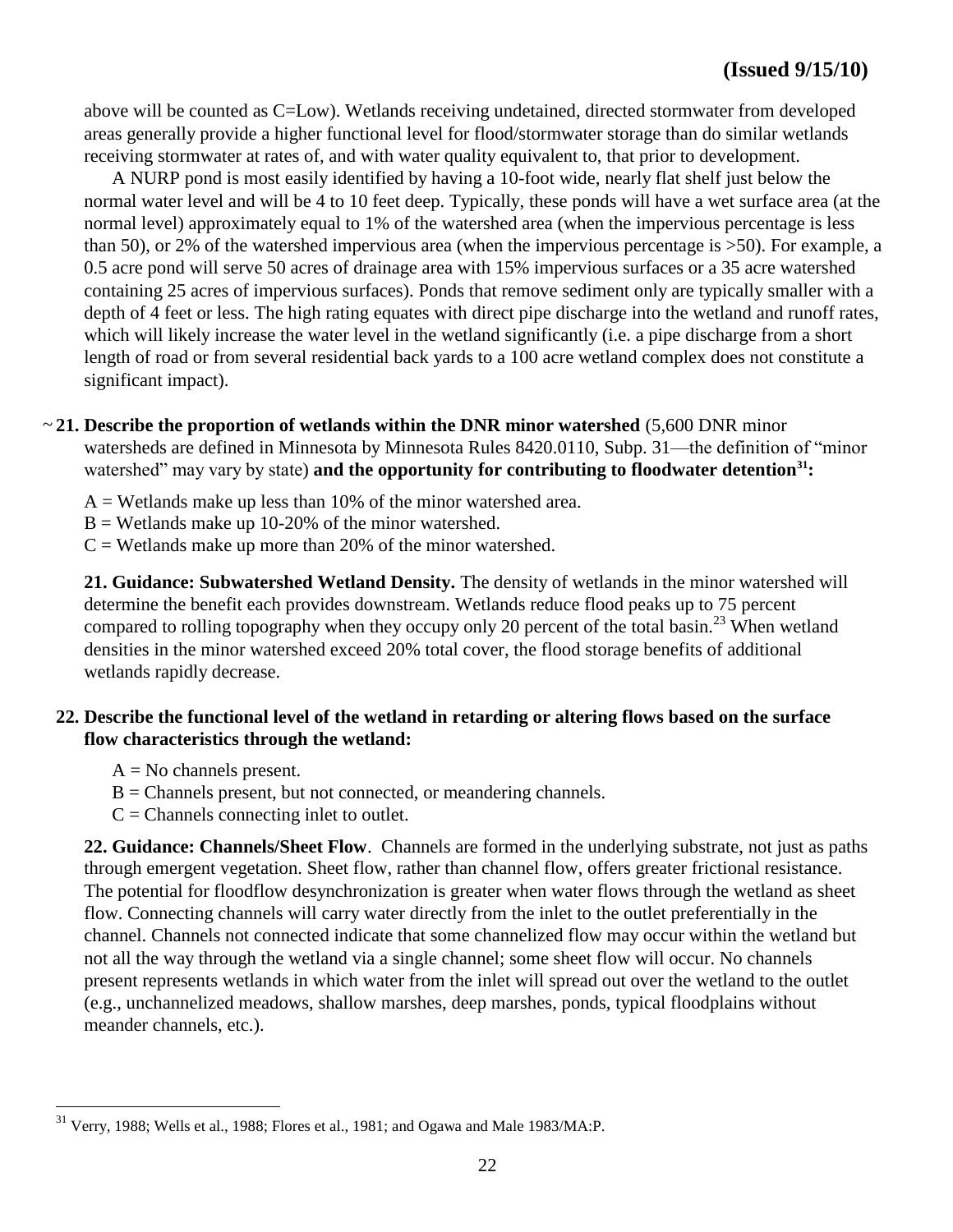above will be counted as C=Low). Wetlands receiving undetained, directed stormwater from developed areas generally provide a higher functional level for flood/stormwater storage than do similar wetlands receiving stormwater at rates of, and with water quality equivalent to, that prior to development.

A NURP pond is most easily identified by having a 10-foot wide, nearly flat shelf just below the normal water level and will be 4 to 10 feet deep. Typically, these ponds will have a wet surface area (at the normal level) approximately equal to 1% of the watershed area (when the impervious percentage is less than 50), or 2% of the watershed impervious area (when the impervious percentage is >50). For example, a 0.5 acre pond will serve 50 acres of drainage area with 15% impervious surfaces or a 35 acre watershed containing 25 acres of impervious surfaces). Ponds that remove sediment only are typically smaller with a depth of 4 feet or less. The high rating equates with direct pipe discharge into the wetland and runoff rates, which will likely increase the water level in the wetland significantly (i.e. a pipe discharge from a short length of road or from several residential back yards to a 100 acre wetland complex does not constitute a significant impact).

~ **21. Describe the proportion of wetlands within the DNR minor watershed** (5,600 DNR minor watersheds are defined in Minnesota by Minnesota Rules 8420.0110, Subp. 31—the definition of "minor watershed" may vary by state) **and the opportunity for contributing to floodwater detention[31]:**

A = Wetlands make up less than 10% of the minor watershed area.
B = Wetlands make up 10-20% of the minor watershed.
C = Wetlands make up more than 20% of the minor watershed.

**21. Guidance: Subwatershed Wetland Density.** The density of wetlands in the minor watershed will determine the benefit each provides downstream. Wetlands reduce flood peaks up to 75 percent compared to rolling topography when they occupy only 20 percent of the total basin.[23] When wetland densities in the minor watershed exceed 20% total cover, the flood storage benefits of additional wetlands rapidly decrease.

**22. Describe the functional level of the wetland in retarding or altering flows based on the surface flow characteristics through the wetland:**

A = No channels present.
B = Channels present, but not connected, or meandering channels.
C = Channels connecting inlet to outlet.

**22. Guidance: Channels/Sheet Flow**. Channels are formed in the underlying substrate, not just as paths through emergent vegetation. Sheet flow, rather than channel flow, offers greater frictional resistance. The potential for floodflow desynchronization is greater when water flows through the wetland as sheet flow. Connecting channels will carry water directly from the inlet to the outlet preferentially in the channel. Channels not connected indicate that some channelized flow may occur within the wetland but not all the way through the wetland via a single channel; some sheet flow will occur. No channels present represents wetlands in which water from the inlet will spread out over the wetland to the outlet (e.g., unchannelized meadows, shallow marshes, deep marshes, ponds, typical floodplains without meander channels, etc.).

---

[31] Verry, 1988; Wells et al., 1988; Flores et al., 1981; and Ogawa and Male 1983/MA:P.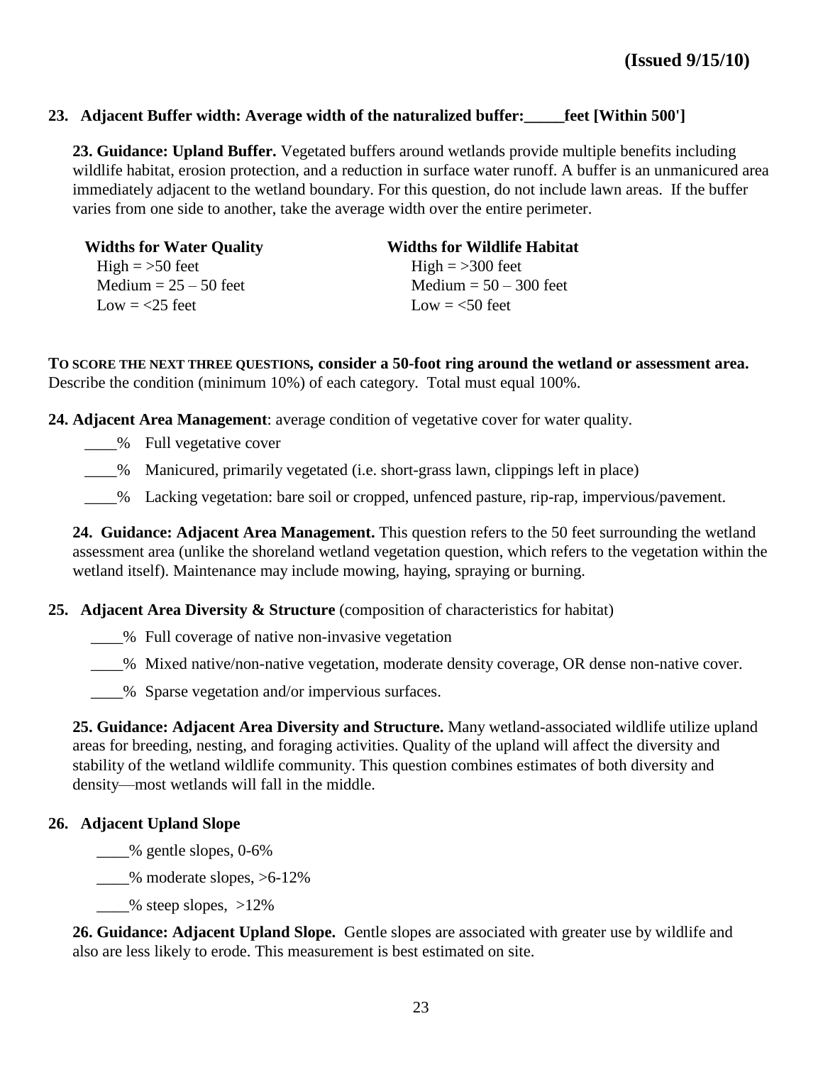**(Issued 9/15/10)**

**23. Adjacent Buffer width: Average width of the naturalized buffer:_____feet [Within 500']**

**23. Guidance: Upland Buffer.** Vegetated buffers around wetlands provide multiple benefits including wildlife habitat, erosion protection, and a reduction in surface water runoff. A buffer is an unmanicured area immediately adjacent to the wetland boundary. For this question, do not include lawn areas. If the buffer varies from one side to another, take the average width over the entire perimeter.

| Widths for Water Quality | Widths for Wildlife Habitat |
|---|---|
| High = >50 feet | High = >300 feet |
| Medium = 25 – 50 feet | Medium = 50 – 300 feet |
| Low = <25 feet | Low = <50 feet |

**TO SCORE THE NEXT THREE QUESTIONS, consider a 50-foot ring around the wetland or assessment area.** Describe the condition (minimum 10%) of each category. Total must equal 100%.

**24. Adjacent Area Management**: average condition of vegetative cover for water quality.

____% Full vegetative cover

____% Manicured, primarily vegetated (i.e. short-grass lawn, clippings left in place)

____% Lacking vegetation: bare soil or cropped, unfenced pasture, rip-rap, impervious/pavement.

**24. Guidance: Adjacent Area Management.** This question refers to the 50 feet surrounding the wetland assessment area (unlike the shoreland wetland vegetation question, which refers to the vegetation within the wetland itself). Maintenance may include mowing, haying, spraying or burning.

**25. Adjacent Area Diversity & Structure** (composition of characteristics for habitat)

____% Full coverage of native non-invasive vegetation

____% Mixed native/non-native vegetation, moderate density coverage, OR dense non-native cover.

____% Sparse vegetation and/or impervious surfaces.

**25. Guidance: Adjacent Area Diversity and Structure.** Many wetland-associated wildlife utilize upland areas for breeding, nesting, and foraging activities. Quality of the upland will affect the diversity and stability of the wetland wildlife community. This question combines estimates of both diversity and density—most wetlands will fall in the middle.

**26. Adjacent Upland Slope**

____% gentle slopes, 0-6%

____% moderate slopes, >6-12%

____% steep slopes, >12%

**26. Guidance: Adjacent Upland Slope.** Gentle slopes are associated with greater use by wildlife and also are less likely to erode. This measurement is best estimated on site.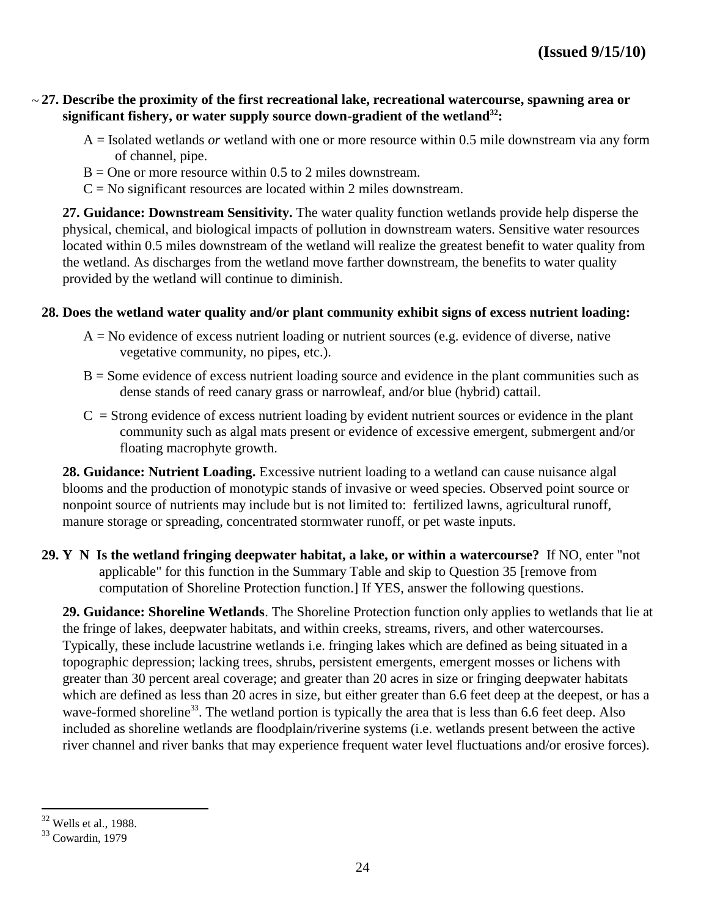(Issued 9/15/10)

~ **27. Describe the proximity of the first recreational lake, recreational watercourse, spawning area or significant fishery, or water supply source down-gradient of the wetland[32]:**

A = Isolated wetlands *or* wetland with one or more resource within 0.5 mile downstream via any form of channel, pipe.
B = One or more resource within 0.5 to 2 miles downstream.
C = No significant resources are located within 2 miles downstream.

**27. Guidance: Downstream Sensitivity.** The water quality function wetlands provide help disperse the physical, chemical, and biological impacts of pollution in downstream waters. Sensitive water resources located within 0.5 miles downstream of the wetland will realize the greatest benefit to water quality from the wetland. As discharges from the wetland move farther downstream, the benefits to water quality provided by the wetland will continue to diminish.

**28. Does the wetland water quality and/or plant community exhibit signs of excess nutrient loading:**

A = No evidence of excess nutrient loading or nutrient sources (e.g. evidence of diverse, native vegetative community, no pipes, etc.).

B = Some evidence of excess nutrient loading source and evidence in the plant communities such as dense stands of reed canary grass or narrowleaf, and/or blue (hybrid) cattail.

C = Strong evidence of excess nutrient loading by evident nutrient sources or evidence in the plant community such as algal mats present or evidence of excessive emergent, submergent and/or floating macrophyte growth.

**28. Guidance: Nutrient Loading.** Excessive nutrient loading to a wetland can cause nuisance algal blooms and the production of monotypic stands of invasive or weed species. Observed point source or nonpoint source of nutrients may include but is not limited to: fertilized lawns, agricultural runoff, manure storage or spreading, concentrated stormwater runoff, or pet waste inputs.

**29. Y N Is the wetland fringing deepwater habitat, a lake, or within a watercourse?** If NO, enter "not applicable" for this function in the Summary Table and skip to Question 35 [remove from computation of Shoreline Protection function.] If YES, answer the following questions.

**29. Guidance: Shoreline Wetlands**. The Shoreline Protection function only applies to wetlands that lie at the fringe of lakes, deepwater habitats, and within creeks, streams, rivers, and other watercourses. Typically, these include lacustrine wetlands i.e. fringing lakes which are defined as being situated in a topographic depression; lacking trees, shrubs, persistent emergents, emergent mosses or lichens with greater than 30 percent areal coverage; and greater than 20 acres in size or fringing deepwater habitats which are defined as less than 20 acres in size, but either greater than 6.6 feet deep at the deepest, or has a wave-formed shoreline[33]. The wetland portion is typically the area that is less than 6.6 feet deep. Also included as shoreline wetlands are floodplain/riverine systems (i.e. wetlands present between the active river channel and river banks that may experience frequent water level fluctuations and/or erosive forces).

---

[32] Wells et al., 1988.
[33] Cowardin, 1979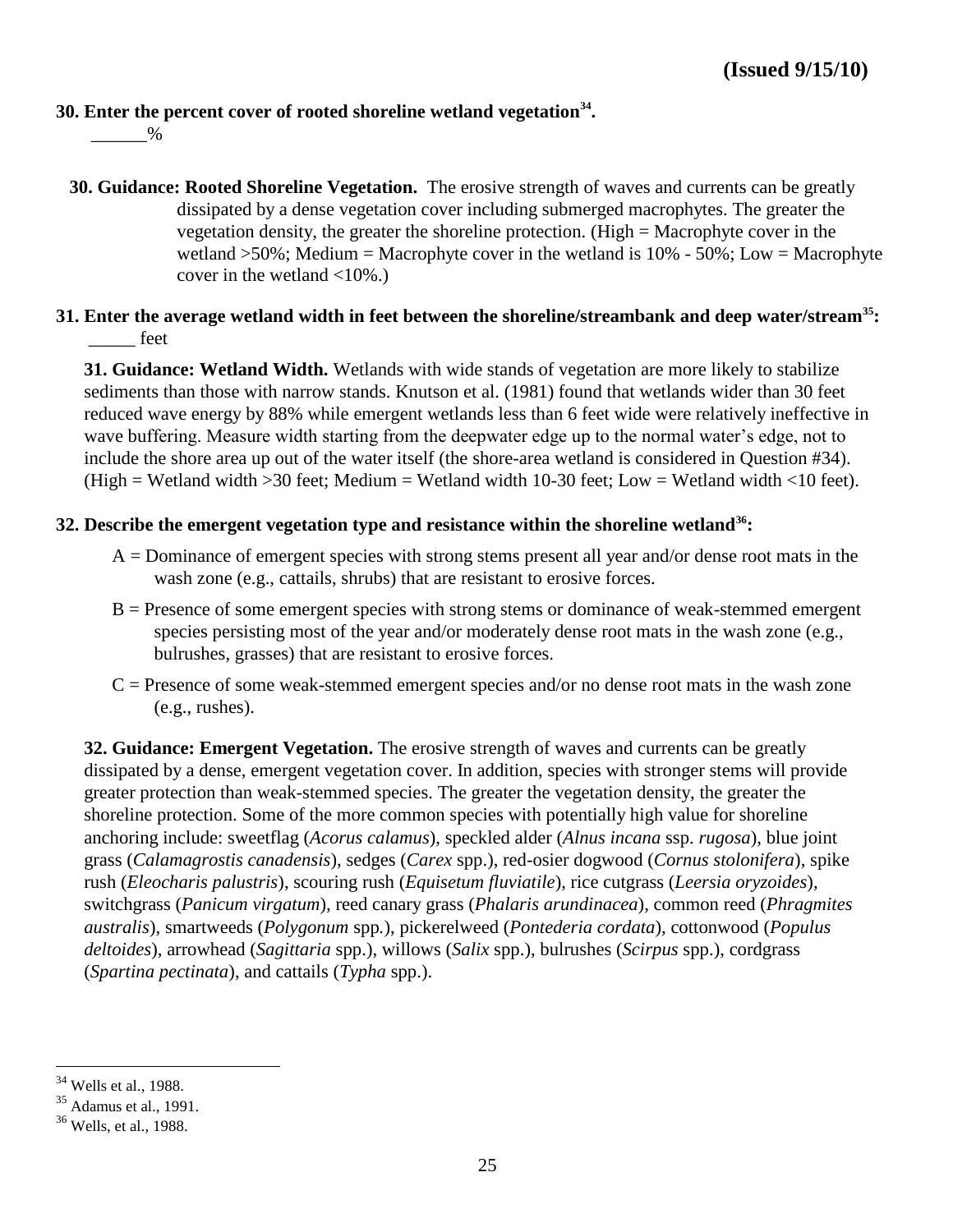**(Issued 9/15/10)**

**30. Enter the percent cover of rooted shoreline wetland vegetation[34].**

______%

**30. Guidance: Rooted Shoreline Vegetation.** The erosive strength of waves and currents can be greatly dissipated by a dense vegetation cover including submerged macrophytes. The greater the vegetation density, the greater the shoreline protection. (High = Macrophyte cover in the wetland >50%; Medium = Macrophyte cover in the wetland is 10% - 50%; Low = Macrophyte cover in the wetland <10%.)

**31. Enter the average wetland width in feet between the shoreline/streambank and deep water/stream[35]:**

_____ feet

**31. Guidance: Wetland Width.** Wetlands with wide stands of vegetation are more likely to stabilize sediments than those with narrow stands. Knutson et al. (1981) found that wetlands wider than 30 feet reduced wave energy by 88% while emergent wetlands less than 6 feet wide were relatively ineffective in wave buffering. Measure width starting from the deepwater edge up to the normal water's edge, not to include the shore area up out of the water itself (the shore-area wetland is considered in Question #34). (High = Wetland width >30 feet; Medium = Wetland width 10-30 feet; Low = Wetland width <10 feet).

**32. Describe the emergent vegetation type and resistance within the shoreline wetland[36]:**

A = Dominance of emergent species with strong stems present all year and/or dense root mats in the wash zone (e.g., cattails, shrubs) that are resistant to erosive forces.

B = Presence of some emergent species with strong stems or dominance of weak-stemmed emergent species persisting most of the year and/or moderately dense root mats in the wash zone (e.g., bulrushes, grasses) that are resistant to erosive forces.

C = Presence of some weak-stemmed emergent species and/or no dense root mats in the wash zone (e.g., rushes).

**32. Guidance: Emergent Vegetation.** The erosive strength of waves and currents can be greatly dissipated by a dense, emergent vegetation cover. In addition, species with stronger stems will provide greater protection than weak-stemmed species. The greater the vegetation density, the greater the shoreline protection. Some of the more common species with potentially high value for shoreline anchoring include: sweetflag (*Acorus calamus*), speckled alder (*Alnus incana* ssp. *rugosa*), blue joint grass (*Calamagrostis canadensis*), sedges (*Carex* spp.), red-osier dogwood (*Cornus stolonifera*), spike rush (*Eleocharis palustris*), scouring rush (*Equisetum fluviatile*), rice cutgrass (*Leersia oryzoides*), switchgrass (*Panicum virgatum*), reed canary grass (*Phalaris arundinacea*), common reed (*Phragmites australis*), smartweeds (*Polygonum* spp.), pickerelweed (*Pontederia cordata*), cottonwood (*Populus deltoides*), arrowhead (*Sagittaria* spp.), willows (*Salix* spp.), bulrushes (*Scirpus* spp.), cordgrass (*Spartina pectinata*), and cattails (*Typha* spp.).

---

[34] Wells et al., 1988.

[35] Adamus et al., 1991.

[36] Wells, et al., 1988.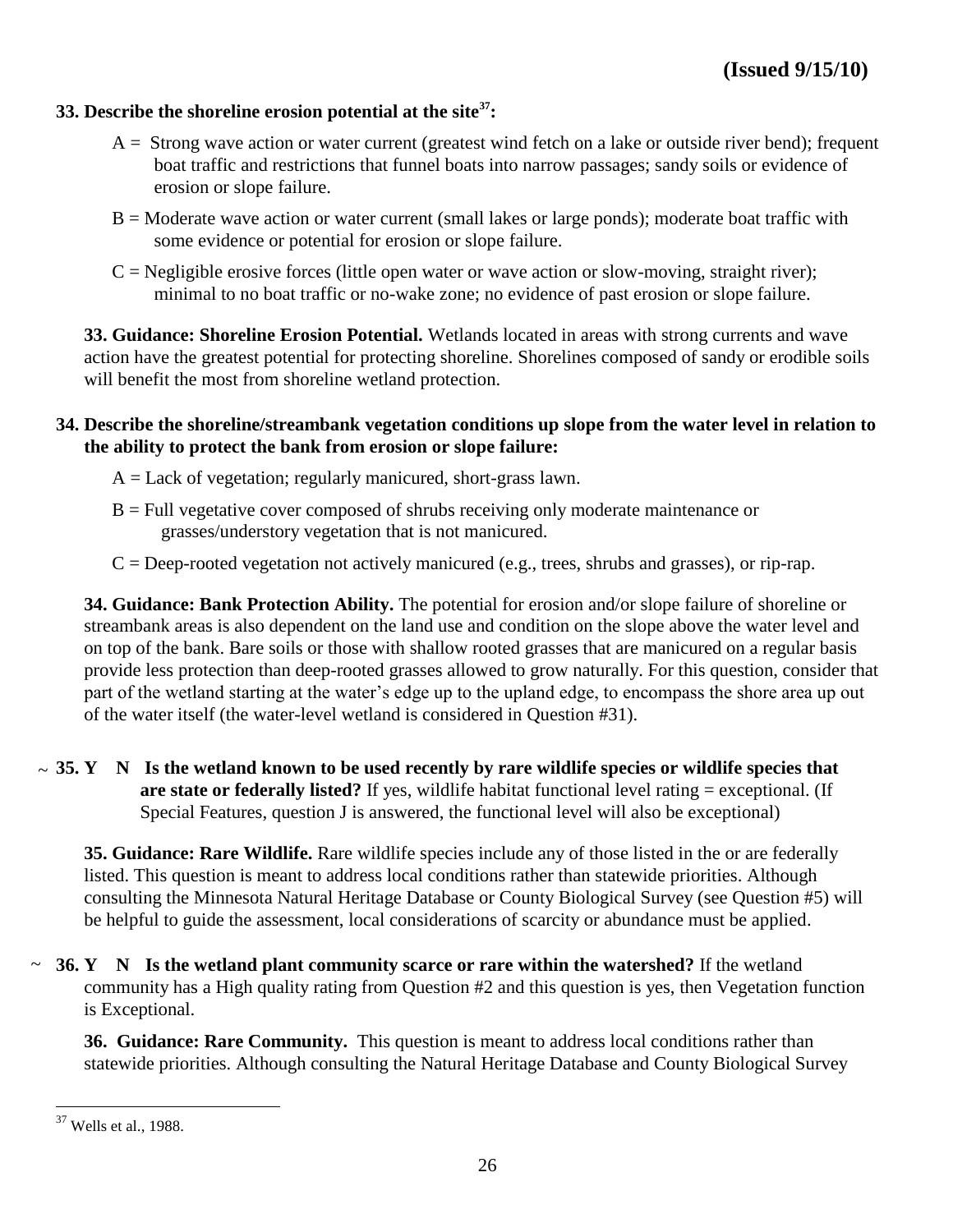**33. Describe the shoreline erosion potential at the site[37]:**

A = Strong wave action or water current (greatest wind fetch on a lake or outside river bend); frequent boat traffic and restrictions that funnel boats into narrow passages; sandy soils or evidence of erosion or slope failure.

B = Moderate wave action or water current (small lakes or large ponds); moderate boat traffic with some evidence or potential for erosion or slope failure.

C = Negligible erosive forces (little open water or wave action or slow-moving, straight river); minimal to no boat traffic or no-wake zone; no evidence of past erosion or slope failure.

**33. Guidance: Shoreline Erosion Potential.** Wetlands located in areas with strong currents and wave action have the greatest potential for protecting shoreline. Shorelines composed of sandy or erodible soils will benefit the most from shoreline wetland protection.

**34. Describe the shoreline/streambank vegetation conditions up slope from the water level in relation to the ability to protect the bank from erosion or slope failure:**

A = Lack of vegetation; regularly manicured, short-grass lawn.

B = Full vegetative cover composed of shrubs receiving only moderate maintenance or grasses/understory vegetation that is not manicured.

C = Deep-rooted vegetation not actively manicured (e.g., trees, shrubs and grasses), or rip-rap.

**34. Guidance: Bank Protection Ability.** The potential for erosion and/or slope failure of shoreline or streambank areas is also dependent on the land use and condition on the slope above the water level and on top of the bank. Bare soils or those with shallow rooted grasses that are manicured on a regular basis provide less protection than deep-rooted grasses allowed to grow naturally. For this question, consider that part of the wetland starting at the water's edge up to the upland edge, to encompass the shore area up out of the water itself (the water-level wetland is considered in Question #31).

~ **35. Y N Is the wetland known to be used recently by rare wildlife species or wildlife species that are state or federally listed?** If yes, wildlife habitat functional level rating = exceptional. (If Special Features, question J is answered, the functional level will also be exceptional)

**35. Guidance: Rare Wildlife.** Rare wildlife species include any of those listed in the or are federally listed. This question is meant to address local conditions rather than statewide priorities. Although consulting the Minnesota Natural Heritage Database or County Biological Survey (see Question #5) will be helpful to guide the assessment, local considerations of scarcity or abundance must be applied.

~ **36. Y N Is the wetland plant community scarce or rare within the watershed?** If the wetland community has a High quality rating from Question #2 and this question is yes, then Vegetation function is Exceptional.

**36. Guidance: Rare Community.** This question is meant to address local conditions rather than statewide priorities. Although consulting the Natural Heritage Database and County Biological Survey

[37] Wells et al., 1988.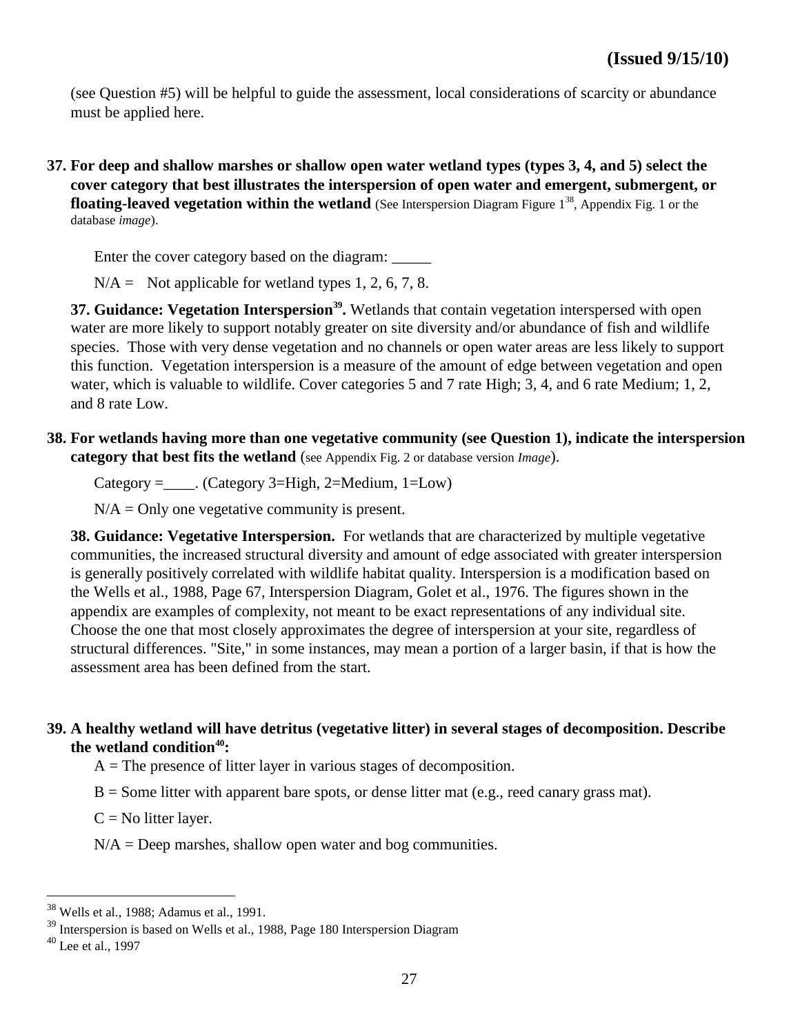(see Question #5) will be helpful to guide the assessment, local considerations of scarcity or abundance must be applied here.

**37. For deep and shallow marshes or shallow open water wetland types (types 3, 4, and 5) select the cover category that best illustrates the interspersion of open water and emergent, submergent, or floating-leaved vegetation within the wetland** (See Interspersion Diagram Figure 1[38], Appendix Fig. 1 or the database *image*).

Enter the cover category based on the diagram: _____

N/A = Not applicable for wetland types 1, 2, 6, 7, 8.

**37. Guidance: Vegetation Interspersion[39].** Wetlands that contain vegetation interspersed with open water are more likely to support notably greater on site diversity and/or abundance of fish and wildlife species. Those with very dense vegetation and no channels or open water areas are less likely to support this function. Vegetation interspersion is a measure of the amount of edge between vegetation and open water, which is valuable to wildlife. Cover categories 5 and 7 rate High; 3, 4, and 6 rate Medium; 1, 2, and 8 rate Low.

**38. For wetlands having more than one vegetative community (see Question 1), indicate the interspersion category that best fits the wetland** (see Appendix Fig. 2 or database version *Image*).

Category =____. (Category 3=High, 2=Medium, 1=Low)

N/A = Only one vegetative community is present.

**38. Guidance: Vegetative Interspersion.** For wetlands that are characterized by multiple vegetative communities, the increased structural diversity and amount of edge associated with greater interspersion is generally positively correlated with wildlife habitat quality. Interspersion is a modification based on the Wells et al., 1988, Page 67, Interspersion Diagram, Golet et al., 1976. The figures shown in the appendix are examples of complexity, not meant to be exact representations of any individual site. Choose the one that most closely approximates the degree of interspersion at your site, regardless of structural differences. "Site," in some instances, may mean a portion of a larger basin, if that is how the assessment area has been defined from the start.

**39. A healthy wetland will have detritus (vegetative litter) in several stages of decomposition. Describe the wetland condition[40]:**

A = The presence of litter layer in various stages of decomposition.

B = Some litter with apparent bare spots, or dense litter mat (e.g., reed canary grass mat).

C = No litter layer.

N/A = Deep marshes, shallow open water and bog communities.

---

[38] Wells et al., 1988; Adamus et al., 1991.

[39] Interspersion is based on Wells et al., 1988, Page 180 Interspersion Diagram

[40] Lee et al., 1997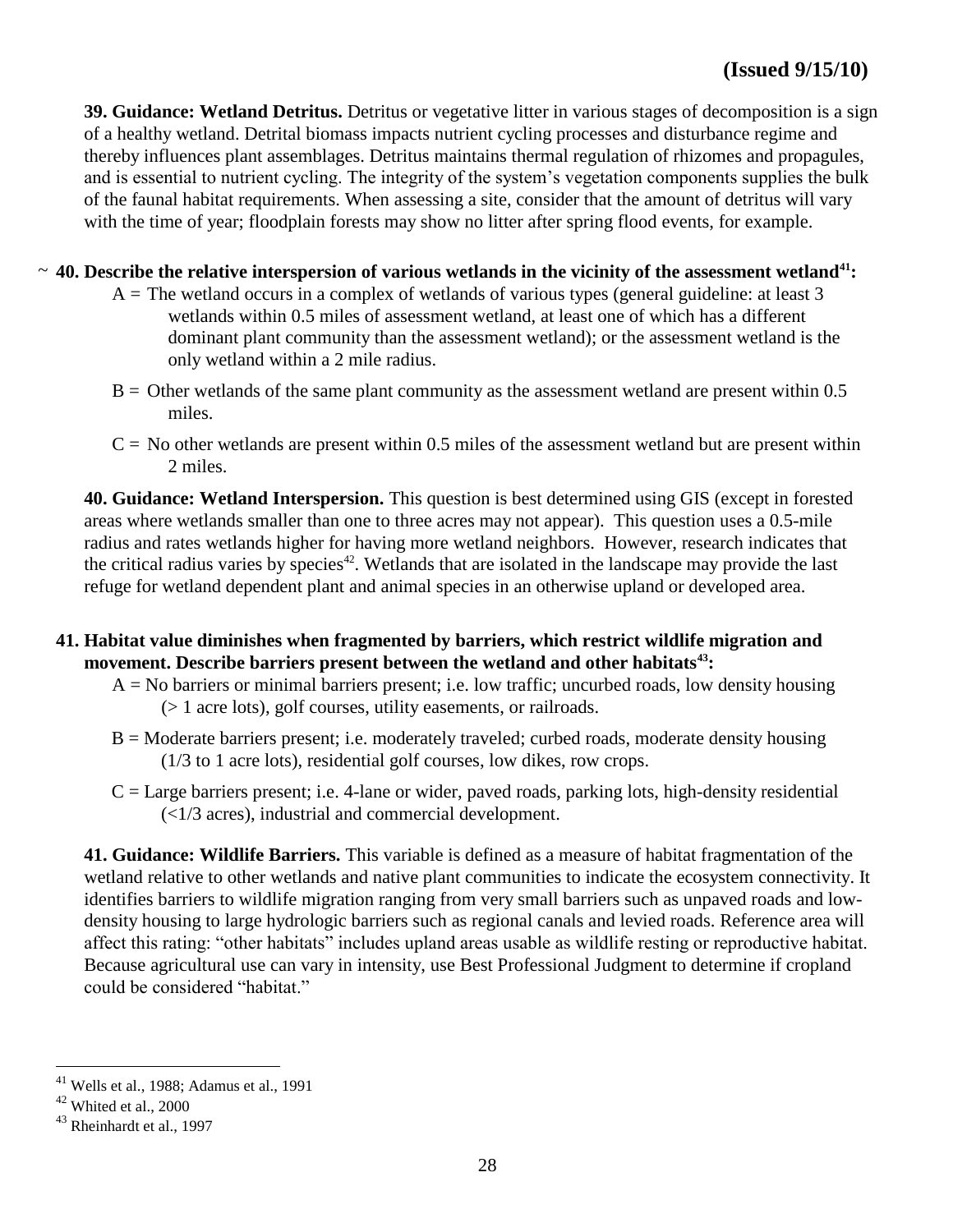**(Issued 9/15/10)**

**39. Guidance: Wetland Detritus.** Detritus or vegetative litter in various stages of decomposition is a sign of a healthy wetland. Detrital biomass impacts nutrient cycling processes and disturbance regime and thereby influences plant assemblages. Detritus maintains thermal regulation of rhizomes and propagules, and is essential to nutrient cycling. The integrity of the system's vegetation components supplies the bulk of the faunal habitat requirements. When assessing a site, consider that the amount of detritus will vary with the time of year; floodplain forests may show no litter after spring flood events, for example.

~ **40. Describe the relative interspersion of various wetlands in the vicinity of the assessment wetland[41]:**

A = The wetland occurs in a complex of wetlands of various types (general guideline: at least 3 wetlands within 0.5 miles of assessment wetland, at least one of which has a different dominant plant community than the assessment wetland); or the assessment wetland is the only wetland within a 2 mile radius.

B = Other wetlands of the same plant community as the assessment wetland are present within 0.5 miles.

C = No other wetlands are present within 0.5 miles of the assessment wetland but are present within 2 miles.

**40. Guidance: Wetland Interspersion.** This question is best determined using GIS (except in forested areas where wetlands smaller than one to three acres may not appear). This question uses a 0.5-mile radius and rates wetlands higher for having more wetland neighbors. However, research indicates that the critical radius varies by species[42]. Wetlands that are isolated in the landscape may provide the last refuge for wetland dependent plant and animal species in an otherwise upland or developed area.

**41. Habitat value diminishes when fragmented by barriers, which restrict wildlife migration and movement. Describe barriers present between the wetland and other habitats[43]:**

A = No barriers or minimal barriers present; i.e. low traffic; uncurbed roads, low density housing (> 1 acre lots), golf courses, utility easements, or railroads.

B = Moderate barriers present; i.e. moderately traveled; curbed roads, moderate density housing (1/3 to 1 acre lots), residential golf courses, low dikes, row crops.

C = Large barriers present; i.e. 4-lane or wider, paved roads, parking lots, high-density residential (<1/3 acres), industrial and commercial development.

**41. Guidance: Wildlife Barriers.** This variable is defined as a measure of habitat fragmentation of the wetland relative to other wetlands and native plant communities to indicate the ecosystem connectivity. It identifies barriers to wildlife migration ranging from very small barriers such as unpaved roads and low-density housing to large hydrologic barriers such as regional canals and levied roads. Reference area will affect this rating: "other habitats" includes upland areas usable as wildlife resting or reproductive habitat. Because agricultural use can vary in intensity, use Best Professional Judgment to determine if cropland could be considered "habitat."

---

[41] Wells et al., 1988; Adamus et al., 1991

[42] Whited et al., 2000

[43] Rheinhardt et al., 1997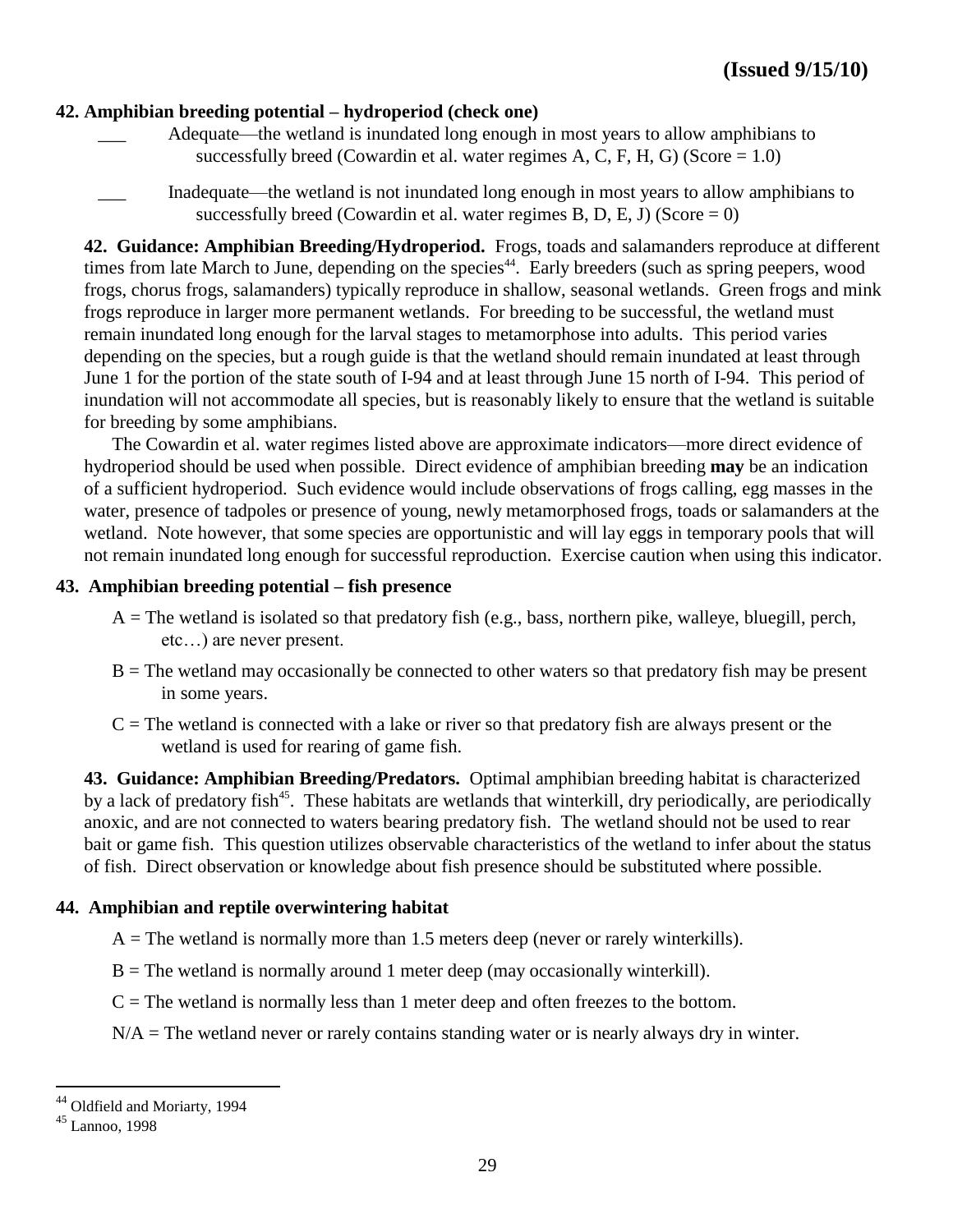**(Issued 9/15/10)**

**42. Amphibian breeding potential – hydroperiod (check one)**

___ Adequate—the wetland is inundated long enough in most years to allow amphibians to successfully breed (Cowardin et al. water regimes A, C, F, H, G) (Score = 1.0)

___ Inadequate—the wetland is not inundated long enough in most years to allow amphibians to successfully breed (Cowardin et al. water regimes B, D, E, J) (Score = 0)

**42. Guidance: Amphibian Breeding/Hydroperiod.** Frogs, toads and salamanders reproduce at different times from late March to June, depending on the species[44]. Early breeders (such as spring peepers, wood frogs, chorus frogs, salamanders) typically reproduce in shallow, seasonal wetlands. Green frogs and mink frogs reproduce in larger more permanent wetlands. For breeding to be successful, the wetland must remain inundated long enough for the larval stages to metamorphose into adults. This period varies depending on the species, but a rough guide is that the wetland should remain inundated at least through June 1 for the portion of the state south of I-94 and at least through June 15 north of I-94. This period of inundation will not accommodate all species, but is reasonably likely to ensure that the wetland is suitable for breeding by some amphibians.

The Cowardin et al. water regimes listed above are approximate indicators—more direct evidence of hydroperiod should be used when possible. Direct evidence of amphibian breeding **may** be an indication of a sufficient hydroperiod. Such evidence would include observations of frogs calling, egg masses in the water, presence of tadpoles or presence of young, newly metamorphosed frogs, toads or salamanders at the wetland. Note however, that some species are opportunistic and will lay eggs in temporary pools that will not remain inundated long enough for successful reproduction. Exercise caution when using this indicator.

**43. Amphibian breeding potential – fish presence**

A = The wetland is isolated so that predatory fish (e.g., bass, northern pike, walleye, bluegill, perch, etc…) are never present.

B = The wetland may occasionally be connected to other waters so that predatory fish may be present in some years.

C = The wetland is connected with a lake or river so that predatory fish are always present or the wetland is used for rearing of game fish.

**43. Guidance: Amphibian Breeding/Predators.** Optimal amphibian breeding habitat is characterized by a lack of predatory fish[45]. These habitats are wetlands that winterkill, dry periodically, are periodically anoxic, and are not connected to waters bearing predatory fish. The wetland should not be used to rear bait or game fish. This question utilizes observable characteristics of the wetland to infer about the status of fish. Direct observation or knowledge about fish presence should be substituted where possible.

**44. Amphibian and reptile overwintering habitat**

A = The wetland is normally more than 1.5 meters deep (never or rarely winterkills).

B = The wetland is normally around 1 meter deep (may occasionally winterkill).

C = The wetland is normally less than 1 meter deep and often freezes to the bottom.

N/A = The wetland never or rarely contains standing water or is nearly always dry in winter.

---

[44] Oldfield and Moriarty, 1994

[45] Lannoo, 1998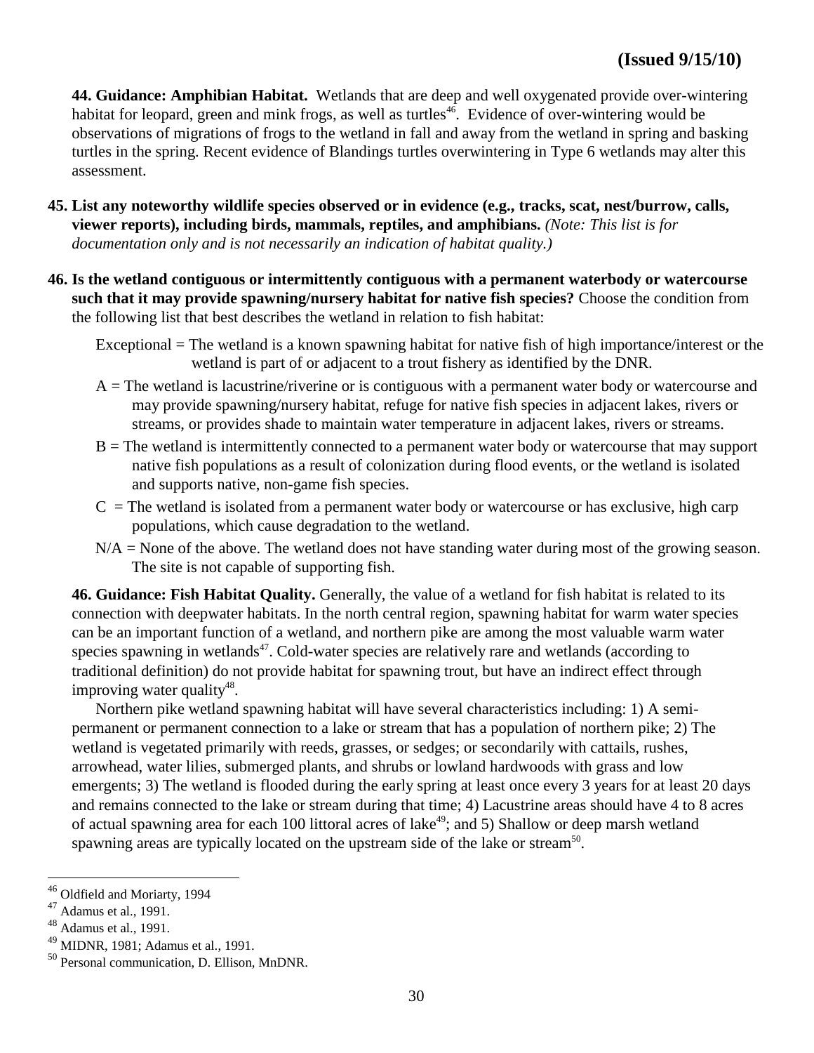**(Issued 9/15/10)**

**44. Guidance: Amphibian Habitat.** Wetlands that are deep and well oxygenated provide over-wintering habitat for leopard, green and mink frogs, as well as turtles[46]. Evidence of over-wintering would be observations of migrations of frogs to the wetland in fall and away from the wetland in spring and basking turtles in the spring. Recent evidence of Blandings turtles overwintering in Type 6 wetlands may alter this assessment.

**45. List any noteworthy wildlife species observed or in evidence (e.g., tracks, scat, nest/burrow, calls, viewer reports), including birds, mammals, reptiles, and amphibians.** *(Note: This list is for documentation only and is not necessarily an indication of habitat quality.)*

**46. Is the wetland contiguous or intermittently contiguous with a permanent waterbody or watercourse such that it may provide spawning/nursery habitat for native fish species?** Choose the condition from the following list that best describes the wetland in relation to fish habitat:

Exceptional = The wetland is a known spawning habitat for native fish of high importance/interest or the wetland is part of or adjacent to a trout fishery as identified by the DNR.

A = The wetland is lacustrine/riverine or is contiguous with a permanent water body or watercourse and may provide spawning/nursery habitat, refuge for native fish species in adjacent lakes, rivers or streams, or provides shade to maintain water temperature in adjacent lakes, rivers or streams.

B = The wetland is intermittently connected to a permanent water body or watercourse that may support native fish populations as a result of colonization during flood events, or the wetland is isolated and supports native, non-game fish species.

C = The wetland is isolated from a permanent water body or watercourse or has exclusive, high carp populations, which cause degradation to the wetland.

N/A = None of the above. The wetland does not have standing water during most of the growing season. The site is not capable of supporting fish.

**46. Guidance: Fish Habitat Quality.** Generally, the value of a wetland for fish habitat is related to its connection with deepwater habitats. In the north central region, spawning habitat for warm water species can be an important function of a wetland, and northern pike are among the most valuable warm water species spawning in wetlands[47]. Cold-water species are relatively rare and wetlands (according to traditional definition) do not provide habitat for spawning trout, but have an indirect effect through improving water quality[48].

Northern pike wetland spawning habitat will have several characteristics including: 1) A semi-permanent or permanent connection to a lake or stream that has a population of northern pike; 2) The wetland is vegetated primarily with reeds, grasses, or sedges; or secondarily with cattails, rushes, arrowhead, water lilies, submerged plants, and shrubs or lowland hardwoods with grass and low emergents; 3) The wetland is flooded during the early spring at least once every 3 years for at least 20 days and remains connected to the lake or stream during that time; 4) Lacustrine areas should have 4 to 8 acres of actual spawning area for each 100 littoral acres of lake[49]; and 5) Shallow or deep marsh wetland spawning areas are typically located on the upstream side of the lake or stream[50].

---

[46] Oldfield and Moriarty, 1994

[47] Adamus et al., 1991.

[48] Adamus et al., 1991.

[49] MIDNR, 1981; Adamus et al., 1991.

[50] Personal communication, D. Ellison, MnDNR.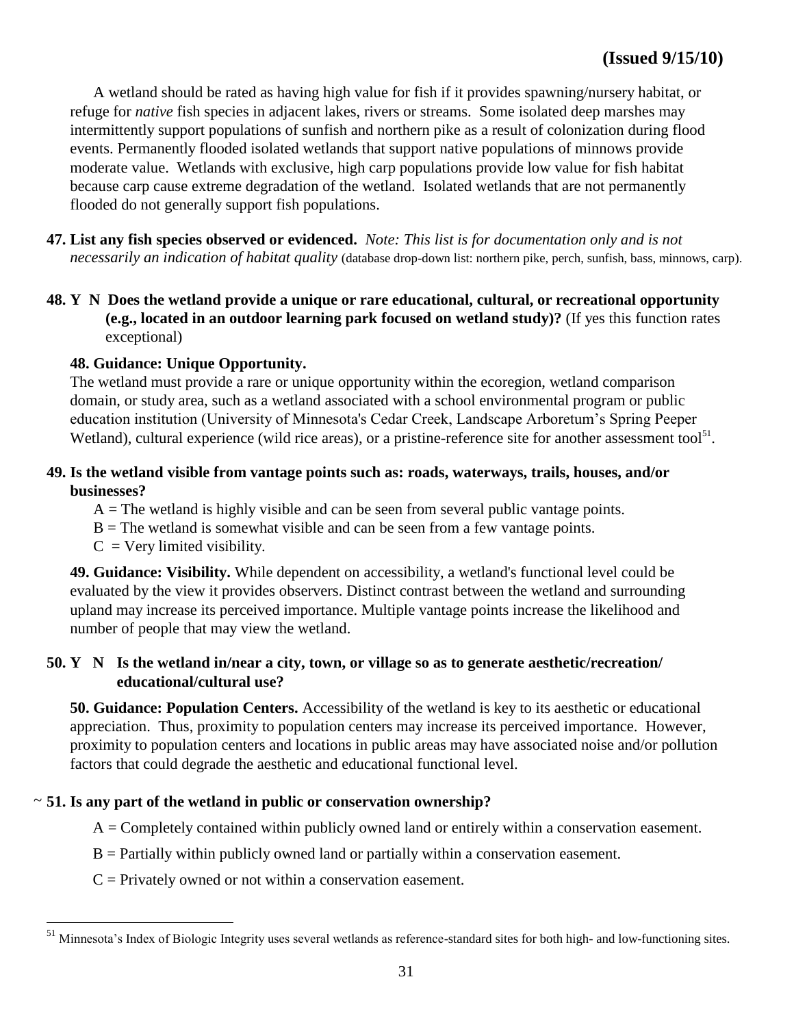**(Issued 9/15/10)**

A wetland should be rated as having high value for fish if it provides spawning/nursery habitat, or refuge for *native* fish species in adjacent lakes, rivers or streams. Some isolated deep marshes may intermittently support populations of sunfish and northern pike as a result of colonization during flood events. Permanently flooded isolated wetlands that support native populations of minnows provide moderate value. Wetlands with exclusive, high carp populations provide low value for fish habitat because carp cause extreme degradation of the wetland. Isolated wetlands that are not permanently flooded do not generally support fish populations.

**47. List any fish species observed or evidenced.** *Note: This list is for documentation only and is not necessarily an indication of habitat quality* (database drop-down list: northern pike, perch, sunfish, bass, minnows, carp).

**48. Y N Does the wetland provide a unique or rare educational, cultural, or recreational opportunity (e.g., located in an outdoor learning park focused on wetland study)?** (If yes this function rates exceptional)

**48. Guidance: Unique Opportunity.**
The wetland must provide a rare or unique opportunity within the ecoregion, wetland comparison domain, or study area, such as a wetland associated with a school environmental program or public education institution (University of Minnesota's Cedar Creek, Landscape Arboretum's Spring Peeper Wetland), cultural experience (wild rice areas), or a pristine-reference site for another assessment tool[51].

**49. Is the wetland visible from vantage points such as: roads, waterways, trails, houses, and/or businesses?**

A = The wetland is highly visible and can be seen from several public vantage points.
B = The wetland is somewhat visible and can be seen from a few vantage points.
C = Very limited visibility.

**49. Guidance: Visibility.** While dependent on accessibility, a wetland's functional level could be evaluated by the view it provides observers. Distinct contrast between the wetland and surrounding upland may increase its perceived importance. Multiple vantage points increase the likelihood and number of people that may view the wetland.

**50. Y N Is the wetland in/near a city, town, or village so as to generate aesthetic/recreation/ educational/cultural use?**

**50. Guidance: Population Centers.** Accessibility of the wetland is key to its aesthetic or educational appreciation. Thus, proximity to population centers may increase its perceived importance. However, proximity to population centers and locations in public areas may have associated noise and/or pollution factors that could degrade the aesthetic and educational functional level.

~ **51. Is any part of the wetland in public or conservation ownership?**

A = Completely contained within publicly owned land or entirely within a conservation easement.

B = Partially within publicly owned land or partially within a conservation easement.

C = Privately owned or not within a conservation easement.

---

[51] Minnesota's Index of Biologic Integrity uses several wetlands as reference-standard sites for both high- and low-functioning sites.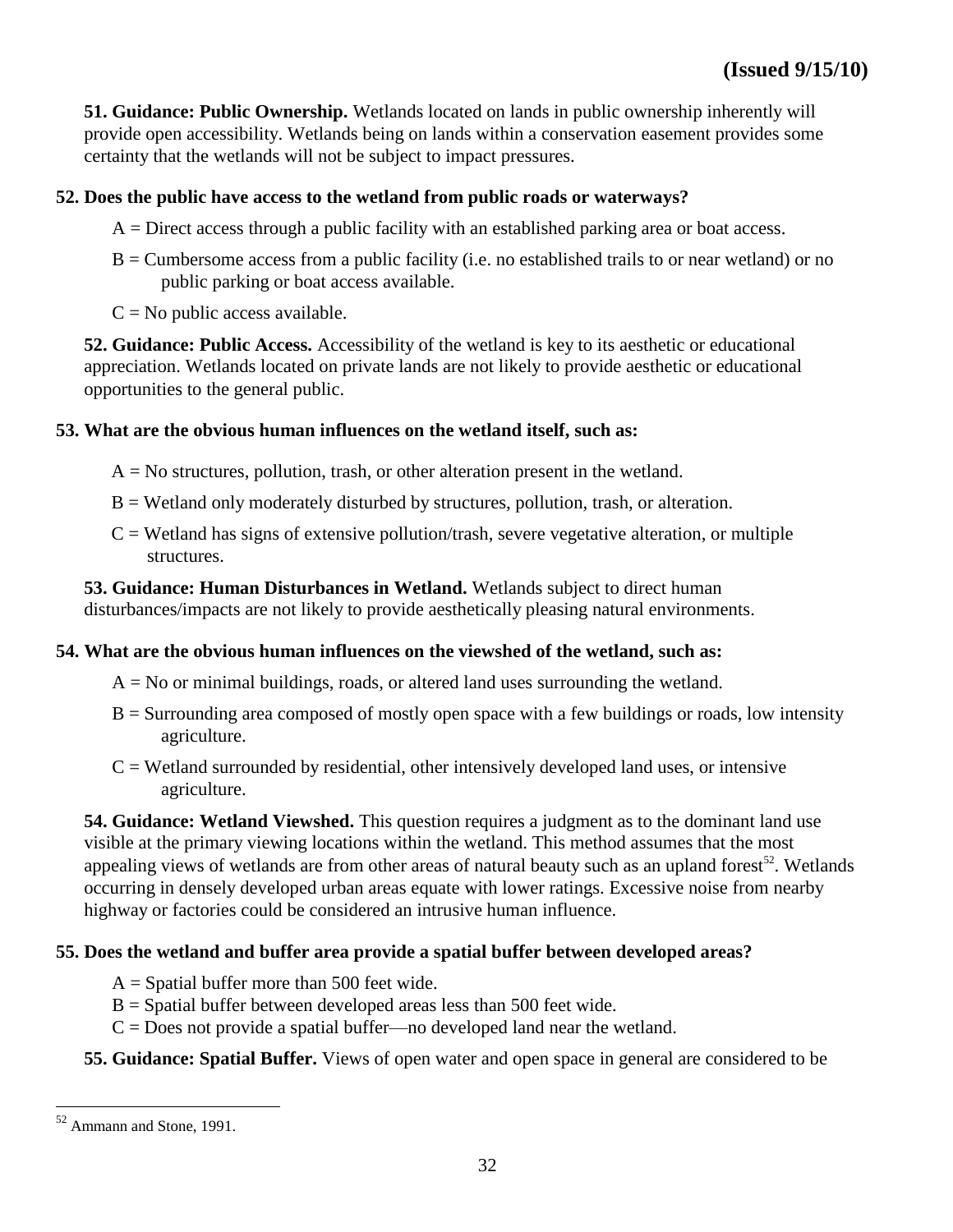**51. Guidance: Public Ownership.** Wetlands located on lands in public ownership inherently will provide open accessibility. Wetlands being on lands within a conservation easement provides some certainty that the wetlands will not be subject to impact pressures.

**52. Does the public have access to the wetland from public roads or waterways?**

A = Direct access through a public facility with an established parking area or boat access.

B = Cumbersome access from a public facility (i.e. no established trails to or near wetland) or no public parking or boat access available.

C = No public access available.

**52. Guidance: Public Access.** Accessibility of the wetland is key to its aesthetic or educational appreciation. Wetlands located on private lands are not likely to provide aesthetic or educational opportunities to the general public.

**53. What are the obvious human influences on the wetland itself, such as:**

A = No structures, pollution, trash, or other alteration present in the wetland.

B = Wetland only moderately disturbed by structures, pollution, trash, or alteration.

C = Wetland has signs of extensive pollution/trash, severe vegetative alteration, or multiple structures.

**53. Guidance: Human Disturbances in Wetland.** Wetlands subject to direct human disturbances/impacts are not likely to provide aesthetically pleasing natural environments.

**54. What are the obvious human influences on the viewshed of the wetland, such as:**

A = No or minimal buildings, roads, or altered land uses surrounding the wetland.

B = Surrounding area composed of mostly open space with a few buildings or roads, low intensity agriculture.

C = Wetland surrounded by residential, other intensively developed land uses, or intensive agriculture.

**54. Guidance: Wetland Viewshed.** This question requires a judgment as to the dominant land use visible at the primary viewing locations within the wetland. This method assumes that the most appealing views of wetlands are from other areas of natural beauty such as an upland forest[52]. Wetlands occurring in densely developed urban areas equate with lower ratings. Excessive noise from nearby highway or factories could be considered an intrusive human influence.

**55. Does the wetland and buffer area provide a spatial buffer between developed areas?**

A = Spatial buffer more than 500 feet wide.
B = Spatial buffer between developed areas less than 500 feet wide.
C = Does not provide a spatial buffer—no developed land near the wetland.

**55. Guidance: Spatial Buffer.** Views of open water and open space in general are considered to be

---

[52] Ammann and Stone, 1991.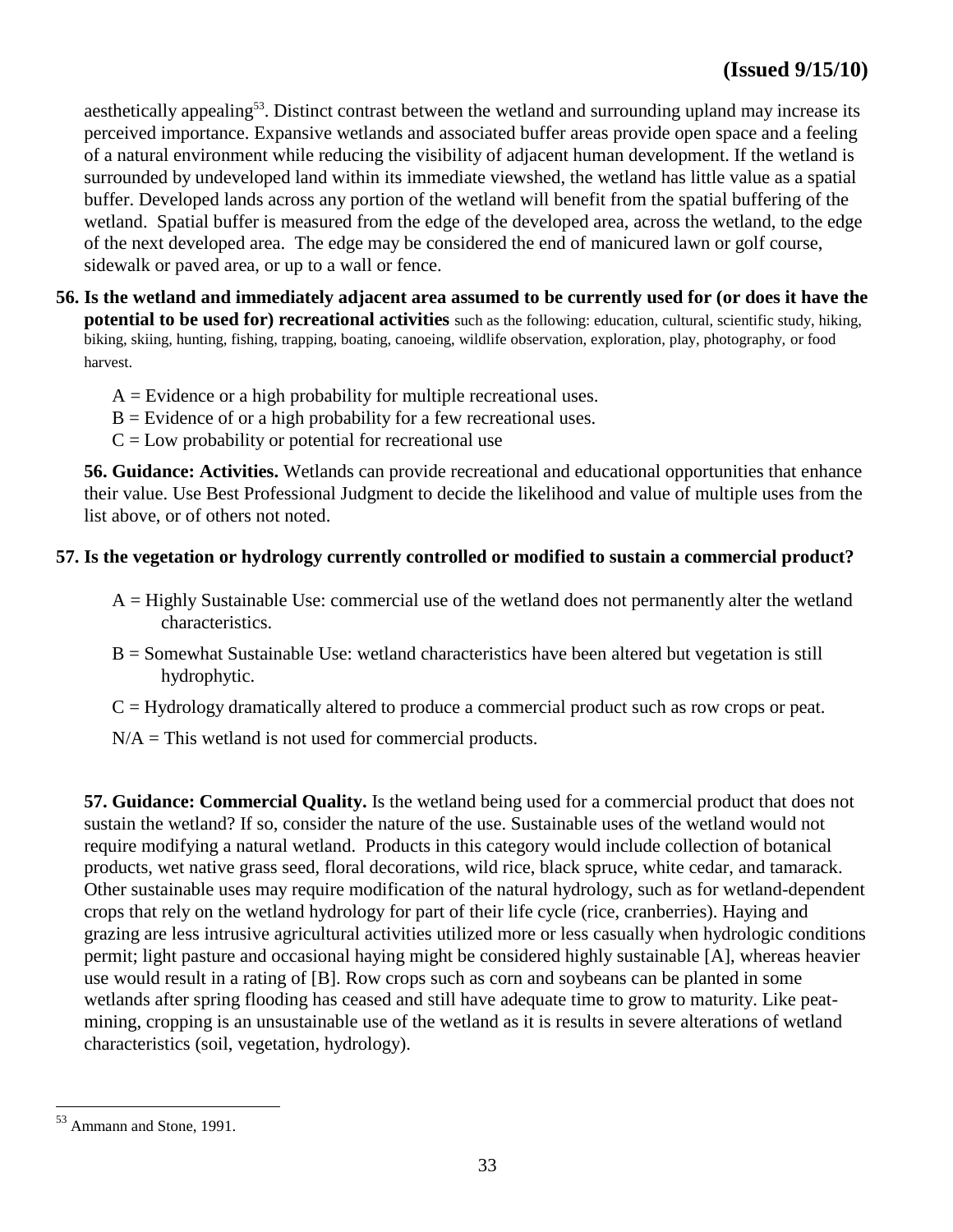aesthetically appealing[53]. Distinct contrast between the wetland and surrounding upland may increase its perceived importance. Expansive wetlands and associated buffer areas provide open space and a feeling of a natural environment while reducing the visibility of adjacent human development. If the wetland is surrounded by undeveloped land within its immediate viewshed, the wetland has little value as a spatial buffer. Developed lands across any portion of the wetland will benefit from the spatial buffering of the wetland. Spatial buffer is measured from the edge of the developed area, across the wetland, to the edge of the next developed area. The edge may be considered the end of manicured lawn or golf course, sidewalk or paved area, or up to a wall or fence.

**56. Is the wetland and immediately adjacent area assumed to be currently used for (or does it have the potential to be used for) recreational activities** such as the following: education, cultural, scientific study, hiking, biking, skiing, hunting, fishing, trapping, boating, canoeing, wildlife observation, exploration, play, photography, or food harvest.

A = Evidence or a high probability for multiple recreational uses.
B = Evidence of or a high probability for a few recreational uses.
C = Low probability or potential for recreational use

**56. Guidance: Activities.** Wetlands can provide recreational and educational opportunities that enhance their value. Use Best Professional Judgment to decide the likelihood and value of multiple uses from the list above, or of others not noted.

**57. Is the vegetation or hydrology currently controlled or modified to sustain a commercial product?**

A = Highly Sustainable Use: commercial use of the wetland does not permanently alter the wetland characteristics.

B = Somewhat Sustainable Use: wetland characteristics have been altered but vegetation is still hydrophytic.

C = Hydrology dramatically altered to produce a commercial product such as row crops or peat.

N/A = This wetland is not used for commercial products.

**57. Guidance: Commercial Quality.** Is the wetland being used for a commercial product that does not sustain the wetland? If so, consider the nature of the use. Sustainable uses of the wetland would not require modifying a natural wetland. Products in this category would include collection of botanical products, wet native grass seed, floral decorations, wild rice, black spruce, white cedar, and tamarack. Other sustainable uses may require modification of the natural hydrology, such as for wetland-dependent crops that rely on the wetland hydrology for part of their life cycle (rice, cranberries). Haying and grazing are less intrusive agricultural activities utilized more or less casually when hydrologic conditions permit; light pasture and occasional haying might be considered highly sustainable [A], whereas heavier use would result in a rating of [B]. Row crops such as corn and soybeans can be planted in some wetlands after spring flooding has ceased and still have adequate time to grow to maturity. Like peat-mining, cropping is an unsustainable use of the wetland as it is results in severe alterations of wetland characteristics (soil, vegetation, hydrology).

---

[53] Ammann and Stone, 1991.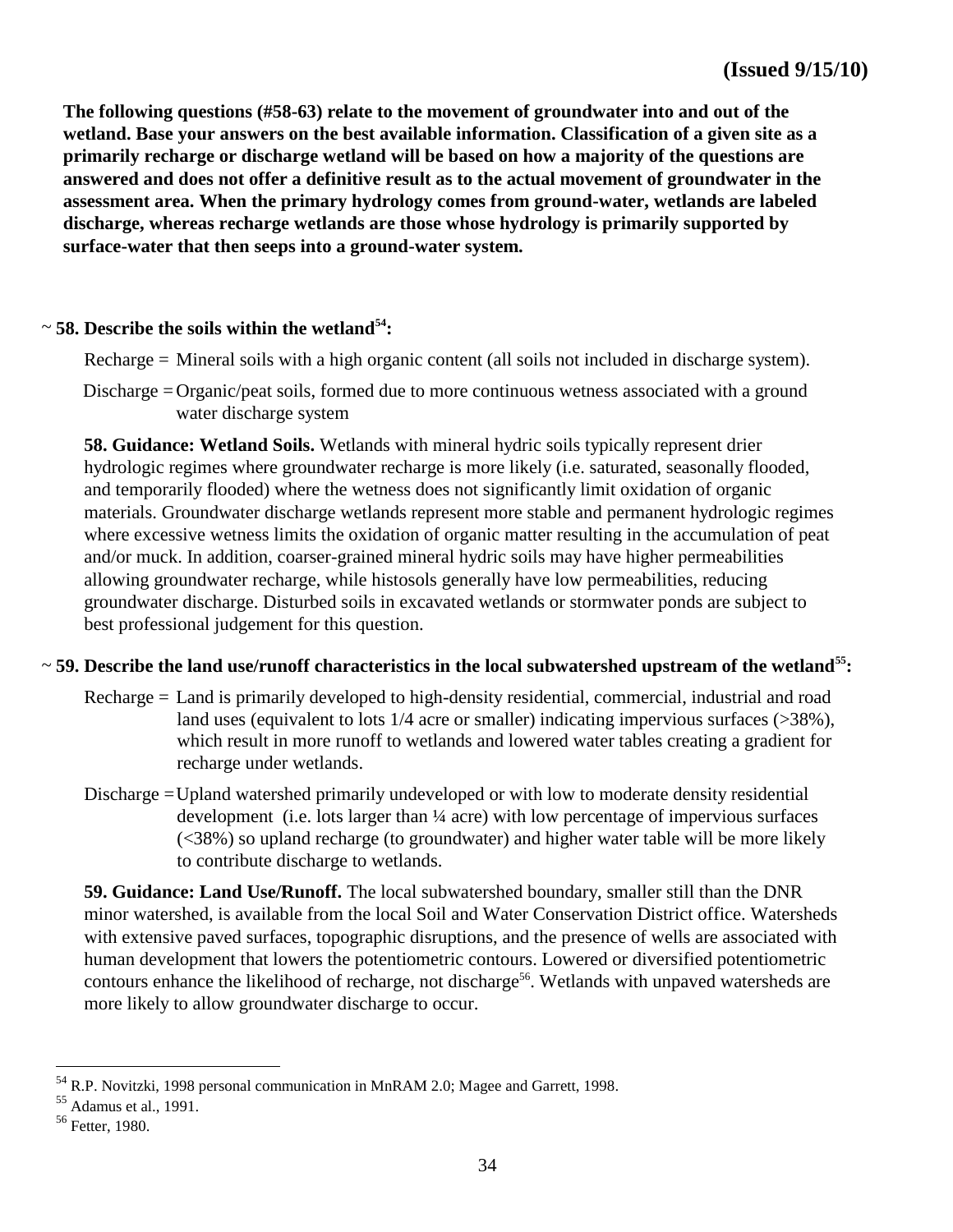**(Issued 9/15/10)**

**The following questions (#58-63) relate to the movement of groundwater into and out of the wetland. Base your answers on the best available information. Classification of a given site as a primarily recharge or discharge wetland will be based on how a majority of the questions are answered and does not offer a definitive result as to the actual movement of groundwater in the assessment area. When the primary hydrology comes from ground-water, wetlands are labeled discharge, whereas recharge wetlands are those whose hydrology is primarily supported by surface-water that then seeps into a ground-water system.**

~ **58. Describe the soils within the wetland[54]:**

Recharge = Mineral soils with a high organic content (all soils not included in discharge system).

Discharge = Organic/peat soils, formed due to more continuous wetness associated with a ground water discharge system

**58. Guidance: Wetland Soils.** Wetlands with mineral hydric soils typically represent drier hydrologic regimes where groundwater recharge is more likely (i.e. saturated, seasonally flooded, and temporarily flooded) where the wetness does not significantly limit oxidation of organic materials. Groundwater discharge wetlands represent more stable and permanent hydrologic regimes where excessive wetness limits the oxidation of organic matter resulting in the accumulation of peat and/or muck. In addition, coarser-grained mineral hydric soils may have higher permeabilities allowing groundwater recharge, while histosols generally have low permeabilities, reducing groundwater discharge. Disturbed soils in excavated wetlands or stormwater ponds are subject to best professional judgement for this question.

~ **59. Describe the land use/runoff characteristics in the local subwatershed upstream of the wetland[55]:**

Recharge = Land is primarily developed to high-density residential, commercial, industrial and road land uses (equivalent to lots 1/4 acre or smaller) indicating impervious surfaces (>38%), which result in more runoff to wetlands and lowered water tables creating a gradient for recharge under wetlands.

Discharge = Upland watershed primarily undeveloped or with low to moderate density residential development (i.e. lots larger than ¼ acre) with low percentage of impervious surfaces (<38%) so upland recharge (to groundwater) and higher water table will be more likely to contribute discharge to wetlands.

**59. Guidance: Land Use/Runoff.** The local subwatershed boundary, smaller still than the DNR minor watershed, is available from the local Soil and Water Conservation District office. Watersheds with extensive paved surfaces, topographic disruptions, and the presence of wells are associated with human development that lowers the potentiometric contours. Lowered or diversified potentiometric contours enhance the likelihood of recharge, not discharge[56]. Wetlands with unpaved watersheds are more likely to allow groundwater discharge to occur.

---

[54] R.P. Novitzki, 1998 personal communication in MnRAM 2.0; Magee and Garrett, 1998.

[55] Adamus et al., 1991.

[56] Fetter, 1980.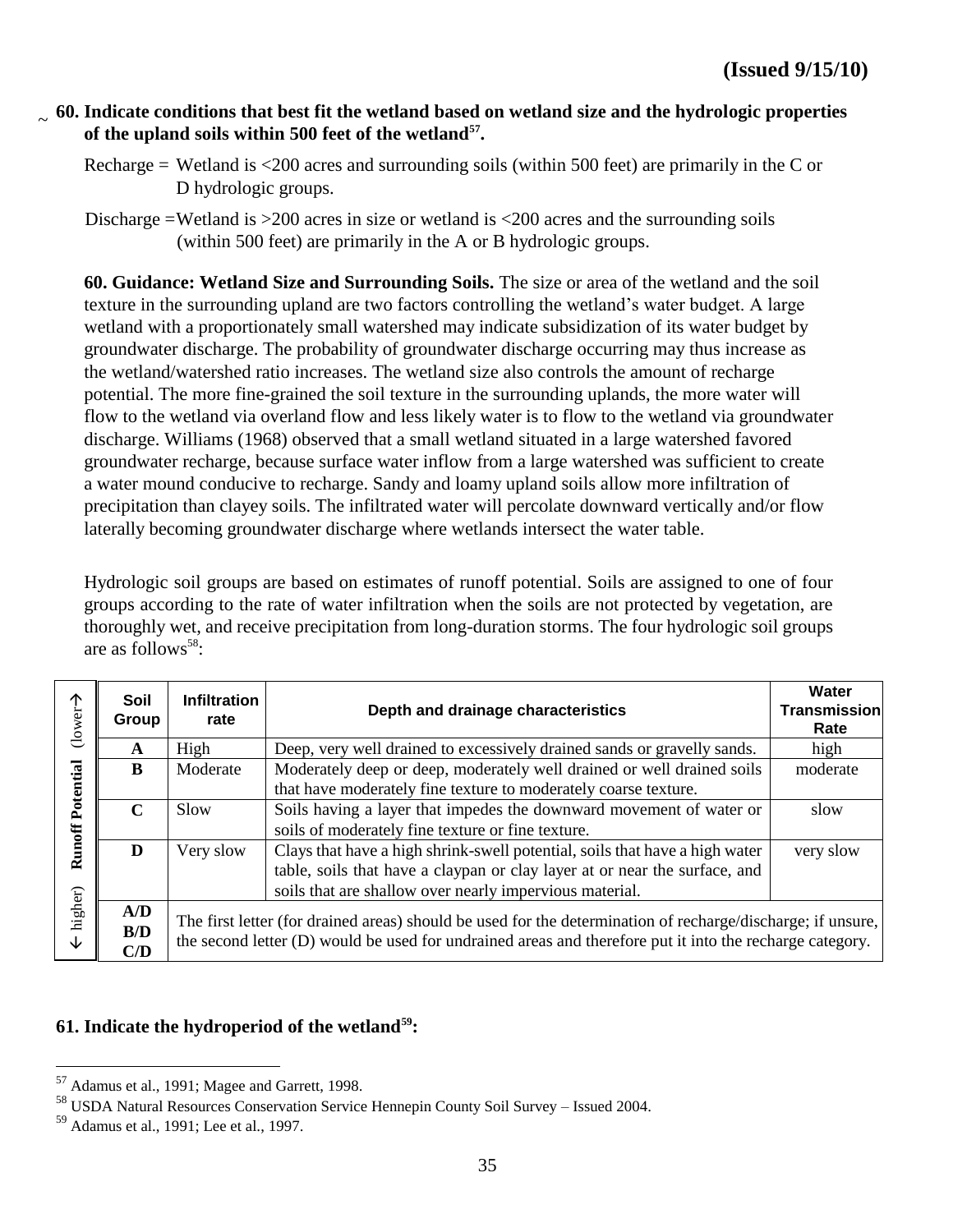**(Issued 9/15/10)**

~ **60. Indicate conditions that best fit the wetland based on wetland size and the hydrologic properties of the upland soils within 500 feet of the wetland[57].**

Recharge = Wetland is <200 acres and surrounding soils (within 500 feet) are primarily in the C or D hydrologic groups.

Discharge =Wetland is >200 acres in size or wetland is <200 acres and the surrounding soils (within 500 feet) are primarily in the A or B hydrologic groups.

**60. Guidance: Wetland Size and Surrounding Soils.** The size or area of the wetland and the soil texture in the surrounding upland are two factors controlling the wetland's water budget. A large wetland with a proportionately small watershed may indicate subsidization of its water budget by groundwater discharge. The probability of groundwater discharge occurring may thus increase as the wetland/watershed ratio increases. The wetland size also controls the amount of recharge potential. The more fine-grained the soil texture in the surrounding uplands, the more water will flow to the wetland via overland flow and less likely water is to flow to the wetland via groundwater discharge. Williams (1968) observed that a small wetland situated in a large watershed favored groundwater recharge, because surface water inflow from a large watershed was sufficient to create a water mound conducive to recharge. Sandy and loamy upland soils allow more infiltration of precipitation than clayey soils. The infiltrated water will percolate downward vertically and/or flow laterally becoming groundwater discharge where wetlands intersect the water table.

Hydrologic soil groups are based on estimates of runoff potential. Soils are assigned to one of four groups according to the rate of water infiltration when the soils are not protected by vegetation, are thoroughly wet, and receive precipitation from long-duration storms. The four hydrologic soil groups are as follows[58]:

| Runoff Potential (lower ↑ / ↓ higher) | Soil Group | Infiltration rate | Depth and drainage characteristics | Water Transmission Rate |
|---|---|---|---|---|
| | **A** | High | Deep, very well drained to excessively drained sands or gravelly sands. | high |
| | **B** | Moderate | Moderately deep or deep, moderately well drained or well drained soils that have moderately fine texture to moderately coarse texture. | moderate |
| | **C** | Slow | Soils having a layer that impedes the downward movement of water or soils of moderately fine texture or fine texture. | slow |
| | **D** | Very slow | Clays that have a high shrink-swell potential, soils that have a high water table, soils that have a claypan or clay layer at or near the surface, and soils that are shallow over nearly impervious material. | very slow |
| | **A/D B/D C/D** | The first letter (for drained areas) should be used for the determination of recharge/discharge; if unsure, the second letter (D) would be used for undrained areas and therefore put it into the recharge category. | | |

**61. Indicate the hydroperiod of the wetland[59]:**

---

[57] Adamus et al., 1991; Magee and Garrett, 1998.

[58] USDA Natural Resources Conservation Service Hennepin County Soil Survey – Issued 2004.

[59] Adamus et al., 1991; Lee et al., 1997.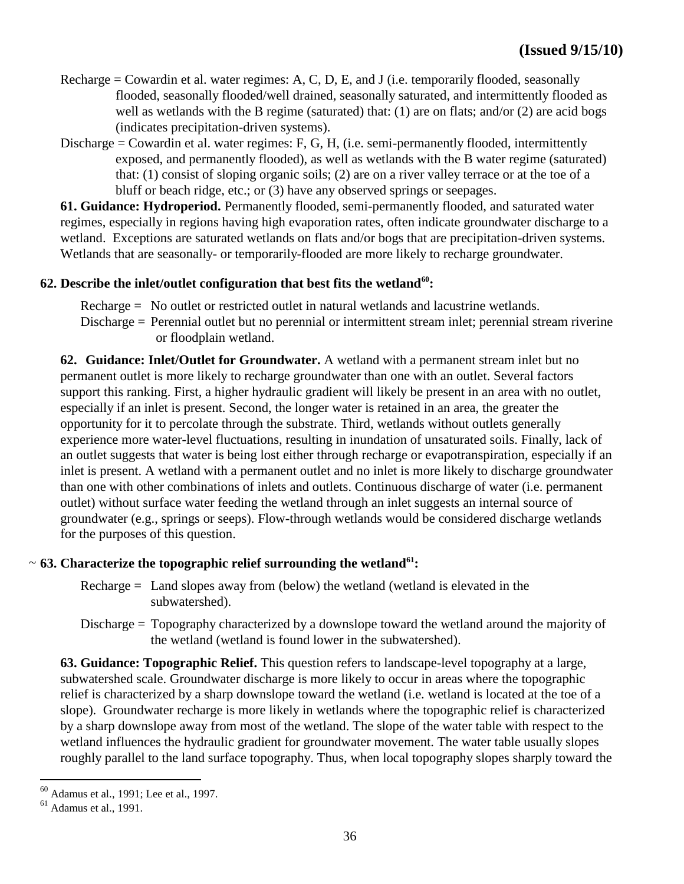**(Issued 9/15/10)**

Recharge = Cowardin et al. water regimes: A, C, D, E, and J (i.e. temporarily flooded, seasonally flooded, seasonally flooded/well drained, seasonally saturated, and intermittently flooded as well as wetlands with the B regime (saturated) that: (1) are on flats; and/or (2) are acid bogs (indicates precipitation-driven systems).

Discharge = Cowardin et al. water regimes: F, G, H, (i.e. semi-permanently flooded, intermittently exposed, and permanently flooded), as well as wetlands with the B water regime (saturated) that: (1) consist of sloping organic soils; (2) are on a river valley terrace or at the toe of a bluff or beach ridge, etc.; or (3) have any observed springs or seepages.

**61. Guidance: Hydroperiod.** Permanently flooded, semi-permanently flooded, and saturated water regimes, especially in regions having high evaporation rates, often indicate groundwater discharge to a wetland. Exceptions are saturated wetlands on flats and/or bogs that are precipitation-driven systems. Wetlands that are seasonally- or temporarily-flooded are more likely to recharge groundwater.

**62. Describe the inlet/outlet configuration that best fits the wetland[60]:**

Recharge = No outlet or restricted outlet in natural wetlands and lacustrine wetlands.

Discharge = Perennial outlet but no perennial or intermittent stream inlet; perennial stream riverine or floodplain wetland.

**62. Guidance: Inlet/Outlet for Groundwater.** A wetland with a permanent stream inlet but no permanent outlet is more likely to recharge groundwater than one with an outlet. Several factors support this ranking. First, a higher hydraulic gradient will likely be present in an area with no outlet, especially if an inlet is present. Second, the longer water is retained in an area, the greater the opportunity for it to percolate through the substrate. Third, wetlands without outlets generally experience more water-level fluctuations, resulting in inundation of unsaturated soils. Finally, lack of an outlet suggests that water is being lost either through recharge or evapotranspiration, especially if an inlet is present. A wetland with a permanent outlet and no inlet is more likely to discharge groundwater than one with other combinations of inlets and outlets. Continuous discharge of water (i.e. permanent outlet) without surface water feeding the wetland through an inlet suggests an internal source of groundwater (e.g., springs or seeps). Flow-through wetlands would be considered discharge wetlands for the purposes of this question.

~ **63. Characterize the topographic relief surrounding the wetland[61]:**

Recharge = Land slopes away from (below) the wetland (wetland is elevated in the subwatershed).

Discharge = Topography characterized by a downslope toward the wetland around the majority of the wetland (wetland is found lower in the subwatershed).

**63. Guidance: Topographic Relief.** This question refers to landscape-level topography at a large, subwatershed scale. Groundwater discharge is more likely to occur in areas where the topographic relief is characterized by a sharp downslope toward the wetland (i.e. wetland is located at the toe of a slope). Groundwater recharge is more likely in wetlands where the topographic relief is characterized by a sharp downslope away from most of the wetland. The slope of the water table with respect to the wetland influences the hydraulic gradient for groundwater movement. The water table usually slopes roughly parallel to the land surface topography. Thus, when local topography slopes sharply toward the

---

[60] Adamus et al., 1991; Lee et al., 1997.

[61] Adamus et al., 1991.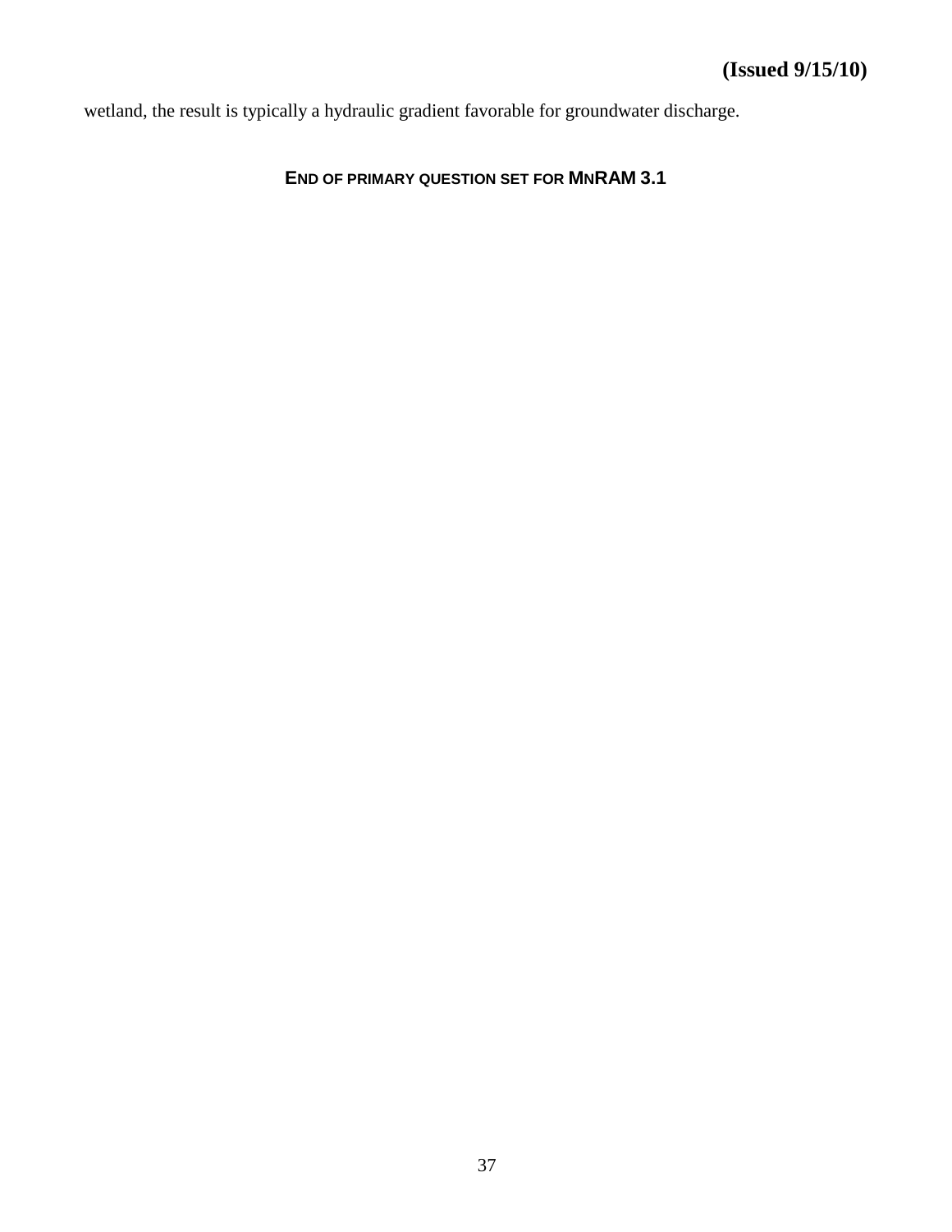wetland, the result is typically a hydraulic gradient favorable for groundwater discharge.

**END OF PRIMARY QUESTION SET FOR MNRAM 3.1**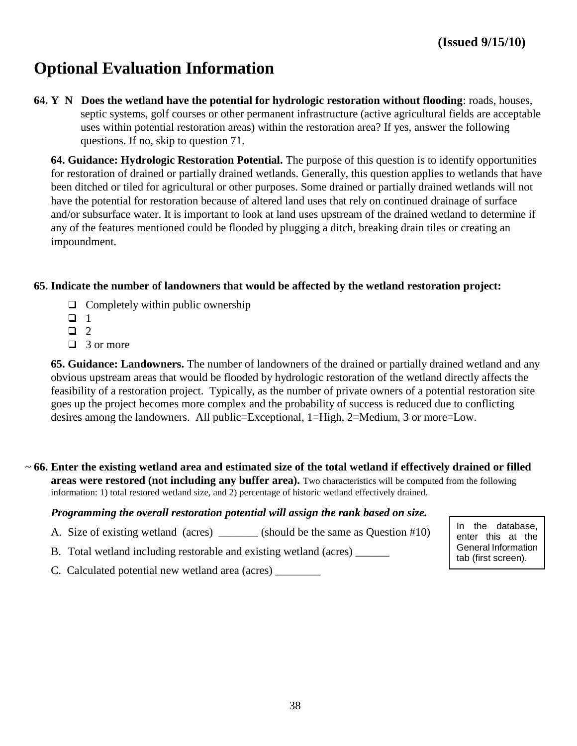**(Issued 9/15/10)**

# Optional Evaluation Information

**64. Y N Does the wetland have the potential for hydrologic restoration without flooding**: roads, houses, septic systems, golf courses or other permanent infrastructure (active agricultural fields are acceptable uses within potential restoration areas) within the restoration area? If yes, answer the following questions. If no, skip to question 71.

**64. Guidance: Hydrologic Restoration Potential.** The purpose of this question is to identify opportunities for restoration of drained or partially drained wetlands. Generally, this question applies to wetlands that have been ditched or tiled for agricultural or other purposes. Some drained or partially drained wetlands will not have the potential for restoration because of altered land uses that rely on continued drainage of surface and/or subsurface water. It is important to look at land uses upstream of the drained wetland to determine if any of the features mentioned could be flooded by plugging a ditch, breaking drain tiles or creating an impoundment.

**65. Indicate the number of landowners that would be affected by the wetland restoration project:**

- ❑ Completely within public ownership
- ❑ 1
- ❑ 2
- ❑ 3 or more

**65. Guidance: Landowners.** The number of landowners of the drained or partially drained wetland and any obvious upstream areas that would be flooded by hydrologic restoration of the wetland directly affects the feasibility of a restoration project. Typically, as the number of private owners of a potential restoration site goes up the project becomes more complex and the probability of success is reduced due to conflicting desires among the landowners. All public=Exceptional, 1=High, 2=Medium, 3 or more=Low.

~ **66. Enter the existing wetland area and estimated size of the total wetland if effectively drained or filled areas were restored (not including any buffer area).** Two characteristics will be computed from the following information: 1) total restored wetland size, and 2) percentage of historic wetland effectively drained.

***Programming the overall restoration potential will assign the rank based on size.***

A. Size of existing wetland (acres) _______ (should be the same as Question #10)

B. Total wetland including restorable and existing wetland (acres) ______

C. Calculated potential new wetland area (acres) ________

In the database, enter this at the General Information tab (first screen).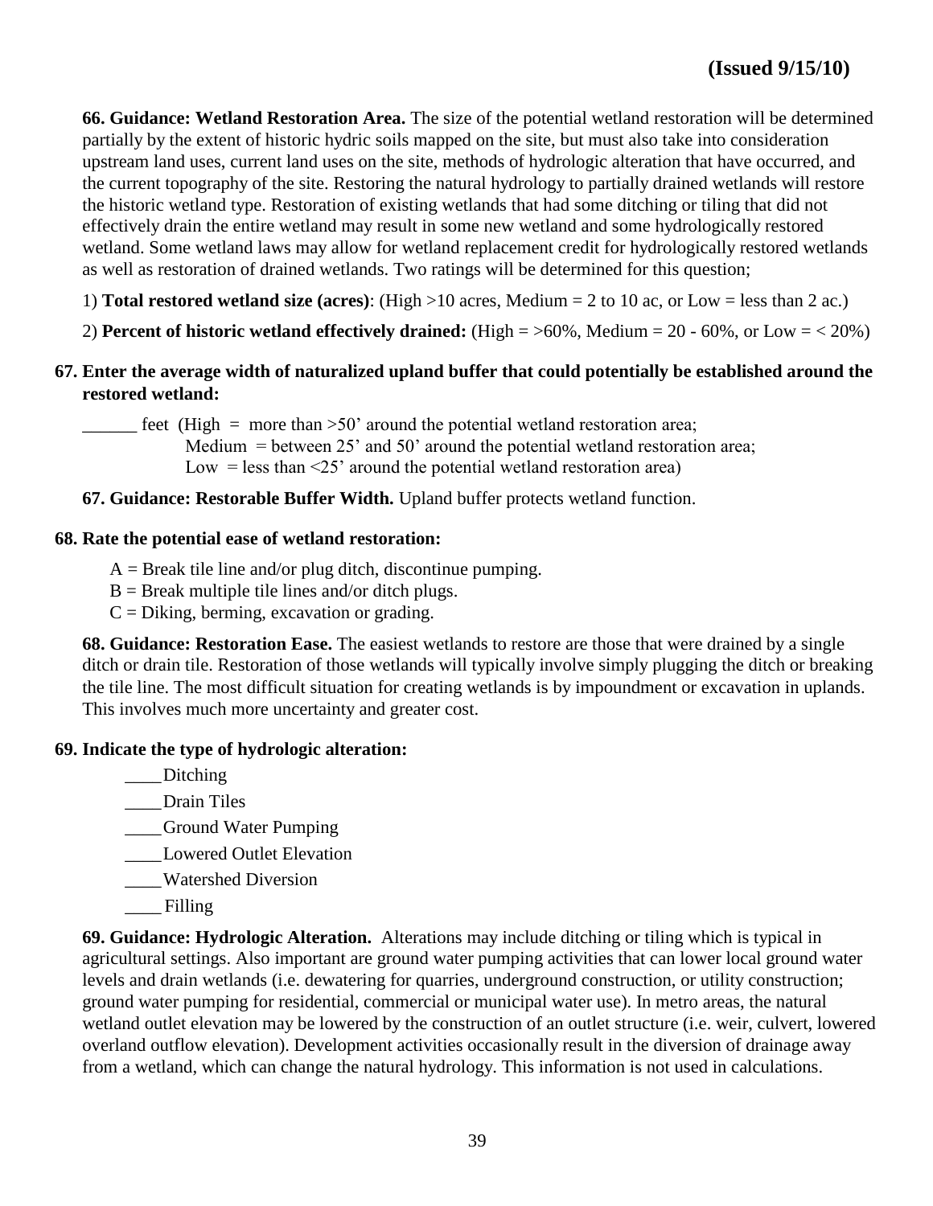**(Issued 9/15/10)**

**66. Guidance: Wetland Restoration Area.** The size of the potential wetland restoration will be determined partially by the extent of historic hydric soils mapped on the site, but must also take into consideration upstream land uses, current land uses on the site, methods of hydrologic alteration that have occurred, and the current topography of the site. Restoring the natural hydrology to partially drained wetlands will restore the historic wetland type. Restoration of existing wetlands that had some ditching or tiling that did not effectively drain the entire wetland may result in some new wetland and some hydrologically restored wetland. Some wetland laws may allow for wetland replacement credit for hydrologically restored wetlands as well as restoration of drained wetlands. Two ratings will be determined for this question;

1) **Total restored wetland size (acres)**: (High >10 acres, Medium = 2 to 10 ac, or Low = less than 2 ac.)

2) **Percent of historic wetland effectively drained:** (High = >60%, Medium = 20 - 60%, or Low = < 20%)

**67. Enter the average width of naturalized upland buffer that could potentially be established around the restored wetland:**

______ feet (High = more than >50' around the potential wetland restoration area;
Medium = between 25' and 50' around the potential wetland restoration area;
Low = less than <25' around the potential wetland restoration area)

**67. Guidance: Restorable Buffer Width.** Upland buffer protects wetland function.

**68. Rate the potential ease of wetland restoration:**

A = Break tile line and/or plug ditch, discontinue pumping.
B = Break multiple tile lines and/or ditch plugs.
C = Diking, berming, excavation or grading.

**68. Guidance: Restoration Ease.** The easiest wetlands to restore are those that were drained by a single ditch or drain tile. Restoration of those wetlands will typically involve simply plugging the ditch or breaking the tile line. The most difficult situation for creating wetlands is by impoundment or excavation in uplands. This involves much more uncertainty and greater cost.

**69. Indicate the type of hydrologic alteration:**

____Ditching
____Drain Tiles
____Ground Water Pumping
____Lowered Outlet Elevation
____Watershed Diversion
____ Filling

**69. Guidance: Hydrologic Alteration.** Alterations may include ditching or tiling which is typical in agricultural settings. Also important are ground water pumping activities that can lower local ground water levels and drain wetlands (i.e. dewatering for quarries, underground construction, or utility construction; ground water pumping for residential, commercial or municipal water use). In metro areas, the natural wetland outlet elevation may be lowered by the construction of an outlet structure (i.e. weir, culvert, lowered overland outflow elevation). Development activities occasionally result in the diversion of drainage away from a wetland, which can change the natural hydrology. This information is not used in calculations.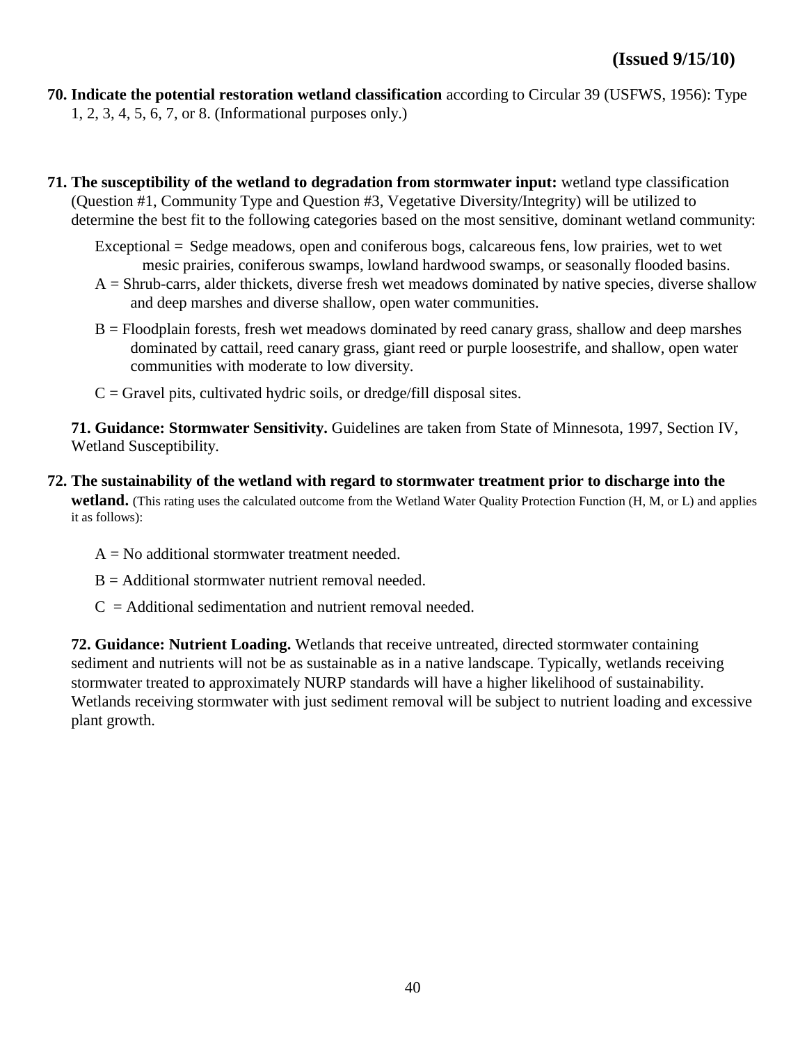**(Issued 9/15/10)**

**70. Indicate the potential restoration wetland classification** according to Circular 39 (USFWS, 1956): Type 1, 2, 3, 4, 5, 6, 7, or 8. (Informational purposes only.)

**71. The susceptibility of the wetland to degradation from stormwater input:** wetland type classification (Question #1, Community Type and Question #3, Vegetative Diversity/Integrity) will be utilized to determine the best fit to the following categories based on the most sensitive, dominant wetland community:

Exceptional = Sedge meadows, open and coniferous bogs, calcareous fens, low prairies, wet to wet mesic prairies, coniferous swamps, lowland hardwood swamps, or seasonally flooded basins.

A = Shrub-carrs, alder thickets, diverse fresh wet meadows dominated by native species, diverse shallow and deep marshes and diverse shallow, open water communities.

B = Floodplain forests, fresh wet meadows dominated by reed canary grass, shallow and deep marshes dominated by cattail, reed canary grass, giant reed or purple loosestrife, and shallow, open water communities with moderate to low diversity.

C = Gravel pits, cultivated hydric soils, or dredge/fill disposal sites.

**71. Guidance: Stormwater Sensitivity.** Guidelines are taken from State of Minnesota, 1997, Section IV, Wetland Susceptibility.

**72. The sustainability of the wetland with regard to stormwater treatment prior to discharge into the wetland.** (This rating uses the calculated outcome from the Wetland Water Quality Protection Function (H, M, or L) and applies it as follows):

A = No additional stormwater treatment needed.

B = Additional stormwater nutrient removal needed.

C = Additional sedimentation and nutrient removal needed.

**72. Guidance: Nutrient Loading.** Wetlands that receive untreated, directed stormwater containing sediment and nutrients will not be as sustainable as in a native landscape. Typically, wetlands receiving stormwater treated to approximately NURP standards will have a higher likelihood of sustainability. Wetlands receiving stormwater with just sediment removal will be subject to nutrient loading and excessive plant growth.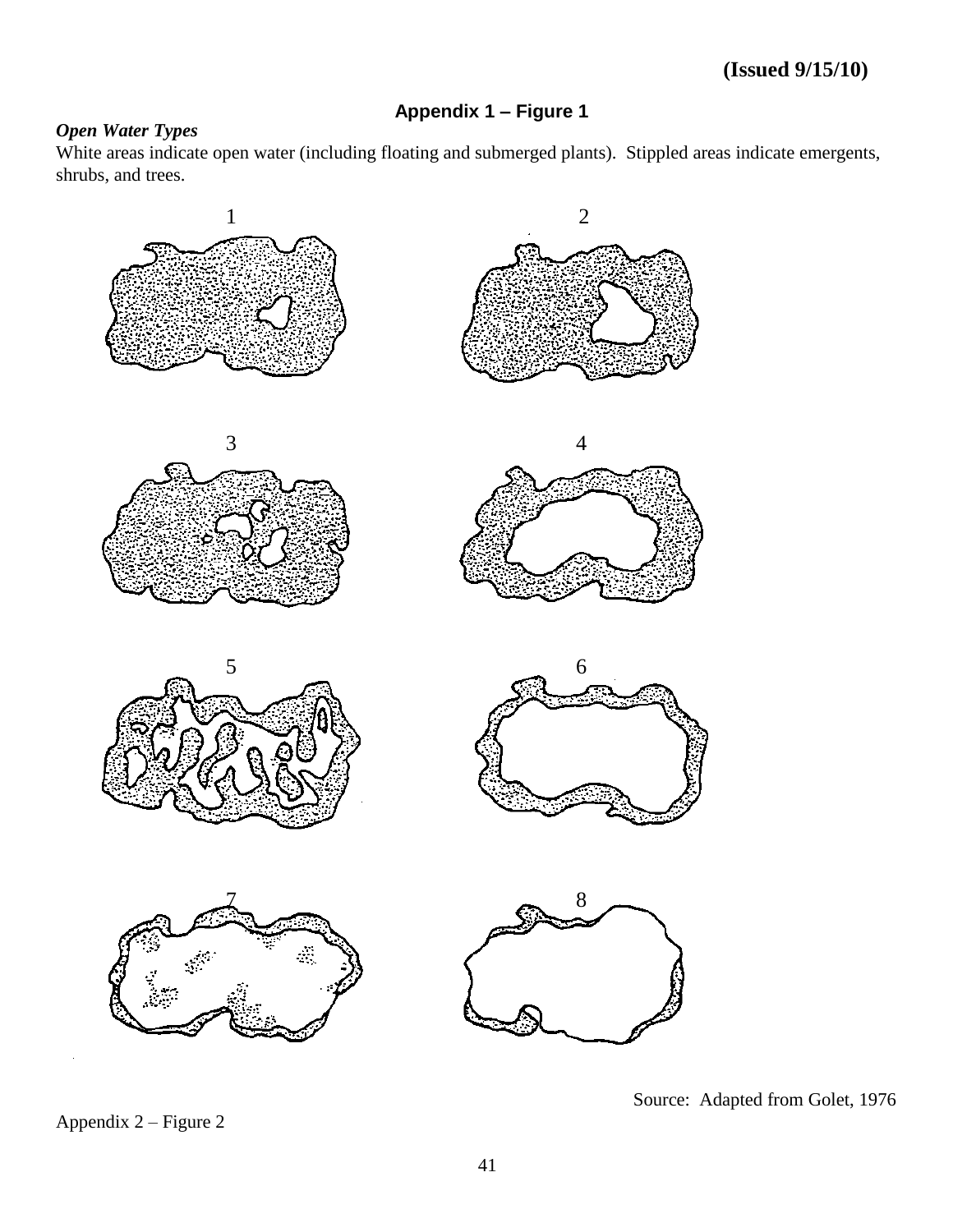**(Issued 9/15/10)**

## Appendix 1 – Figure 1

***Open Water Types***

White areas indicate open water (including floating and submerged plants). Stippled areas indicate emergents, shrubs, and trees.

1 2

3 4

5 6

7 8

Source: Adapted from Golet, 1976

Appendix 2 – Figure 2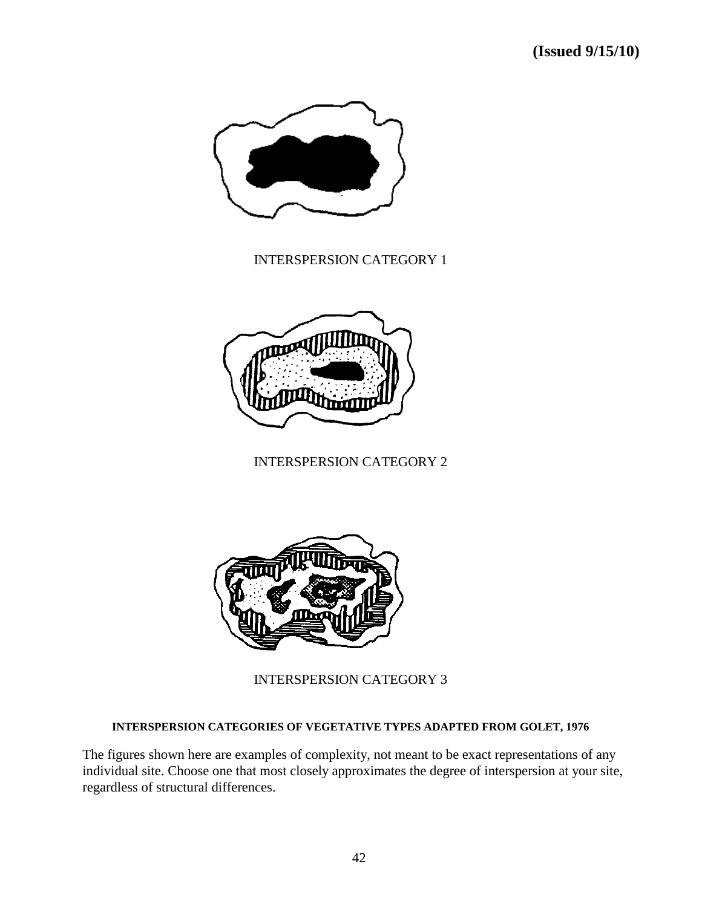(Issued 9/15/10)

INTERSPERSION CATEGORY 1

INTERSPERSION CATEGORY 2

INTERSPERSION CATEGORY 3

**INTERSPERSION CATEGORIES OF VEGETATIVE TYPES ADAPTED FROM GOLET, 1976**

The figures shown here are examples of complexity, not meant to be exact representations of any individual site. Choose one that most closely approximates the degree of interspersion at your site, regardless of structural differences.